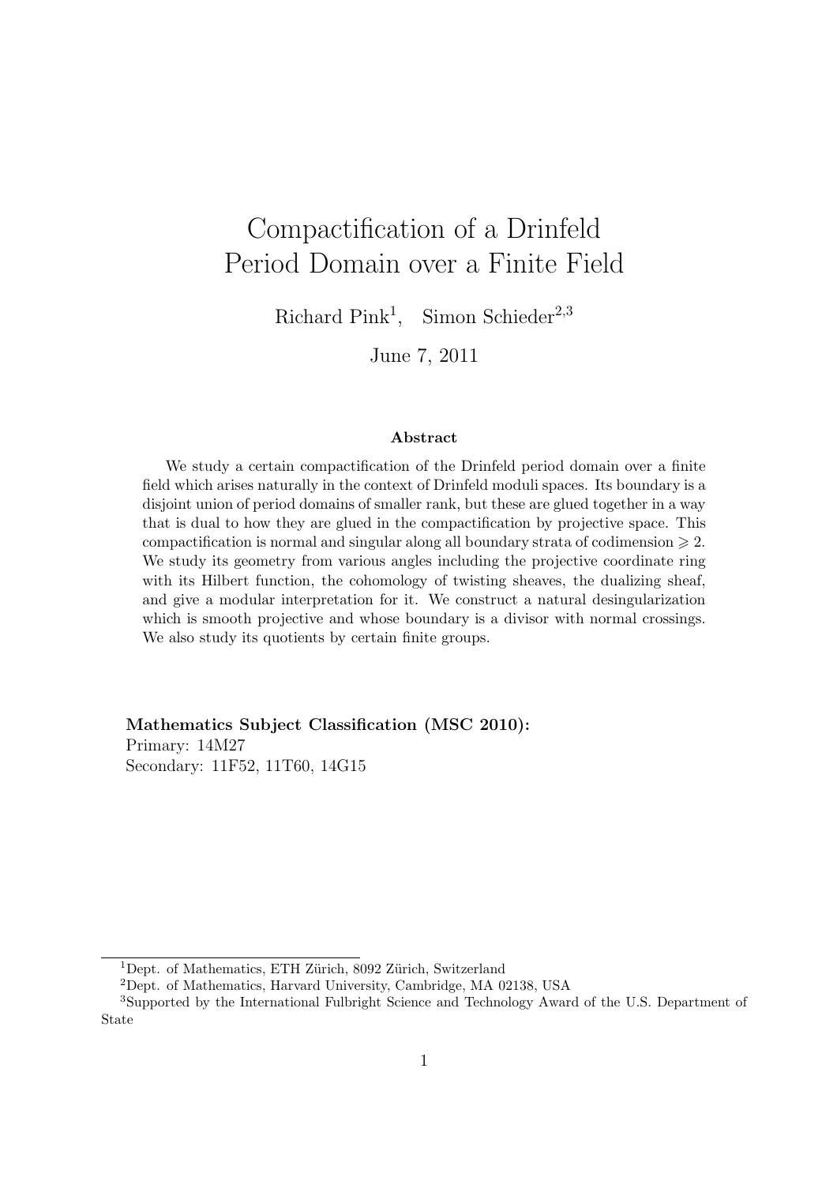# Compactification of a Drinfeld Period Domain over a Finite Field

Richard Pink[1], Simon Schieder[2,3]

June 7, 2011

### Abstract

We study a certain compactification of the Drinfeld period domain over a finite field which arises naturally in the context of Drinfeld moduli spaces. Its boundary is a disjoint union of period domains of smaller rank, but these are glued together in a way that is dual to how they are glued in the compactification by projective space. This compactification is normal and singular along all boundary strata of codimension $\geqslant 2$. We study its geometry from various angles including the projective coordinate ring with its Hilbert function, the cohomology of twisting sheaves, the dualizing sheaf, and give a modular interpretation for it. We construct a natural desingularization which is smooth projective and whose boundary is a divisor with normal crossings. We also study its quotients by certain finite groups.

**Mathematics Subject Classification (MSC 2010):**
Primary: 14M27
Secondary: 11F52, 11T60, 14G15

---

[1]Dept. of Mathematics, ETH Zürich, 8092 Zürich, Switzerland

[2]Dept. of Mathematics, Harvard University, Cambridge, MA 02138, USA

[3]Supported by the International Fulbright Science and Technology Award of the U.S. Department of State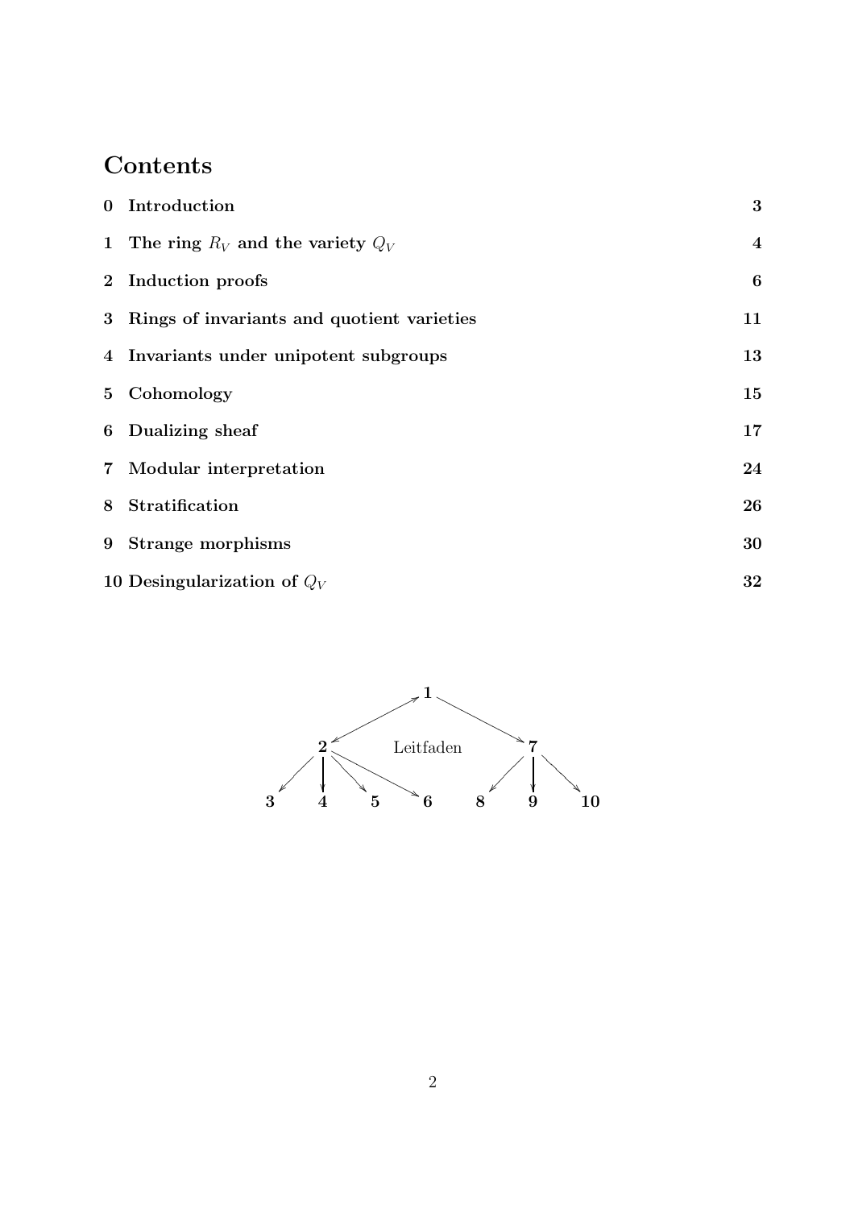# Contents

| | | |
|---|---|---|
| **0** | **Introduction** | **3** |
| **1** | **The ring $R_V$ and the variety $Q_V$** | **4** |
| **2** | **Induction proofs** | **6** |
| **3** | **Rings of invariants and quotient varieties** | **11** |
| **4** | **Invariants under unipotent subgroups** | **13** |
| **5** | **Cohomology** | **15** |
| **6** | **Dualizing sheaf** | **17** |
| **7** | **Modular interpretation** | **24** |
| **8** | **Stratification** | **26** |
| **9** | **Strange morphisms** | **30** |
| **10** | **Desingularization of $Q_V$** | **32** |

Leitfaden

- **1** → **2**, **7**
- **2** → **3**, **4**, **5**, **6**
- **7** → **8**, **9**, **10**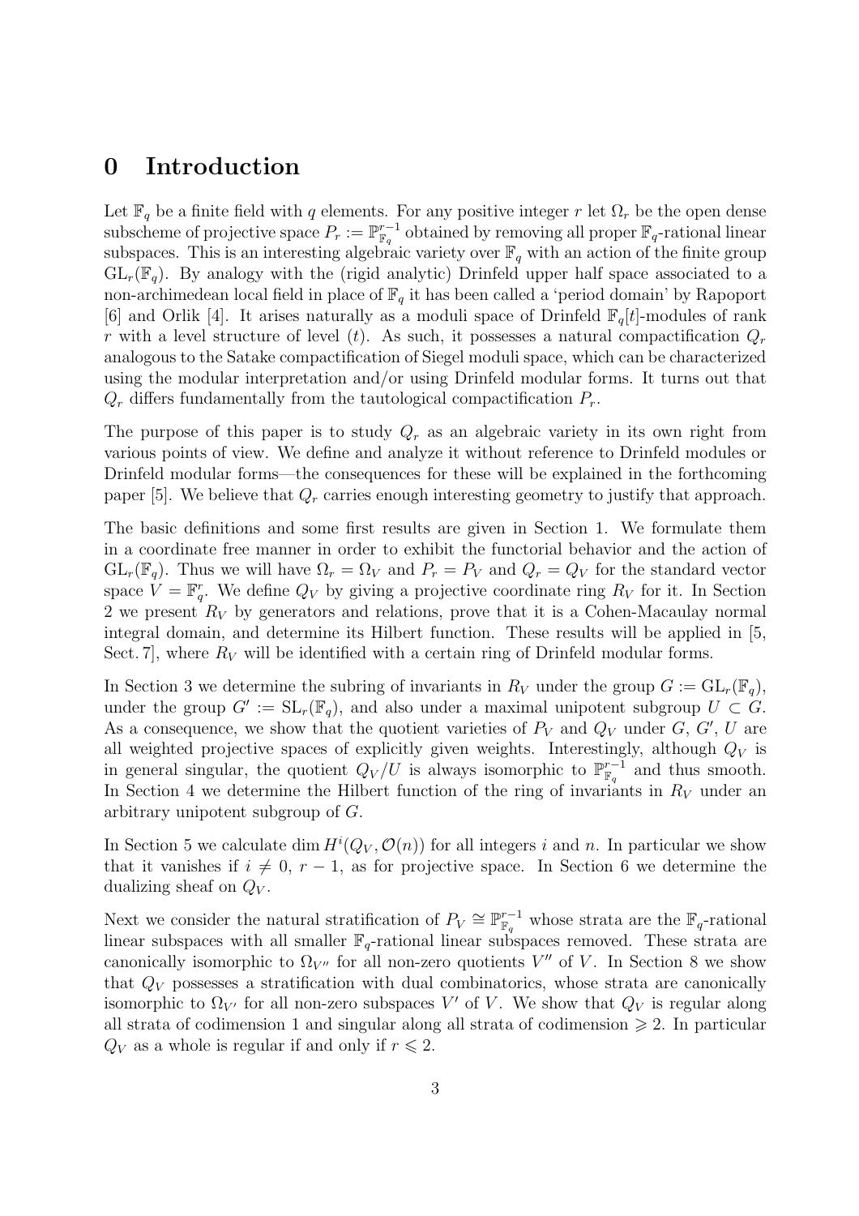# 0 Introduction

Let $\mathbb{F}_q$ be a finite field with $q$ elements. For any positive integer $r$ let $\Omega_r$ be the open dense subscheme of projective space $P_r := \mathbb{P}^{r-1}_{\mathbb{F}_q}$ obtained by removing all proper $\mathbb{F}_q$-rational linear subspaces. This is an interesting algebraic variety over $\mathbb{F}_q$ with an action of the finite group $\mathrm{GL}_r(\mathbb{F}_q)$. By analogy with the (rigid analytic) Drinfeld upper half space associated to a non-archimedean local field in place of $\mathbb{F}_q$ it has been called a 'period domain' by Rapoport [6] and Orlik [4]. It arises naturally as a moduli space of Drinfeld $\mathbb{F}_q[t]$-modules of rank $r$ with a level structure of level $(t)$. As such, it possesses a natural compactification $Q_r$ analogous to the Satake compactification of Siegel moduli space, which can be characterized using the modular interpretation and/or using Drinfeld modular forms. It turns out that $Q_r$ differs fundamentally from the tautological compactification $P_r$.

The purpose of this paper is to study $Q_r$ as an algebraic variety in its own right from various points of view. We define and analyze it without reference to Drinfeld modules or Drinfeld modular forms—the consequences for these will be explained in the forthcoming paper [5]. We believe that $Q_r$ carries enough interesting geometry to justify that approach.

The basic definitions and some first results are given in Section 1. We formulate them in a coordinate free manner in order to exhibit the functorial behavior and the action of $\mathrm{GL}_r(\mathbb{F}_q)$. Thus we will have $\Omega_r = \Omega_V$ and $P_r = P_V$ and $Q_r = Q_V$ for the standard vector space $V = \mathbb{F}_q^r$. We define $Q_V$ by giving a projective coordinate ring $R_V$ for it. In Section 2 we present $R_V$ by generators and relations, prove that it is a Cohen-Macaulay normal integral domain, and determine its Hilbert function. These results will be applied in [5, Sect. 7], where $R_V$ will be identified with a certain ring of Drinfeld modular forms.

In Section 3 we determine the subring of invariants in $R_V$ under the group $G := \mathrm{GL}_r(\mathbb{F}_q)$, under the group $G' := \mathrm{SL}_r(\mathbb{F}_q)$, and also under a maximal unipotent subgroup $U \subset G$. As a consequence, we show that the quotient varieties of $P_V$ and $Q_V$ under $G$, $G'$, $U$ are all weighted projective spaces of explicitly given weights. Interestingly, although $Q_V$ is in general singular, the quotient $Q_V/U$ is always isomorphic to $\mathbb{P}^{r-1}_{\mathbb{F}_q}$ and thus smooth. In Section 4 we determine the Hilbert function of the ring of invariants in $R_V$ under an arbitrary unipotent subgroup of $G$.

In Section 5 we calculate $\dim H^i(Q_V, \mathcal{O}(n))$ for all integers $i$ and $n$. In particular we show that it vanishes if $i \neq 0,\ r-1$, as for projective space. In Section 6 we determine the dualizing sheaf on $Q_V$.

Next we consider the natural stratification of $P_V \cong \mathbb{P}^{r-1}_{\mathbb{F}_q}$ whose strata are the $\mathbb{F}_q$-rational linear subspaces with all smaller $\mathbb{F}_q$-rational linear subspaces removed. These strata are canonically isomorphic to $\Omega_{V''}$ for all non-zero quotients $V''$ of $V$. In Section 8 we show that $Q_V$ possesses a stratification with dual combinatorics, whose strata are canonically isomorphic to $\Omega_{V'}$ for all non-zero subspaces $V'$ of $V$. We show that $Q_V$ is regular along all strata of codimension 1 and singular along all strata of codimension $\geqslant 2$. In particular $Q_V$ as a whole is regular if and only if $r \leqslant 2$.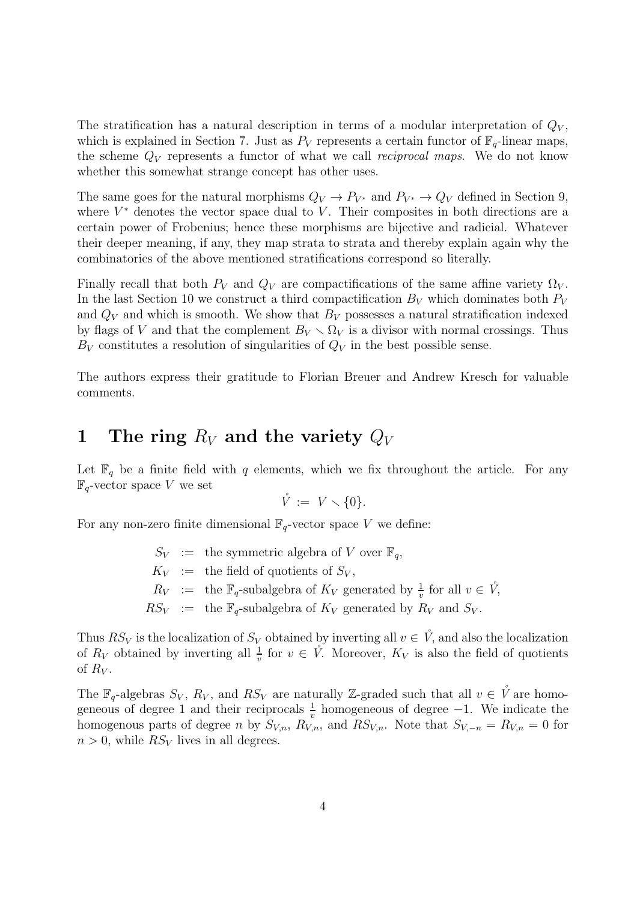The stratification has a natural description in terms of a modular interpretation of $Q_V$, which is explained in Section 7. Just as $P_V$ represents a certain functor of $\mathbb{F}_q$-linear maps, the scheme $Q_V$ represents a functor of what we call *reciprocal maps*. We do not know whether this somewhat strange concept has other uses.

The same goes for the natural morphisms $Q_V \to P_{V^*}$ and $P_{V^*} \to Q_V$ defined in Section 9, where $V^*$ denotes the vector space dual to $V$. Their composites in both directions are a certain power of Frobenius; hence these morphisms are bijective and radicial. Whatever their deeper meaning, if any, they map strata to strata and thereby explain again why the combinatorics of the above mentioned stratifications correspond so literally.

Finally recall that both $P_V$ and $Q_V$ are compactifications of the same affine variety $\Omega_V$. In the last Section 10 we construct a third compactification $B_V$ which dominates both $P_V$ and $Q_V$ and which is smooth. We show that $B_V$ possesses a natural stratification indexed by flags of $V$ and that the complement $B_V \smallsetminus \Omega_V$ is a divisor with normal crossings. Thus $B_V$ constitutes a resolution of singularities of $Q_V$ in the best possible sense.

The authors express their gratitude to Florian Breuer and Andrew Kresch for valuable comments.

# 1 The ring $R_V$ and the variety $Q_V$

Let $\mathbb{F}_q$ be a finite field with $q$ elements, which we fix throughout the article. For any $\mathbb{F}_q$-vector space $V$ we set

$$\mathring{V} := V \smallsetminus \{0\}.$$

For any non-zero finite dimensional $\mathbb{F}_q$-vector space $V$ we define:

$$\begin{aligned}
S_V &:= \text{ the symmetric algebra of } V \text{ over } \mathbb{F}_q,\\
K_V &:= \text{ the field of quotients of } S_V,\\
R_V &:= \text{ the } \mathbb{F}_q\text{-subalgebra of } K_V \text{ generated by } \tfrac{1}{v} \text{ for all } v \in \mathring{V},\\
RS_V &:= \text{ the } \mathbb{F}_q\text{-subalgebra of } K_V \text{ generated by } R_V \text{ and } S_V.
\end{aligned}$$

Thus $RS_V$ is the localization of $S_V$ obtained by inverting all $v \in \mathring{V}$, and also the localization of $R_V$ obtained by inverting all $\frac{1}{v}$ for $v \in \mathring{V}$. Moreover, $K_V$ is also the field of quotients of $R_V$.

The $\mathbb{F}_q$-algebras $S_V$, $R_V$, and $RS_V$ are naturally $\mathbb{Z}$-graded such that all $v \in \mathring{V}$ are homogeneous of degree 1 and their reciprocals $\frac{1}{v}$ homogeneous of degree $-1$. We indicate the homogenous parts of degree $n$ by $S_{V,n}$, $R_{V,n}$, and $RS_{V,n}$. Note that $S_{V,-n} = R_{V,n} = 0$ for $n > 0$, while $RS_V$ lives in all degrees.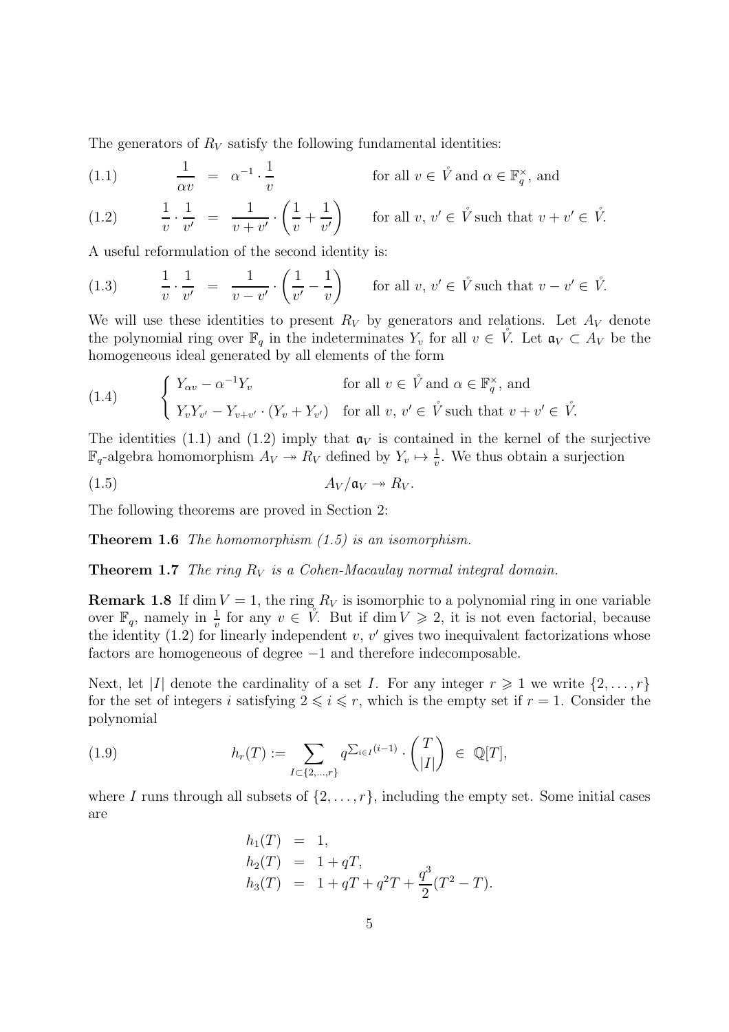The generators of $R_V$ satisfy the following fundamental identities:

$$\frac{1}{\alpha v} = \alpha^{-1} \cdot \frac{1}{v} \qquad \text{for all } v \in \mathring{V} \text{ and } \alpha \in \mathbb{F}_q^\times, \text{ and} \tag{1.1}$$

$$\frac{1}{v} \cdot \frac{1}{v'} = \frac{1}{v+v'} \cdot \left(\frac{1}{v} + \frac{1}{v'}\right) \qquad \text{for all } v, v' \in \mathring{V} \text{ such that } v+v' \in \mathring{V}. \tag{1.2}$$

A useful reformulation of the second identity is:

$$\frac{1}{v} \cdot \frac{1}{v'} = \frac{1}{v-v'} \cdot \left(\frac{1}{v'} - \frac{1}{v}\right) \qquad \text{for all } v, v' \in \mathring{V} \text{ such that } v-v' \in \mathring{V}. \tag{1.3}$$

We will use these identities to present $R_V$ by generators and relations. Let $A_V$ denote the polynomial ring over $\mathbb{F}_q$ in the indeterminates $Y_v$ for all $v \in \mathring{V}$. Let $\mathfrak{a}_V \subset A_V$ be the homogeneous ideal generated by all elements of the form

$$\begin{cases} Y_{\alpha v} - \alpha^{-1} Y_v & \text{for all } v \in \mathring{V} \text{ and } \alpha \in \mathbb{F}_q^\times, \text{ and} \\ Y_v Y_{v'} - Y_{v+v'} \cdot (Y_v + Y_{v'}) & \text{for all } v, v' \in \mathring{V} \text{ such that } v+v' \in \mathring{V}. \end{cases} \tag{1.4}$$

The identities (1.1) and (1.2) imply that $\mathfrak{a}_V$ is contained in the kernel of the surjective $\mathbb{F}_q$-algebra homomorphism $A_V \twoheadrightarrow R_V$ defined by $Y_v \mapsto \frac{1}{v}$. We thus obtain a surjection

$$A_V/\mathfrak{a}_V \twoheadrightarrow R_V. \tag{1.5}$$

The following theorems are proved in Section 2:

**Theorem 1.6** *The homomorphism (1.5) is an isomorphism.*

**Theorem 1.7** *The ring $R_V$ is a Cohen-Macaulay normal integral domain.*

**Remark 1.8** If $\dim V = 1$, the ring $R_V$ is isomorphic to a polynomial ring in one variable over $\mathbb{F}_q$, namely in $\frac{1}{v}$ for any $v \in \mathring{V}$. But if $\dim V \geqslant 2$, it is not even factorial, because the identity (1.2) for linearly independent $v$, $v'$ gives two inequivalent factorizations whose factors are homogeneous of degree $-1$ and therefore indecomposable.

Next, let $|I|$ denote the cardinality of a set $I$. For any integer $r \geqslant 1$ we write $\{2, \ldots, r\}$ for the set of integers $i$ satisfying $2 \leqslant i \leqslant r$, which is the empty set if $r = 1$. Consider the polynomial

$$h_r(T) := \sum_{I \subset \{2,\ldots,r\}} q^{\sum_{i \in I}(i-1)} \cdot \binom{T}{|I|} \in \mathbb{Q}[T], \tag{1.9}$$

where $I$ runs through all subsets of $\{2, \ldots, r\}$, including the empty set. Some initial cases are

$$\begin{aligned} h_1(T) &= 1, \\ h_2(T) &= 1 + qT, \\ h_3(T) &= 1 + qT + q^2T + \frac{q^3}{2}(T^2 - T). \end{aligned}$$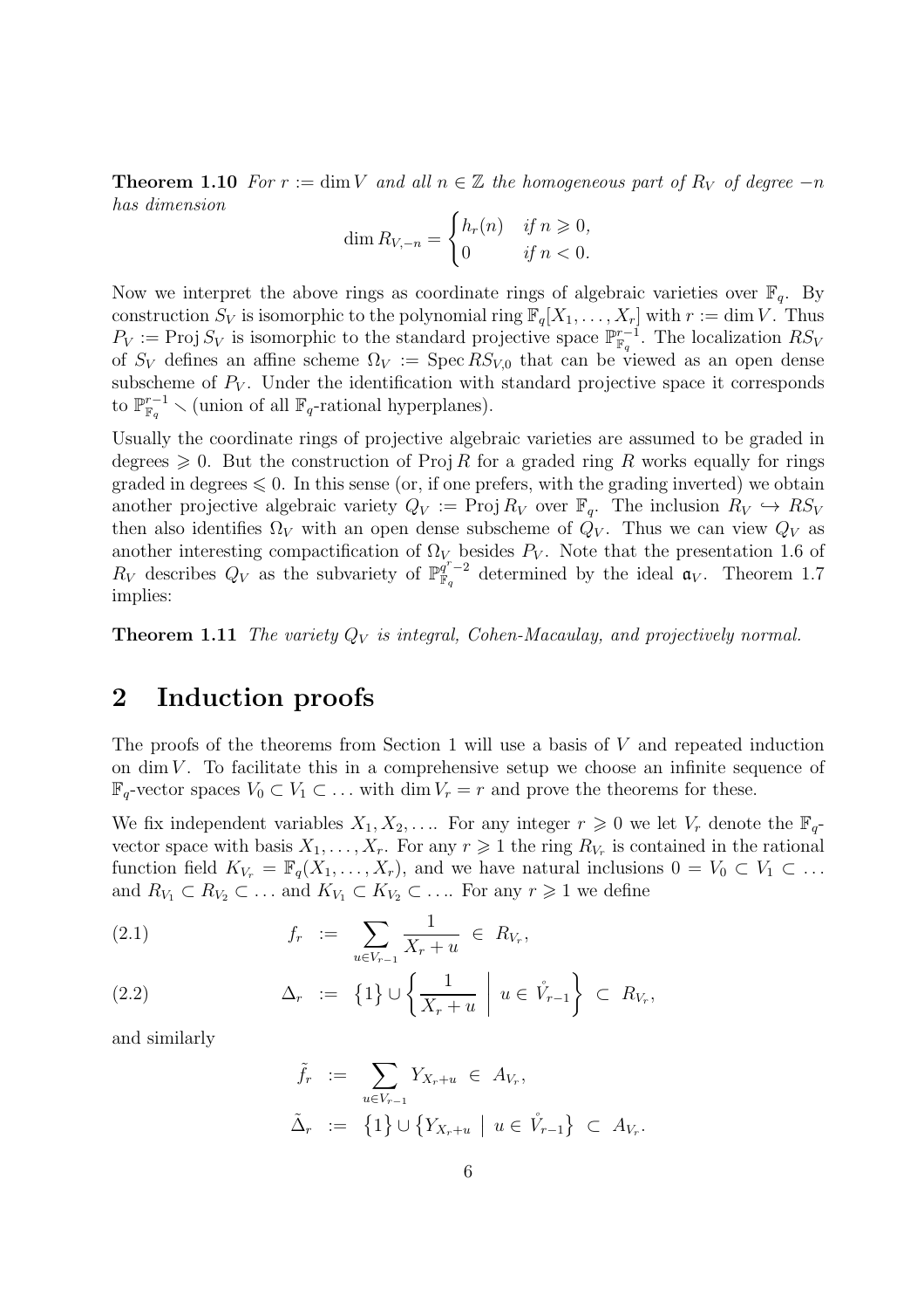**Theorem 1.10** *For $r := \dim V$ and all $n \in \mathbb{Z}$ the homogeneous part of $R_V$ of degree $-n$ has dimension*

$$\dim R_{V,-n} = \begin{cases} h_r(n) & \text{if } n \geqslant 0, \\ 0 & \text{if } n < 0. \end{cases}$$

Now we interpret the above rings as coordinate rings of algebraic varieties over $\mathbb{F}_q$. By construction $S_V$ is isomorphic to the polynomial ring $\mathbb{F}_q[X_1, \ldots, X_r]$ with $r := \dim V$. Thus $P_V := \operatorname{Proj} S_V$ is isomorphic to the standard projective space $\mathbb{P}^{r-1}_{\mathbb{F}_q}$. The localization $RS_V$ of $S_V$ defines an affine scheme $\Omega_V := \operatorname{Spec} RS_{V,0}$ that can be viewed as an open dense subscheme of $P_V$. Under the identification with standard projective space it corresponds to $\mathbb{P}^{r-1}_{\mathbb{F}_q} \smallsetminus$ (union of all $\mathbb{F}_q$-rational hyperplanes).

Usually the coordinate rings of projective algebraic varieties are assumed to be graded in degrees $\geqslant 0$. But the construction of $\operatorname{Proj} R$ for a graded ring $R$ works equally for rings graded in degrees $\leqslant 0$. In this sense (or, if one prefers, with the grading inverted) we obtain another projective algebraic variety $Q_V := \operatorname{Proj} R_V$ over $\mathbb{F}_q$. The inclusion $R_V \hookrightarrow RS_V$ then also identifies $\Omega_V$ with an open dense subscheme of $Q_V$. Thus we can view $Q_V$ as another interesting compactification of $\Omega_V$ besides $P_V$. Note that the presentation 1.6 of $R_V$ describes $Q_V$ as the subvariety of $\mathbb{P}^{q^r-2}_{\mathbb{F}_q}$ determined by the ideal $\mathfrak{a}_V$. Theorem 1.7 implies:

**Theorem 1.11** *The variety $Q_V$ is integral, Cohen-Macaulay, and projectively normal.*

## 2 Induction proofs

The proofs of the theorems from Section 1 will use a basis of $V$ and repeated induction on $\dim V$. To facilitate this in a comprehensive setup we choose an infinite sequence of $\mathbb{F}_q$-vector spaces $V_0 \subset V_1 \subset \ldots$ with $\dim V_r = r$ and prove the theorems for these.

We fix independent variables $X_1, X_2, \ldots$. For any integer $r \geqslant 0$ we let $V_r$ denote the $\mathbb{F}_q$-vector space with basis $X_1, \ldots, X_r$. For any $r \geqslant 1$ the ring $R_{V_r}$ is contained in the rational function field $K_{V_r} = \mathbb{F}_q(X_1, \ldots, X_r)$, and we have natural inclusions $0 = V_0 \subset V_1 \subset \ldots$ and $R_{V_1} \subset R_{V_2} \subset \ldots$ and $K_{V_1} \subset K_{V_2} \subset \ldots$. For any $r \geqslant 1$ we define

$$f_r \;:=\; \sum_{u \in V_{r-1}} \frac{1}{X_r + u} \;\in\; R_{V_r}, \tag{2.1}$$

$$\Delta_r \;:=\; \big\{1\big\} \cup \left\{ \frac{1}{X_r + u} \;\middle|\; u \in \mathring{V}_{r-1} \right\} \;\subset\; R_{V_r}, \tag{2.2}$$

and similarly

$$\tilde{f}_r \;:=\; \sum_{u \in V_{r-1}} Y_{X_r + u} \;\in\; A_{V_r},$$

$$\tilde{\Delta}_r \;:=\; \big\{1\big\} \cup \big\{ Y_{X_r + u} \;\big|\; u \in \mathring{V}_{r-1} \big\} \;\subset\; A_{V_r}.$$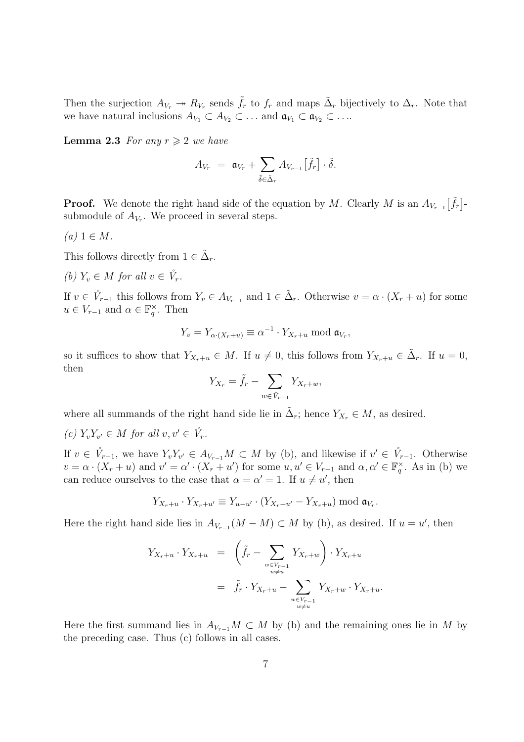Then the surjection $A_{V_r} \twoheadrightarrow R_{V_r}$ sends $\tilde{f}_r$ to $f_r$ and maps $\tilde{\Delta}_r$ bijectively to $\Delta_r$. Note that we have natural inclusions $A_{V_1} \subset A_{V_2} \subset \ldots$ and $\mathfrak{a}_{V_1} \subset \mathfrak{a}_{V_2} \subset \ldots$.

**Lemma 2.3** *For any $r \geqslant 2$ we have*

$$A_{V_r} \ = \ \mathfrak{a}_{V_r} + \sum_{\tilde{\delta} \in \tilde{\Delta}_r} A_{V_{r-1}}\big[\tilde{f}_r\big] \cdot \tilde{\delta}.$$

**Proof.** We denote the right hand side of the equation by $M$. Clearly $M$ is an $A_{V_{r-1}}\big[\tilde{f}_r\big]$-submodule of $A_{V_r}$. We proceed in several steps.

*(a)* $1 \in M$.

This follows directly from $1 \in \tilde{\Delta}_r$.

*(b)* $Y_v \in M$ *for all* $v \in \mathring{V}_r$.

If $v \in \mathring{V}_{r-1}$ this follows from $Y_v \in A_{V_{r-1}}$ and $1 \in \tilde{\Delta}_r$. Otherwise $v = \alpha \cdot (X_r + u)$ for some $u \in V_{r-1}$ and $\alpha \in \mathbb{F}_q^\times$. Then

$$Y_v = Y_{\alpha \cdot (X_r + u)} \equiv \alpha^{-1} \cdot Y_{X_r + u} \bmod \mathfrak{a}_{V_r},$$

so it suffices to show that $Y_{X_r+u} \in M$. If $u \neq 0$, this follows from $Y_{X_r+u} \in \tilde{\Delta}_r$. If $u = 0$, then

$$Y_{X_r} = \tilde{f}_r - \sum_{w \in \mathring{V}_{r-1}} Y_{X_r + w},$$

where all summands of the right hand side lie in $\tilde{\Delta}_r$; hence $Y_{X_r} \in M$, as desired.

*(c)* $Y_v Y_{v'} \in M$ *for all* $v, v' \in \mathring{V}_r$.

If $v \in \mathring{V}_{r-1}$, we have $Y_v Y_{v'} \in A_{V_{r-1}} M \subset M$ by (b), and likewise if $v' \in \mathring{V}_{r-1}$. Otherwise $v = \alpha \cdot (X_r + u)$ and $v' = \alpha' \cdot (X_r + u')$ for some $u, u' \in V_{r-1}$ and $\alpha, \alpha' \in \mathbb{F}_q^\times$. As in (b) we can reduce ourselves to the case that $\alpha = \alpha' = 1$. If $u \neq u'$, then

$$Y_{X_r+u} \cdot Y_{X_r+u'} \equiv Y_{u-u'} \cdot (Y_{X_r+u'} - Y_{X_r+u}) \bmod \mathfrak{a}_{V_r}.$$

Here the right hand side lies in $A_{V_{r-1}}(M - M) \subset M$ by (b), as desired. If $u = u'$, then

$$\begin{aligned} Y_{X_r+u} \cdot Y_{X_r+u} \ &= \ \Bigg(\tilde{f}_r - \sum_{\substack{w \in V_{r-1} \\ w \neq u}} Y_{X_r+w}\Bigg) \cdot Y_{X_r+u} \\ &= \ \tilde{f}_r \cdot Y_{X_r+u} - \sum_{\substack{w \in V_{r-1} \\ w \neq u}} Y_{X_r+w} \cdot Y_{X_r+u}. \end{aligned}$$

Here the first summand lies in $A_{V_{r-1}} M \subset M$ by (b) and the remaining ones lie in $M$ by the preceding case. Thus (c) follows in all cases.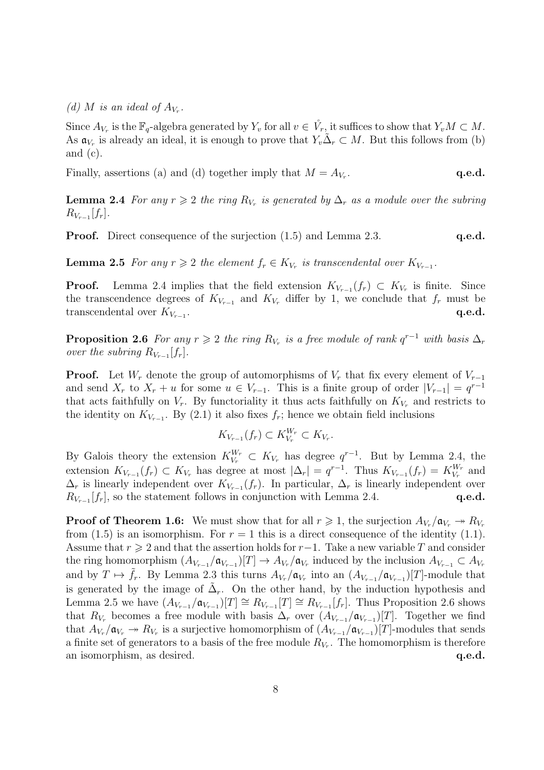*(d) $M$ is an ideal of $A_{V_r}$.*

Since $A_{V_r}$ is the $\mathbb{F}_q$-algebra generated by $Y_v$ for all $v \in \mathring{V}_r$, it suffices to show that $Y_v M \subset M$. As $\mathfrak{a}_{V_r}$ is already an ideal, it is enough to prove that $Y_v \tilde{\Delta}_r \subset M$. But this follows from (b) and (c).

Finally, assertions (a) and (d) together imply that $M = A_{V_r}$. **q.e.d.**

**Lemma 2.4** *For any $r \geqslant 2$ the ring $R_{V_r}$ is generated by $\Delta_r$ as a module over the subring $R_{V_{r-1}}[f_r]$.*

**Proof.** Direct consequence of the surjection (1.5) and Lemma 2.3. **q.e.d.**

**Lemma 2.5** *For any $r \geqslant 2$ the element $f_r \in K_{V_r}$ is transcendental over $K_{V_{r-1}}$.*

**Proof.** Lemma 2.4 implies that the field extension $K_{V_{r-1}}(f_r) \subset K_{V_r}$ is finite. Since the transcendence degrees of $K_{V_{r-1}}$ and $K_{V_r}$ differ by 1, we conclude that $f_r$ must be transcendental over $K_{V_{r-1}}$. **q.e.d.**

**Proposition 2.6** *For any $r \geqslant 2$ the ring $R_{V_r}$ is a free module of rank $q^{r-1}$ with basis $\Delta_r$ over the subring $R_{V_{r-1}}[f_r]$.*

**Proof.** Let $W_r$ denote the group of automorphisms of $V_r$ that fix every element of $V_{r-1}$ and send $X_r$ to $X_r + u$ for some $u \in V_{r-1}$. This is a finite group of order $|V_{r-1}| = q^{r-1}$ that acts faithfully on $V_r$. By functoriality it thus acts faithfully on $K_{V_r}$ and restricts to the identity on $K_{V_{r-1}}$. By (2.1) it also fixes $f_r$; hence we obtain field inclusions

$$K_{V_{r-1}}(f_r) \subset K_{V_r}^{W_r} \subset K_{V_r}.$$

By Galois theory the extension $K_{V_r}^{W_r} \subset K_{V_r}$ has degree $q^{r-1}$. But by Lemma 2.4, the extension $K_{V_{r-1}}(f_r) \subset K_{V_r}$ has degree at most $|\Delta_r| = q^{r-1}$. Thus $K_{V_{r-1}}(f_r) = K_{V_r}^{W_r}$ and $\Delta_r$ is linearly independent over $K_{V_{r-1}}(f_r)$. In particular, $\Delta_r$ is linearly independent over $R_{V_{r-1}}[f_r]$, so the statement follows in conjunction with Lemma 2.4. **q.e.d.**

**Proof of Theorem 1.6:** We must show that for all $r \geqslant 1$, the surjection $A_{V_r}/\mathfrak{a}_{V_r} \twoheadrightarrow R_{V_r}$ from (1.5) is an isomorphism. For $r = 1$ this is a direct consequence of the identity (1.1). Assume that $r \geqslant 2$ and that the assertion holds for $r-1$. Take a new variable $T$ and consider the ring homomorphism $(A_{V_{r-1}}/\mathfrak{a}_{V_{r-1}})[T] \to A_{V_r}/\mathfrak{a}_{V_r}$ induced by the inclusion $A_{V_{r-1}} \subset A_{V_r}$ and by $T \mapsto \tilde{f}_r$. By Lemma 2.3 this turns $A_{V_r}/\mathfrak{a}_{V_r}$ into an $(A_{V_{r-1}}/\mathfrak{a}_{V_{r-1}})[T]$-module that is generated by the image of $\tilde{\Delta}_r$. On the other hand, by the induction hypothesis and Lemma 2.5 we have $(A_{V_{r-1}}/\mathfrak{a}_{V_{r-1}})[T] \cong R_{V_{r-1}}[T] \cong R_{V_{r-1}}[f_r]$. Thus Proposition 2.6 shows that $R_{V_r}$ becomes a free module with basis $\Delta_r$ over $(A_{V_{r-1}}/\mathfrak{a}_{V_{r-1}})[T]$. Together we find that $A_{V_r}/\mathfrak{a}_{V_r} \twoheadrightarrow R_{V_r}$ is a surjective homomorphism of $(A_{V_{r-1}}/\mathfrak{a}_{V_{r-1}})[T]$-modules that sends a finite set of generators to a basis of the free module $R_{V_r}$. The homomorphism is therefore an isomorphism, as desired. **q.e.d.**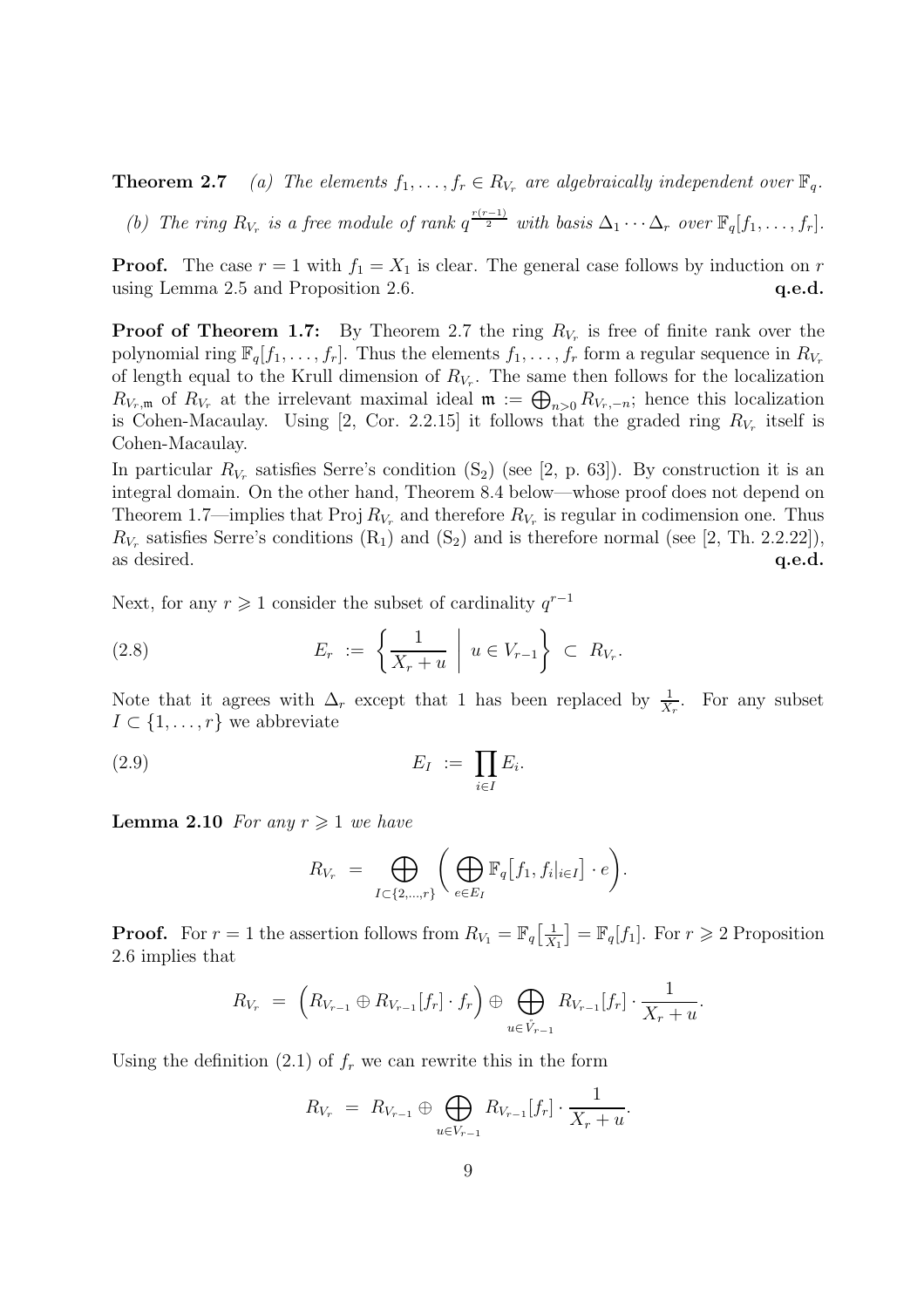**Theorem 2.7** *(a) The elements $f_1, \ldots, f_r \in R_{V_r}$ are algebraically independent over $\mathbb{F}_q$.*

*(b) The ring $R_{V_r}$ is a free module of rank $q^{\frac{r(r-1)}{2}}$ with basis $\Delta_1 \cdots \Delta_r$ over $\mathbb{F}_q[f_1, \ldots, f_r]$.*

**Proof.** The case $r = 1$ with $f_1 = X_1$ is clear. The general case follows by induction on $r$ using Lemma 2.5 and Proposition 2.6. **q.e.d.**

**Proof of Theorem 1.7:** By Theorem 2.7 the ring $R_{V_r}$ is free of finite rank over the polynomial ring $\mathbb{F}_q[f_1, \ldots, f_r]$. Thus the elements $f_1, \ldots, f_r$ form a regular sequence in $R_{V_r}$ of length equal to the Krull dimension of $R_{V_r}$. The same then follows for the localization $R_{V_r,\mathfrak{m}}$ of $R_{V_r}$ at the irrelevant maximal ideal $\mathfrak{m} := \bigoplus_{n>0} R_{V_r,-n}$; hence this localization is Cohen-Macaulay. Using [2, Cor. 2.2.15] it follows that the graded ring $R_{V_r}$ itself is Cohen-Macaulay.

In particular $R_{V_r}$ satisfies Serre's condition $(\mathrm{S}_2)$ (see [2, p. 63]). By construction it is an integral domain. On the other hand, Theorem 8.4 below—whose proof does not depend on Theorem 1.7—implies that $\operatorname{Proj} R_{V_r}$ and therefore $R_{V_r}$ is regular in codimension one. Thus $R_{V_r}$ satisfies Serre's conditions $(\mathrm{R}_1)$ and $(\mathrm{S}_2)$ and is therefore normal (see [2, Th. 2.2.22]), as desired. **q.e.d.**

Next, for any $r \geqslant 1$ consider the subset of cardinality $q^{r-1}$

$$E_r := \left\{ \frac{1}{X_r + u} \;\middle|\; u \in V_{r-1} \right\} \subset R_{V_r}. \tag{2.8}$$

Note that it agrees with $\Delta_r$ except that 1 has been replaced by $\frac{1}{X_r}$. For any subset $I \subset \{1, \ldots, r\}$ we abbreviate

$$E_I := \prod_{i \in I} E_i. \tag{2.9}$$

**Lemma 2.10** *For any $r \geqslant 1$ we have*

$$R_{V_r} = \bigoplus_{I \subset \{2,\ldots,r\}} \biggl( \bigoplus_{e \in E_I} \mathbb{F}_q\bigl[f_1, f_i|_{i \in I}\bigr] \cdot e \biggr).$$

**Proof.** For $r = 1$ the assertion follows from $R_{V_1} = \mathbb{F}_q\bigl[\frac{1}{X_1}\bigr] = \mathbb{F}_q[f_1]$. For $r \geqslant 2$ Proposition 2.6 implies that

$$R_{V_r} = \Bigl( R_{V_{r-1}} \oplus R_{V_{r-1}}[f_r] \cdot f_r \Bigr) \oplus \bigoplus_{u \in \mathring{V}_{r-1}} R_{V_{r-1}}[f_r] \cdot \frac{1}{X_r + u}.$$

Using the definition (2.1) of $f_r$ we can rewrite this in the form

$$R_{V_r} = R_{V_{r-1}} \oplus \bigoplus_{u \in V_{r-1}} R_{V_{r-1}}[f_r] \cdot \frac{1}{X_r + u}.$$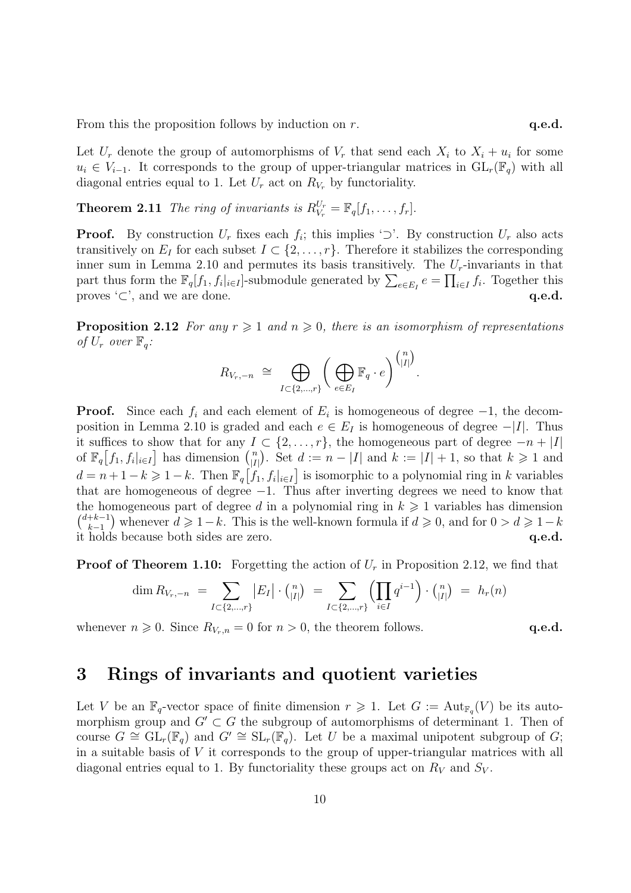From this the proposition follows by induction on $r$. **q.e.d.**

Let $U_r$ denote the group of automorphisms of $V_r$ that send each $X_i$ to $X_i + u_i$ for some $u_i \in V_{i-1}$. It corresponds to the group of upper-triangular matrices in $\mathrm{GL}_r(\mathbb{F}_q)$ with all diagonal entries equal to 1. Let $U_r$ act on $R_{V_r}$ by functoriality.

**Theorem 2.11** *The ring of invariants is $R_{V_r}^{U_r} = \mathbb{F}_q[f_1, \ldots, f_r]$.*

**Proof.** By construction $U_r$ fixes each $f_i$; this implies '$\supset$'. By construction $U_r$ also acts transitively on $E_I$ for each subset $I \subset \{2, \ldots, r\}$. Therefore it stabilizes the corresponding inner sum in Lemma 2.10 and permutes its basis transitively. The $U_r$-invariants in that part thus form the $\mathbb{F}_q[f_1, f_i|_{i\in I}]$-submodule generated by $\sum_{e\in E_I} e = \prod_{i\in I} f_i$. Together this proves '$\subset$', and we are done. **q.e.d.**

**Proposition 2.12** *For any $r \geqslant 1$ and $n \geqslant 0$, there is an isomorphism of representations of $U_r$ over $\mathbb{F}_q$:*

$$R_{V_r,-n} \;\cong\; \bigoplus_{I\subset\{2,\ldots,r\}} \Big( \bigoplus_{e\in E_I} \mathbb{F}_q \cdot e \Big)^{\binom{n}{|I|}}.$$

**Proof.** Since each $f_i$ and each element of $E_i$ is homogeneous of degree $-1$, the decomposition in Lemma 2.10 is graded and each $e \in E_I$ is homogeneous of degree $-|I|$. Thus it suffices to show that for any $I \subset \{2, \ldots, r\}$, the homogeneous part of degree $-n + |I|$ of $\mathbb{F}_q\big[f_1, f_i|_{i\in I}\big]$ has dimension $\binom{n}{|I|}$. Set $d := n - |I|$ and $k := |I| + 1$, so that $k \geqslant 1$ and $d = n+1-k \geqslant 1-k$. Then $\mathbb{F}_q\big[f_1, f_i|_{i\in I}\big]$ is isomorphic to a polynomial ring in $k$ variables that are homogeneous of degree $-1$. Thus after inverting degrees we need to know that the homogeneous part of degree $d$ in a polynomial ring in $k \geqslant 1$ variables has dimension $\binom{d+k-1}{k-1}$ whenever $d \geqslant 1-k$. This is the well-known formula if $d \geqslant 0$, and for $0 > d \geqslant 1-k$ it holds because both sides are zero. **q.e.d.**

**Proof of Theorem 1.10:** Forgetting the action of $U_r$ in Proposition 2.12, we find that

$$\dim R_{V_r,-n} \;=\; \sum_{I\subset\{2,\ldots,r\}} \big|E_I\big| \cdot \tbinom{n}{|I|} \;=\; \sum_{I\subset\{2,\ldots,r\}} \Big(\prod_{i\in I} q^{i-1}\Big) \cdot \tbinom{n}{|I|} \;=\; h_r(n)$$

whenever $n \geqslant 0$. Since $R_{V_r,n} = 0$ for $n > 0$, the theorem follows. **q.e.d.**

# 3 Rings of invariants and quotient varieties

Let $V$ be an $\mathbb{F}_q$-vector space of finite dimension $r \geqslant 1$. Let $G := \mathrm{Aut}_{\mathbb{F}_q}(V)$ be its automorphism group and $G' \subset G$ the subgroup of automorphisms of determinant 1. Then of course $G \cong \mathrm{GL}_r(\mathbb{F}_q)$ and $G' \cong \mathrm{SL}_r(\mathbb{F}_q)$. Let $U$ be a maximal unipotent subgroup of $G$; in a suitable basis of $V$ it corresponds to the group of upper-triangular matrices with all diagonal entries equal to 1. By functoriality these groups act on $R_V$ and $S_V$.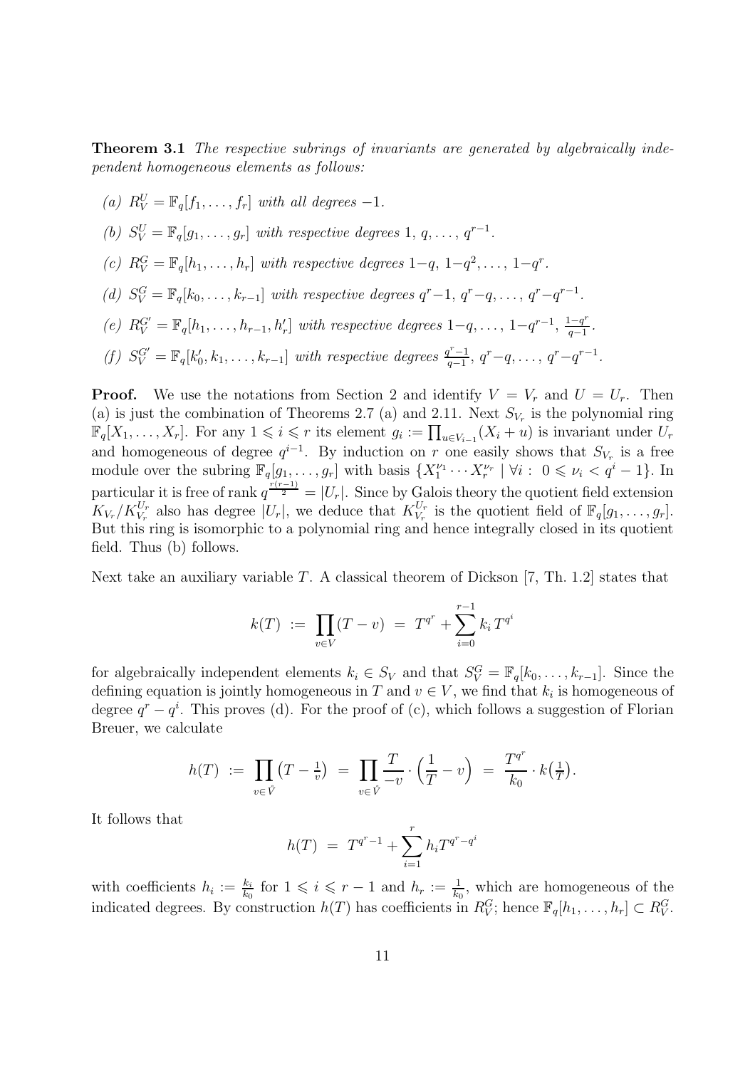**Theorem 3.1** *The respective subrings of invariants are generated by algebraically independent homogeneous elements as follows:*

*(a)* $R_V^U = \mathbb{F}_q[f_1, \ldots, f_r]$ *with all degrees* $-1$.

*(b)* $S_V^U = \mathbb{F}_q[g_1, \ldots, g_r]$ *with respective degrees* $1,\, q, \ldots,\, q^{r-1}$.

*(c)* $R_V^G = \mathbb{F}_q[h_1, \ldots, h_r]$ *with respective degrees* $1-q,\, 1-q^2, \ldots,\, 1-q^r$.

*(d)* $S_V^G = \mathbb{F}_q[k_0, \ldots, k_{r-1}]$ *with respective degrees* $q^r-1,\, q^r-q, \ldots,\, q^r-q^{r-1}$.

*(e)* $R_V^{G'} = \mathbb{F}_q[h_1, \ldots, h_{r-1}, h'_r]$ *with respective degrees* $1-q, \ldots,\, 1-q^{r-1},\, \frac{1-q^r}{q-1}$.

*(f)* $S_V^{G'} = \mathbb{F}_q[k'_0, k_1, \ldots, k_{r-1}]$ *with respective degrees* $\frac{q^r-1}{q-1},\, q^r-q, \ldots,\, q^r-q^{r-1}$.

**Proof.** We use the notations from Section 2 and identify $V = V_r$ and $U = U_r$. Then (a) is just the combination of Theorems 2.7 (a) and 2.11. Next $S_{V_r}$ is the polynomial ring $\mathbb{F}_q[X_1, \ldots, X_r]$. For any $1 \leqslant i \leqslant r$ its element $g_i := \prod_{u \in V_{i-1}} (X_i + u)$ is invariant under $U_r$ and homogeneous of degree $q^{i-1}$. By induction on $r$ one easily shows that $S_{V_r}$ is a free module over the subring $\mathbb{F}_q[g_1, \ldots, g_r]$ with basis $\{X_1^{\nu_1} \cdots X_r^{\nu_r} \mid \forall i:\ 0 \leqslant \nu_i < q^i - 1\}$. In particular it is free of rank $q^{\frac{r(r-1)}{2}} = |U_r|$. Since by Galois theory the quotient field extension $K_{V_r}/K_{V_r}^{U_r}$ also has degree $|U_r|$, we deduce that $K_{V_r}^{U_r}$ is the quotient field of $\mathbb{F}_q[g_1, \ldots, g_r]$. But this ring is isomorphic to a polynomial ring and hence integrally closed in its quotient field. Thus (b) follows.

Next take an auxiliary variable $T$. A classical theorem of Dickson [7, Th. 1.2] states that

$$k(T) \ :=\ \prod_{v \in V} (T - v) \ =\ T^{q^r} + \sum_{i=0}^{r-1} k_i\, T^{q^i}$$

for algebraically independent elements $k_i \in S_V$ and that $S_V^G = \mathbb{F}_q[k_0, \ldots, k_{r-1}]$. Since the defining equation is jointly homogeneous in $T$ and $v \in V$, we find that $k_i$ is homogeneous of degree $q^r - q^i$. This proves (d). For the proof of (c), which follows a suggestion of Florian Breuer, we calculate

$$h(T) \ :=\ \prod_{v \in \mathring{V}} \big(T - \tfrac{1}{v}\big) \ =\ \prod_{v \in \mathring{V}} \frac{T}{-v} \cdot \Big(\frac{1}{T} - v\Big) \ =\ \frac{T^{q^r}}{k_0} \cdot k\big(\tfrac{1}{T}\big).$$

It follows that

$$h(T) \ =\ T^{q^r-1} + \sum_{i=1}^{r} h_i T^{q^r - q^i}$$

with coefficients $h_i := \frac{k_i}{k_0}$ for $1 \leqslant i \leqslant r-1$ and $h_r := \frac{1}{k_0}$, which are homogeneous of the indicated degrees. By construction $h(T)$ has coefficients in $R_V^G$; hence $\mathbb{F}_q[h_1, \ldots, h_r] \subset R_V^G$.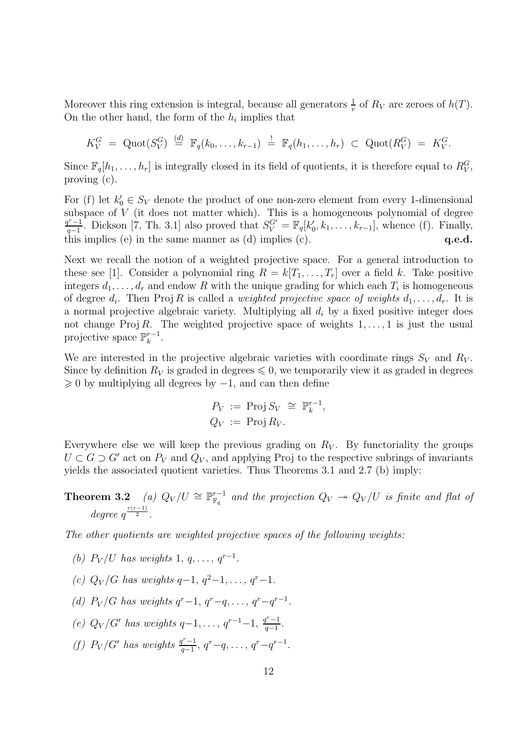Moreover this ring extension is integral, because all generators $\frac{1}{v}$ of $R_V$ are zeroes of $h(T)$. On the other hand, the form of the $h_i$ implies that

$$K_V^G \;=\; \mathrm{Quot}(S_V^G) \;\stackrel{(d)}{=}\; \mathbb{F}_q(k_0,\ldots,k_{r-1}) \;\stackrel{!}{=}\; \mathbb{F}_q(h_1,\ldots,h_r) \;\subset\; \mathrm{Quot}(R_V^G) \;=\; K_V^G.$$

Since $\mathbb{F}_q[h_1,\ldots,h_r]$ is integrally closed in its field of quotients, it is therefore equal to $R_V^G$, proving (c).

For (f) let $k_0' \in S_V$ denote the product of one non-zero element from every 1-dimensional subspace of $V$ (it does not matter which). This is a homogeneous polynomial of degree $\frac{q^r-1}{q-1}$. Dickson [7, Th. 3.1] also proved that $S_V^{G'} = \mathbb{F}_q[k_0', k_1, \ldots, k_{r-1}]$, whence (f). Finally, this implies (e) in the same manner as (d) implies (c). **q.e.d.**

Next we recall the notion of a weighted projective space. For a general introduction to these see [1]. Consider a polynomial ring $R = k[T_1,\ldots,T_r]$ over a field $k$. Take positive integers $d_1,\ldots,d_r$ and endow $R$ with the unique grading for which each $T_i$ is homogeneous of degree $d_i$. Then $\mathrm{Proj}\, R$ is called a *weighted projective space of weights $d_1,\ldots,d_r$*. It is a normal projective algebraic variety. Multiplying all $d_i$ by a fixed positive integer does not change $\mathrm{Proj}\, R$. The weighted projective space of weights $1,\ldots,1$ is just the usual projective space $\mathbb{P}_k^{r-1}$.

We are interested in the projective algebraic varieties with coordinate rings $S_V$ and $R_V$. Since by definition $R_V$ is graded in degrees $\leqslant 0$, we temporarily view it as graded in degrees $\geqslant 0$ by multiplying all degrees by $-1$, and can then define

$$\begin{aligned} P_V &:= \mathrm{Proj}\, S_V \;\cong\; \mathbb{P}_k^{r-1}, \\ Q_V &:= \mathrm{Proj}\, R_V. \end{aligned}$$

Everywhere else we will keep the previous grading on $R_V$. By functoriality the groups $U \subset G \supset G'$ act on $P_V$ and $Q_V$, and applying Proj to the respective subrings of invariants yields the associated quotient varieties. Thus Theorems 3.1 and 2.7 (b) imply:

**Theorem 3.2** *(a) $Q_V/U \cong \mathbb{P}_{\mathbb{F}_q}^{r-1}$ and the projection $Q_V \twoheadrightarrow Q_V/U$ is finite and flat of degree $q^{\frac{r(r-1)}{2}}$.*

*The other quotients are weighted projective spaces of the following weights:*

- *(b) $P_V/U$ has weights $1,\, q,\ldots,\, q^{r-1}$.*
- *(c) $Q_V/G$ has weights $q-1,\, q^2-1,\ldots,\, q^r-1$.*
- *(d) $P_V/G$ has weights $q^r-1,\, q^r-q,\ldots,\, q^r-q^{r-1}$.*
- *(e) $Q_V/G'$ has weights $q-1,\ldots,\, q^{r-1}-1,\, \frac{q^r-1}{q-1}$.*
- *(f) $P_V/G'$ has weights $\frac{q^r-1}{q-1},\, q^r-q,\ldots,\, q^r-q^{r-1}$.*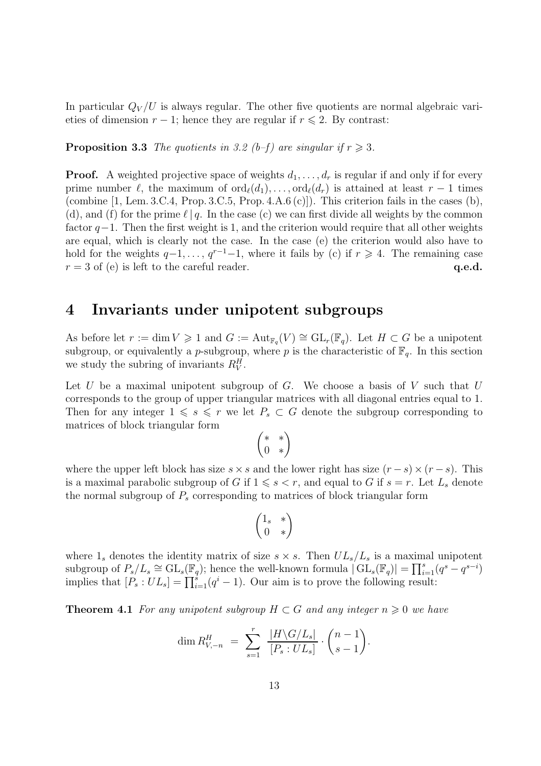In particular $Q_V/U$ is always regular. The other five quotients are normal algebraic varieties of dimension $r-1$; hence they are regular if $r \leqslant 2$. By contrast:

**Proposition 3.3** *The quotients in 3.2 (b–f) are singular if $r \geqslant 3$.*

**Proof.** A weighted projective space of weights $d_1, \ldots, d_r$ is regular if and only if for every prime number $\ell$, the maximum of $\mathrm{ord}_\ell(d_1), \ldots, \mathrm{ord}_\ell(d_r)$ is attained at least $r-1$ times (combine [1, Lem. 3.C.4, Prop. 3.C.5, Prop. 4.A.6 (c)]). This criterion fails in the cases (b), (d), and (f) for the prime $\ell \,|\, q$. In the case (c) we can first divide all weights by the common factor $q-1$. Then the first weight is 1, and the criterion would require that all other weights are equal, which is clearly not the case. In the case (e) the criterion would also have to hold for the weights $q-1, \ldots, q^{r-1}-1$, where it fails by (c) if $r \geqslant 4$. The remaining case $r=3$ of (e) is left to the careful reader. **q.e.d.**

## 4 Invariants under unipotent subgroups

As before let $r := \dim V \geqslant 1$ and $G := \mathrm{Aut}_{\mathbb{F}_q}(V) \cong \mathrm{GL}_r(\mathbb{F}_q)$. Let $H \subset G$ be a unipotent subgroup, or equivalently a $p$-subgroup, where $p$ is the characteristic of $\mathbb{F}_q$. In this section we study the subring of invariants $R_V^H$.

Let $U$ be a maximal unipotent subgroup of $G$. We choose a basis of $V$ such that $U$ corresponds to the group of upper triangular matrices with all diagonal entries equal to 1. Then for any integer $1 \leqslant s \leqslant r$ we let $P_s \subset G$ denote the subgroup corresponding to matrices of block triangular form

$$\begin{pmatrix} * & * \\ 0 & * \end{pmatrix}$$

where the upper left block has size $s \times s$ and the lower right has size $(r-s) \times (r-s)$. This is a maximal parabolic subgroup of $G$ if $1 \leqslant s < r$, and equal to $G$ if $s = r$. Let $L_s$ denote the normal subgroup of $P_s$ corresponding to matrices of block triangular form

$$\begin{pmatrix} 1_s & * \\ 0 & * \end{pmatrix}$$

where $1_s$ denotes the identity matrix of size $s \times s$. Then $UL_s/L_s$ is a maximal unipotent subgroup of $P_s/L_s \cong \mathrm{GL}_s(\mathbb{F}_q)$; hence the well-known formula $|\mathrm{GL}_s(\mathbb{F}_q)| = \prod_{i=1}^s (q^s - q^{s-i})$ implies that $[P_s : UL_s] = \prod_{i=1}^s (q^i - 1)$. Our aim is to prove the following result:

**Theorem 4.1** *For any unipotent subgroup $H \subset G$ and any integer $n \geqslant 0$ we have*

$$\dim R_{V,-n}^H \;=\; \sum_{s=1}^{r} \frac{|H \backslash G / L_s|}{[P_s : UL_s]} \cdot \binom{n-1}{s-1}.$$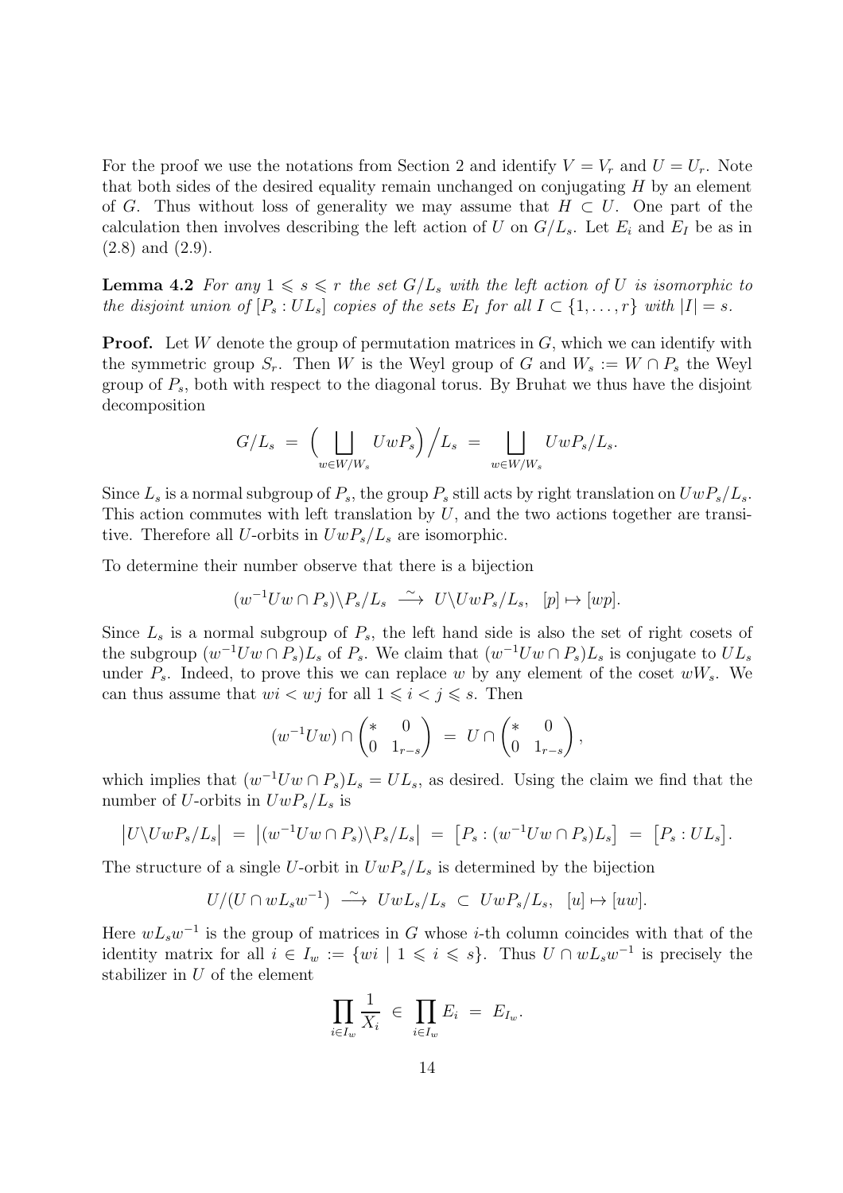For the proof we use the notations from Section 2 and identify $V = V_r$ and $U = U_r$. Note that both sides of the desired equality remain unchanged on conjugating $H$ by an element of $G$. Thus without loss of generality we may assume that $H \subset U$. One part of the calculation then involves describing the left action of $U$ on $G/L_s$. Let $E_i$ and $E_I$ be as in (2.8) and (2.9).

**Lemma 4.2** *For any $1 \leqslant s \leqslant r$ the set $G/L_s$ with the left action of $U$ is isomorphic to the disjoint union of $[P_s : UL_s]$ copies of the sets $E_I$ for all $I \subset \{1, \ldots, r\}$ with $|I| = s$.*

**Proof.** Let $W$ denote the group of permutation matrices in $G$, which we can identify with the symmetric group $S_r$. Then $W$ is the Weyl group of $G$ and $W_s := W \cap P_s$ the Weyl group of $P_s$, both with respect to the diagonal torus. By Bruhat we thus have the disjoint decomposition

$$G/L_s \;=\; \Big( \bigsqcup_{w \in W/W_s} UwP_s \Big) \Big/ L_s \;=\; \bigsqcup_{w \in W/W_s} UwP_s/L_s.$$

Since $L_s$ is a normal subgroup of $P_s$, the group $P_s$ still acts by right translation on $UwP_s/L_s$. This action commutes with left translation by $U$, and the two actions together are transitive. Therefore all $U$-orbits in $UwP_s/L_s$ are isomorphic.

To determine their number observe that there is a bijection

$$(w^{-1}Uw \cap P_s)\backslash P_s/L_s \;\stackrel{\sim}{\longrightarrow}\; U\backslash UwP_s/L_s, \quad [p] \mapsto [wp].$$

Since $L_s$ is a normal subgroup of $P_s$, the left hand side is also the set of right cosets of the subgroup $(w^{-1}Uw \cap P_s)L_s$ of $P_s$. We claim that $(w^{-1}Uw \cap P_s)L_s$ is conjugate to $UL_s$ under $P_s$. Indeed, to prove this we can replace $w$ by any element of the coset $wW_s$. We can thus assume that $wi < wj$ for all $1 \leqslant i < j \leqslant s$. Then

$$(w^{-1}Uw) \cap \begin{pmatrix} * & 0 \\ 0 & 1_{r-s} \end{pmatrix} \;=\; U \cap \begin{pmatrix} * & 0 \\ 0 & 1_{r-s} \end{pmatrix},$$

which implies that $(w^{-1}Uw \cap P_s)L_s = UL_s$, as desired. Using the claim we find that the number of $U$-orbits in $UwP_s/L_s$ is

$$\big|U\backslash UwP_s/L_s\big| \;=\; \big|(w^{-1}Uw \cap P_s)\backslash P_s/L_s\big| \;=\; \big[P_s : (w^{-1}Uw \cap P_s)L_s\big] \;=\; \big[P_s : UL_s\big].$$

The structure of a single $U$-orbit in $UwP_s/L_s$ is determined by the bijection

$$U/(U \cap wL_sw^{-1}) \;\stackrel{\sim}{\longrightarrow}\; UwL_s/L_s \;\subset\; UwP_s/L_s, \quad [u] \mapsto [uw].$$

Here $wL_sw^{-1}$ is the group of matrices in $G$ whose $i$-th column coincides with that of the identity matrix for all $i \in I_w := \{wi \mid 1 \leqslant i \leqslant s\}$. Thus $U \cap wL_sw^{-1}$ is precisely the stabilizer in $U$ of the element

$$\prod_{i \in I_w} \frac{1}{X_i} \;\in\; \prod_{i \in I_w} E_i \;=\; E_{I_w}.$$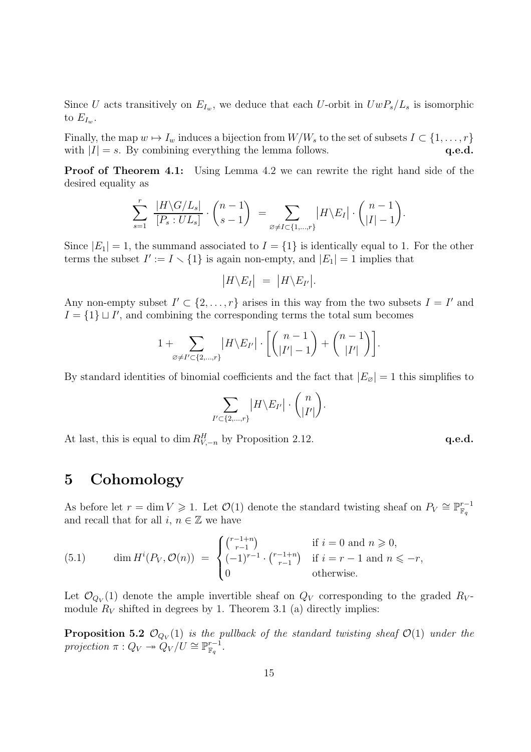Since $U$ acts transitively on $E_{I_w}$, we deduce that each $U$-orbit in $UwP_s/L_s$ is isomorphic to $E_{I_w}$.

Finally, the map $w \mapsto I_w$ induces a bijection from $W/W_s$ to the set of subsets $I \subset \{1, \ldots, r\}$ with $|I| = s$. By combining everything the lemma follows. **q.e.d.**

**Proof of Theorem 4.1:** Using Lemma 4.2 we can rewrite the right hand side of the desired equality as

$$\sum_{s=1}^{r} \frac{|H\backslash G/L_s|}{[P_s : UL_s]} \cdot \binom{n-1}{s-1} \;=\; \sum_{\varnothing \neq I \subset \{1,\ldots,r\}} \big|H\backslash E_I\big| \cdot \binom{n-1}{|I|-1}.$$

Since $|E_1| = 1$, the summand associated to $I = \{1\}$ is identically equal to 1. For the other terms the subset $I' := I \smallsetminus \{1\}$ is again non-empty, and $|E_1| = 1$ implies that

$$\big|H\backslash E_I\big| \;=\; \big|H\backslash E_{I'}\big|.$$

Any non-empty subset $I' \subset \{2, \ldots, r\}$ arises in this way from the two subsets $I = I'$ and $I = \{1\} \sqcup I'$, and combining the corresponding terms the total sum becomes

$$1 + \sum_{\varnothing \neq I' \subset \{2,\ldots,r\}} \big|H\backslash E_{I'}\big| \cdot \left[\binom{n-1}{|I'|-1} + \binom{n-1}{|I'|}\right].$$

By standard identities of binomial coefficients and the fact that $|E_\varnothing| = 1$ this simplifies to

$$\sum_{I' \subset \{2,\ldots,r\}} \big|H\backslash E_{I'}\big| \cdot \binom{n}{|I'|}.$$

At last, this is equal to $\dim R^H_{V,-n}$ by Proposition 2.12. **q.e.d.**

# 5 Cohomology

As before let $r = \dim V \geqslant 1$. Let $\mathcal{O}(1)$ denote the standard twisting sheaf on $P_V \cong \mathbb{P}^{r-1}_{\mathbb{F}_q}$ and recall that for all $i$, $n \in \mathbb{Z}$ we have

$$\text{(5.1)} \qquad \dim H^i(P_V, \mathcal{O}(n)) \;=\; \begin{cases} \binom{r-1+n}{r-1} & \text{if } i = 0 \text{ and } n \geqslant 0, \\ (-1)^{r-1} \cdot \binom{r-1+n}{r-1} & \text{if } i = r-1 \text{ and } n \leqslant -r, \\ 0 & \text{otherwise.} \end{cases}$$

Let $\mathcal{O}_{Q_V}(1)$ denote the ample invertible sheaf on $Q_V$ corresponding to the graded $R_V$-module $R_V$ shifted in degrees by 1. Theorem 3.1 (a) directly implies:

**Proposition 5.2** *$\mathcal{O}_{Q_V}(1)$ is the pullback of the standard twisting sheaf $\mathcal{O}(1)$ under the projection $\pi : Q_V \twoheadrightarrow Q_V/U \cong \mathbb{P}^{r-1}_{\mathbb{F}_q}$.*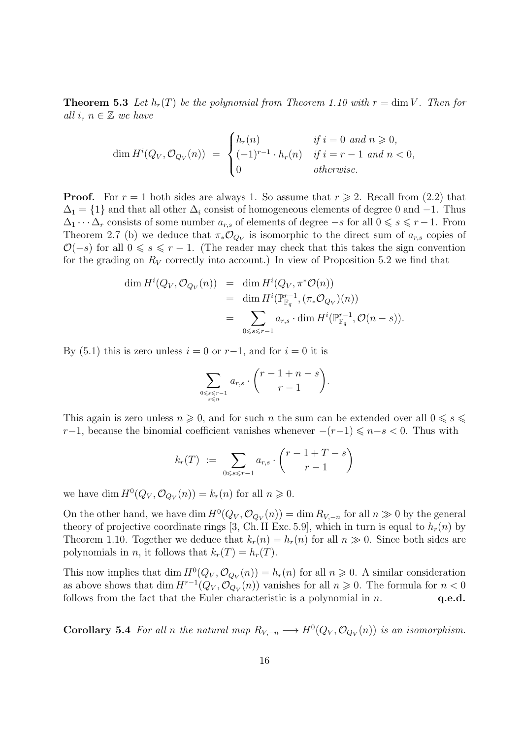**Theorem 5.3** *Let $h_r(T)$ be the polynomial from Theorem 1.10 with $r = \dim V$. Then for all $i$, $n \in \mathbb{Z}$ we have*

$$\dim H^i(Q_V, \mathcal{O}_{Q_V}(n)) \;=\; \begin{cases} h_r(n) & \text{if } i = 0 \text{ and } n \geqslant 0, \\ (-1)^{r-1} \cdot h_r(n) & \text{if } i = r-1 \text{ and } n < 0, \\ 0 & \text{otherwise.} \end{cases}$$

**Proof.** For $r = 1$ both sides are always 1. So assume that $r \geqslant 2$. Recall from (2.2) that $\Delta_1 = \{1\}$ and that all other $\Delta_i$ consist of homogeneous elements of degree 0 and $-1$. Thus $\Delta_1 \cdots \Delta_r$ consists of some number $a_{r,s}$ of elements of degree $-s$ for all $0 \leqslant s \leqslant r-1$. From Theorem 2.7 (b) we deduce that $\pi_* \mathcal{O}_{Q_V}$ is isomorphic to the direct sum of $a_{r,s}$ copies of $\mathcal{O}(-s)$ for all $0 \leqslant s \leqslant r-1$. (The reader may check that this takes the sign convention for the grading on $R_V$ correctly into account.) In view of Proposition 5.2 we find that

$$\begin{aligned}
\dim H^i(Q_V, \mathcal{O}_{Q_V}(n)) &= \dim H^i(Q_V, \pi^* \mathcal{O}(n)) \\
&= \dim H^i(\mathbb{P}^{r-1}_{\mathbb{F}_q}, (\pi_* \mathcal{O}_{Q_V})(n)) \\
&= \sum_{0 \leqslant s \leqslant r-1} a_{r,s} \cdot \dim H^i(\mathbb{P}^{r-1}_{\mathbb{F}_q}, \mathcal{O}(n-s)).
\end{aligned}$$

By (5.1) this is zero unless $i = 0$ or $r-1$, and for $i = 0$ it is

$$\sum_{\substack{0 \leqslant s \leqslant r-1 \\ s \leqslant n}} a_{r,s} \cdot \binom{r-1+n-s}{r-1}.$$

This again is zero unless $n \geqslant 0$, and for such $n$ the sum can be extended over all $0 \leqslant s \leqslant r-1$, because the binomial coefficient vanishes whenever $-(r-1) \leqslant n-s < 0$. Thus with

$$k_r(T) \;:=\; \sum_{0 \leqslant s \leqslant r-1} a_{r,s} \cdot \binom{r-1+T-s}{r-1}$$

we have $\dim H^0(Q_V, \mathcal{O}_{Q_V}(n)) = k_r(n)$ for all $n \geqslant 0$.

On the other hand, we have $\dim H^0(Q_V, \mathcal{O}_{Q_V}(n)) = \dim R_{V,-n}$ for all $n \gg 0$ by the general theory of projective coordinate rings [3, Ch. II Exc. 5.9], which in turn is equal to $h_r(n)$ by Theorem 1.10. Together we deduce that $k_r(n) = h_r(n)$ for all $n \gg 0$. Since both sides are polynomials in $n$, it follows that $k_r(T) = h_r(T)$.

This now implies that $\dim H^0(Q_V, \mathcal{O}_{Q_V}(n)) = h_r(n)$ for all $n \geqslant 0$. A similar consideration as above shows that $\dim H^{r-1}(Q_V, \mathcal{O}_{Q_V}(n))$ vanishes for all $n \geqslant 0$. The formula for $n < 0$ follows from the fact that the Euler characteristic is a polynomial in $n$. **q.e.d.**

**Corollary 5.4** *For all $n$ the natural map $R_{V,-n} \longrightarrow H^0(Q_V, \mathcal{O}_{Q_V}(n))$ is an isomorphism.*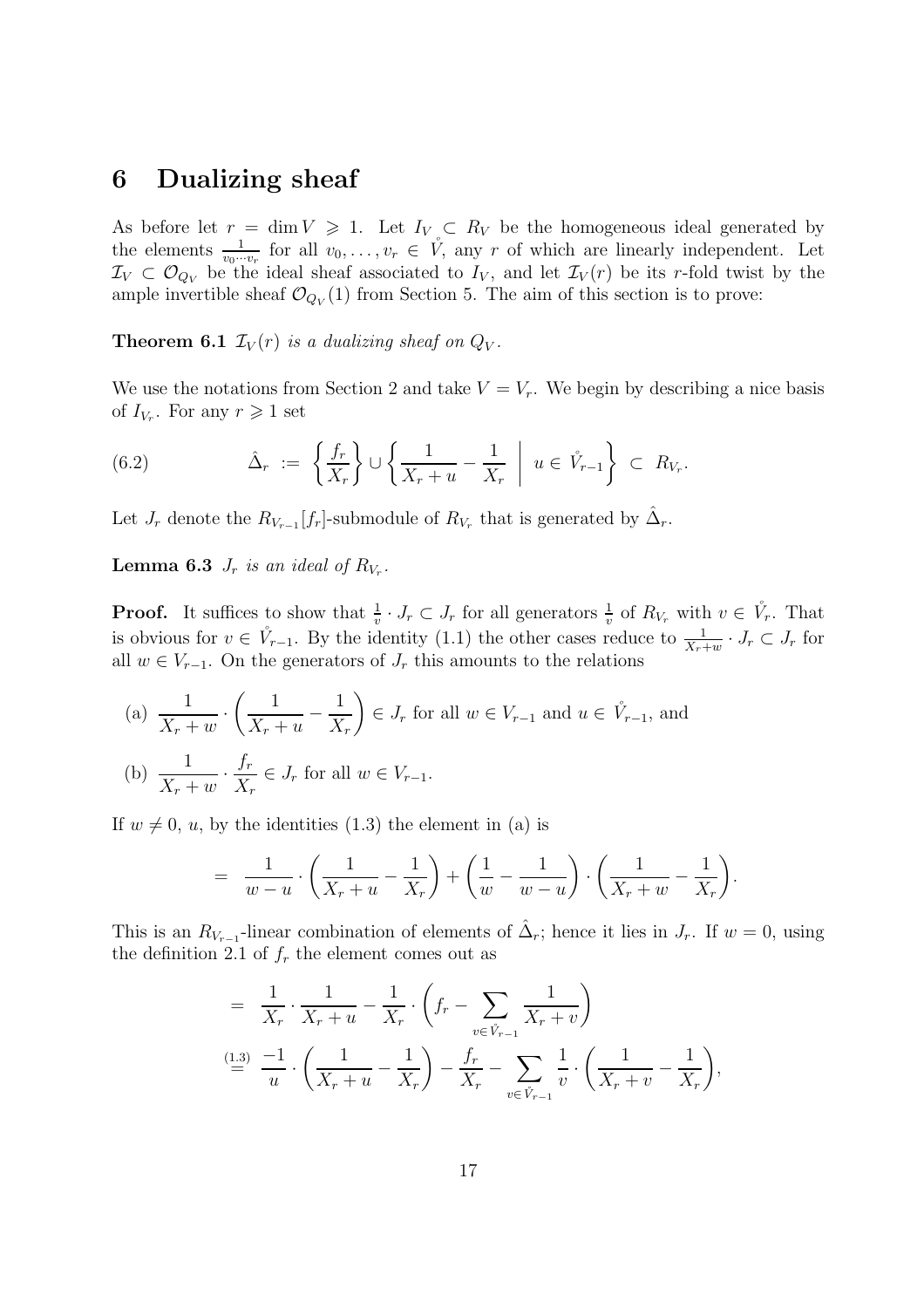## 6 Dualizing sheaf

As before let $r = \dim V \geqslant 1$. Let $I_V \subset R_V$ be the homogeneous ideal generated by the elements $\frac{1}{v_0 \cdots v_r}$ for all $v_0, \ldots, v_r \in \mathring{V}$, any $r$ of which are linearly independent. Let $\mathcal{I}_V \subset \mathcal{O}_{Q_V}$ be the ideal sheaf associated to $I_V$, and let $\mathcal{I}_V(r)$ be its $r$-fold twist by the ample invertible sheaf $\mathcal{O}_{Q_V}(1)$ from Section 5. The aim of this section is to prove:

**Theorem 6.1** *$\mathcal{I}_V(r)$ is a dualizing sheaf on $Q_V$.*

We use the notations from Section 2 and take $V = V_r$. We begin by describing a nice basis of $I_{V_r}$. For any $r \geqslant 1$ set

$$\hat{\Delta}_r := \left\{ \frac{f_r}{X_r} \right\} \cup \left\{ \frac{1}{X_r + u} - \frac{1}{X_r} \;\middle|\; u \in \mathring{V}_{r-1} \right\} \subset R_{V_r}. \tag{6.2}$$

Let $J_r$ denote the $R_{V_{r-1}}[f_r]$-submodule of $R_{V_r}$ that is generated by $\hat{\Delta}_r$.

**Lemma 6.3** *$J_r$ is an ideal of $R_{V_r}$.*

**Proof.** It suffices to show that $\frac{1}{v} \cdot J_r \subset J_r$ for all generators $\frac{1}{v}$ of $R_{V_r}$ with $v \in \mathring{V}_r$. That is obvious for $v \in \mathring{V}_{r-1}$. By the identity (1.1) the other cases reduce to $\frac{1}{X_r + w} \cdot J_r \subset J_r$ for all $w \in V_{r-1}$. On the generators of $J_r$ this amounts to the relations

(a) $\dfrac{1}{X_r + w} \cdot \left( \dfrac{1}{X_r + u} - \dfrac{1}{X_r} \right) \in J_r$ for all $w \in V_{r-1}$ and $u \in \mathring{V}_{r-1}$, and

(b) $\dfrac{1}{X_r + w} \cdot \dfrac{f_r}{X_r} \in J_r$ for all $w \in V_{r-1}$.

If $w \neq 0$, $u$, by the identities (1.3) the element in (a) is

$$= \frac{1}{w - u} \cdot \left( \frac{1}{X_r + u} - \frac{1}{X_r} \right) + \left( \frac{1}{w} - \frac{1}{w - u} \right) \cdot \left( \frac{1}{X_r + w} - \frac{1}{X_r} \right).$$

This is an $R_{V_{r-1}}$-linear combination of elements of $\hat{\Delta}_r$; hence it lies in $J_r$. If $w = 0$, using the definition 2.1 of $f_r$ the element comes out as

$$\begin{aligned}
&= \frac{1}{X_r} \cdot \frac{1}{X_r + u} - \frac{1}{X_r} \cdot \left( f_r - \sum_{v \in \mathring{V}_{r-1}} \frac{1}{X_r + v} \right) \\
&\overset{(1.3)}{=} \frac{-1}{u} \cdot \left( \frac{1}{X_r + u} - \frac{1}{X_r} \right) - \frac{f_r}{X_r} - \sum_{v \in \mathring{V}_{r-1}} \frac{1}{v} \cdot \left( \frac{1}{X_r + v} - \frac{1}{X_r} \right),
\end{aligned}$$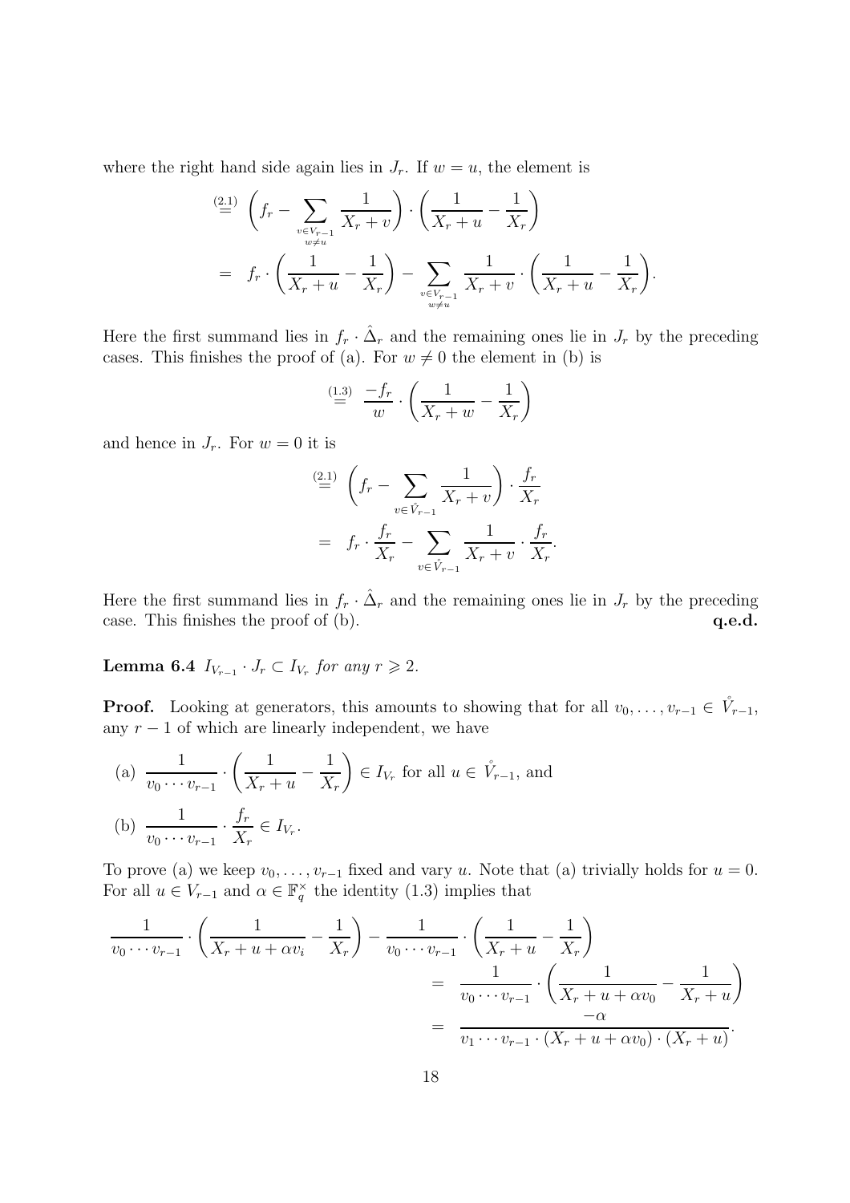where the right hand side again lies in $J_r$. If $w = u$, the element is

$$
\begin{aligned}
&\overset{(2.1)}{=} \left( f_r - \sum_{\substack{v \in V_{r-1} \\ w \neq u}} \frac{1}{X_r + v} \right) \cdot \left( \frac{1}{X_r + u} - \frac{1}{X_r} \right) \\
&= f_r \cdot \left( \frac{1}{X_r + u} - \frac{1}{X_r} \right) - \sum_{\substack{v \in V_{r-1} \\ w \neq u}} \frac{1}{X_r + v} \cdot \left( \frac{1}{X_r + u} - \frac{1}{X_r} \right).
\end{aligned}
$$

Here the first summand lies in $f_r \cdot \hat{\Delta}_r$ and the remaining ones lie in $J_r$ by the preceding cases. This finishes the proof of (a). For $w \neq 0$ the element in (b) is

$$
\overset{(1.3)}{=} \frac{-f_r}{w} \cdot \left( \frac{1}{X_r + w} - \frac{1}{X_r} \right)
$$

and hence in $J_r$. For $w = 0$ it is

$$
\begin{aligned}
&\overset{(2.1)}{=} \left( f_r - \sum_{v \in \mathring{V}_{r-1}} \frac{1}{X_r + v} \right) \cdot \frac{f_r}{X_r} \\
&= f_r \cdot \frac{f_r}{X_r} - \sum_{v \in \mathring{V}_{r-1}} \frac{1}{X_r + v} \cdot \frac{f_r}{X_r}.
\end{aligned}
$$

Here the first summand lies in $f_r \cdot \hat{\Delta}_r$ and the remaining ones lie in $J_r$ by the preceding case. This finishes the proof of (b). **q.e.d.**

**Lemma 6.4** *$I_{V_{r-1}} \cdot J_r \subset I_{V_r}$ for any $r \geqslant 2$.*

**Proof.** Looking at generators, this amounts to showing that for all $v_0, \ldots, v_{r-1} \in \mathring{V}_{r-1}$, any $r-1$ of which are linearly independent, we have

(a) $\dfrac{1}{v_0 \cdots v_{r-1}} \cdot \left( \dfrac{1}{X_r + u} - \dfrac{1}{X_r} \right) \in I_{V_r}$ for all $u \in \mathring{V}_{r-1}$, and

(b) $\dfrac{1}{v_0 \cdots v_{r-1}} \cdot \dfrac{f_r}{X_r} \in I_{V_r}$.

To prove (a) we keep $v_0, \ldots, v_{r-1}$ fixed and vary $u$. Note that (a) trivially holds for $u = 0$. For all $u \in V_{r-1}$ and $\alpha \in \mathbb{F}_q^\times$ the identity (1.3) implies that

$$
\begin{aligned}
\frac{1}{v_0 \cdots v_{r-1}} \cdot \left( \frac{1}{X_r + u + \alpha v_i} - \frac{1}{X_r} \right) - \frac{1}{v_0 \cdots v_{r-1}} \cdot \left( \frac{1}{X_r + u} - \frac{1}{X_r} \right)& \\
= \frac{1}{v_0 \cdots v_{r-1}} \cdot \left( \frac{1}{X_r + u + \alpha v_0} - \frac{1}{X_r + u} \right)& \\
= \frac{-\alpha}{v_1 \cdots v_{r-1} \cdot (X_r + u + \alpha v_0) \cdot (X_r + u)}&.
\end{aligned}
$$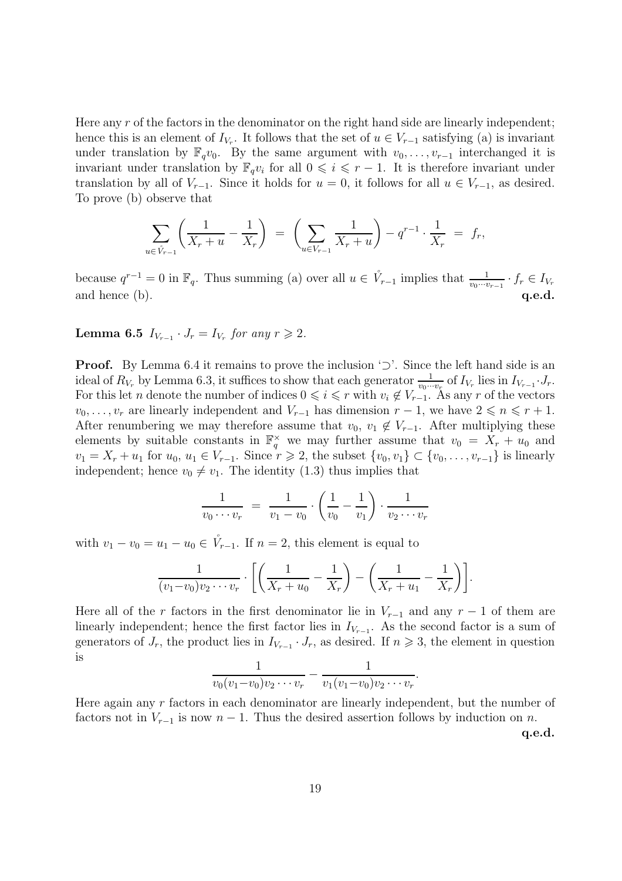Here any $r$ of the factors in the denominator on the right hand side are linearly independent; hence this is an element of $I_{V_r}$. It follows that the set of $u \in V_{r-1}$ satisfying (a) is invariant under translation by $\mathbb{F}_q v_0$. By the same argument with $v_0, \ldots, v_{r-1}$ interchanged it is invariant under translation by $\mathbb{F}_q v_i$ for all $0 \leqslant i \leqslant r-1$. It is therefore invariant under translation by all of $V_{r-1}$. Since it holds for $u = 0$, it follows for all $u \in V_{r-1}$, as desired. To prove (b) observe that

$$\sum_{u \in \mathring{V}_{r-1}} \left( \frac{1}{X_r + u} - \frac{1}{X_r} \right) \;=\; \left( \sum_{u \in V_{r-1}} \frac{1}{X_r + u} \right) - q^{r-1} \cdot \frac{1}{X_r} \;=\; f_r,$$

because $q^{r-1} = 0$ in $\mathbb{F}_q$. Thus summing (a) over all $u \in \mathring{V}_{r-1}$ implies that $\frac{1}{v_0 \cdots v_{r-1}} \cdot f_r \in I_{V_r}$ and hence (b). **q.e.d.**

**Lemma 6.5** *$I_{V_{r-1}} \cdot J_r = I_{V_r}$ for any $r \geqslant 2$.*

**Proof.** By Lemma 6.4 it remains to prove the inclusion '$\supset$'. Since the left hand side is an ideal of $R_{V_r}$ by Lemma 6.3, it suffices to show that each generator $\frac{1}{v_0 \cdots v_r}$ of $I_{V_r}$ lies in $I_{V_{r-1}} \cdot J_r$. For this let $n$ denote the number of indices $0 \leqslant i \leqslant r$ with $v_i \notin V_{r-1}$. As any $r$ of the vectors $v_0, \ldots, v_r$ are linearly independent and $V_{r-1}$ has dimension $r-1$, we have $2 \leqslant n \leqslant r+1$. After renumbering we may therefore assume that $v_0, v_1 \notin V_{r-1}$. After multiplying these elements by suitable constants in $\mathbb{F}_q^\times$ we may further assume that $v_0 = X_r + u_0$ and $v_1 = X_r + u_1$ for $u_0, u_1 \in V_{r-1}$. Since $r \geqslant 2$, the subset $\{v_0, v_1\} \subset \{v_0, \ldots, v_{r-1}\}$ is linearly independent; hence $v_0 \neq v_1$. The identity (1.3) thus implies that

$$\frac{1}{v_0 \cdots v_r} \;=\; \frac{1}{v_1 - v_0} \cdot \left( \frac{1}{v_0} - \frac{1}{v_1} \right) \cdot \frac{1}{v_2 \cdots v_r}$$

with $v_1 - v_0 = u_1 - u_0 \in \mathring{V}_{r-1}$. If $n = 2$, this element is equal to

$$\frac{1}{(v_1 - v_0) v_2 \cdots v_r} \cdot \left[ \left( \frac{1}{X_r + u_0} - \frac{1}{X_r} \right) - \left( \frac{1}{X_r + u_1} - \frac{1}{X_r} \right) \right].$$

Here all of the $r$ factors in the first denominator lie in $V_{r-1}$ and any $r-1$ of them are linearly independent; hence the first factor lies in $I_{V_{r-1}}$. As the second factor is a sum of generators of $J_r$, the product lies in $I_{V_{r-1}} \cdot J_r$, as desired. If $n \geqslant 3$, the element in question is

$$\frac{1}{v_0 (v_1 - v_0) v_2 \cdots v_r} - \frac{1}{v_1 (v_1 - v_0) v_2 \cdots v_r}.$$

Here again any $r$ factors in each denominator are linearly independent, but the number of factors not in $V_{r-1}$ is now $n-1$. Thus the desired assertion follows by induction on $n$.

**q.e.d.**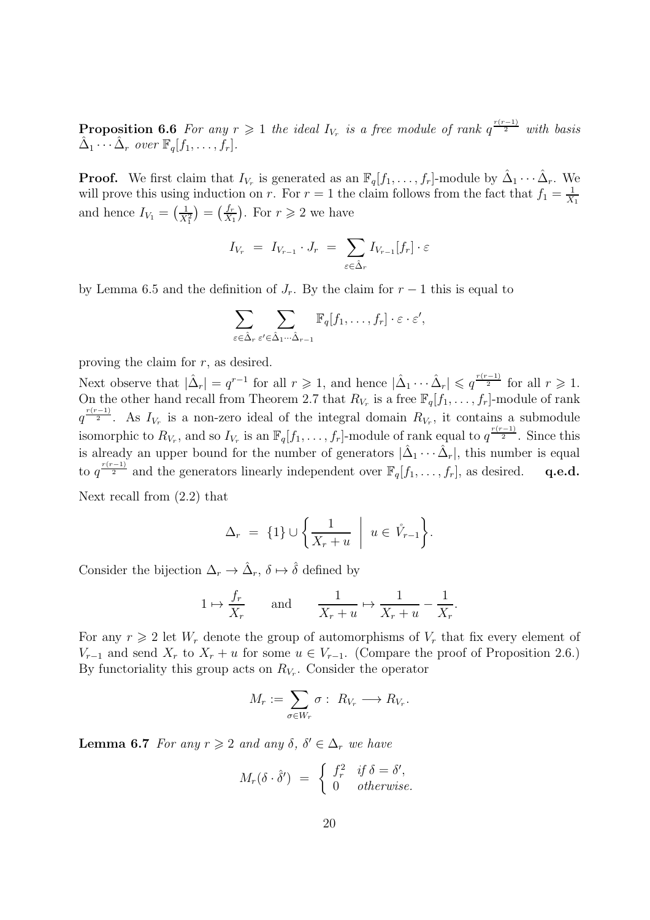**Proposition 6.6** *For any $r \geqslant 1$ the ideal $I_{V_r}$ is a free module of rank $q^{\frac{r(r-1)}{2}}$ with basis $\hat{\Delta}_1 \cdots \hat{\Delta}_r$ over $\mathbb{F}_q[f_1, \ldots, f_r]$.*

**Proof.** We first claim that $I_{V_r}$ is generated as an $\mathbb{F}_q[f_1, \ldots, f_r]$-module by $\hat{\Delta}_1 \cdots \hat{\Delta}_r$. We will prove this using induction on $r$. For $r = 1$ the claim follows from the fact that $f_1 = \frac{1}{X_1}$ and hence $I_{V_1} = \left(\frac{1}{X_1^2}\right) = \left(\frac{f_r}{X_1}\right)$. For $r \geqslant 2$ we have

$$I_{V_r} \ = \ I_{V_{r-1}} \cdot J_r \ = \ \sum_{\varepsilon \in \hat{\Delta}_r} I_{V_{r-1}}[f_r] \cdot \varepsilon$$

by Lemma 6.5 and the definition of $J_r$. By the claim for $r-1$ this is equal to

$$\sum_{\varepsilon \in \hat{\Delta}_r} \sum_{\varepsilon' \in \hat{\Delta}_1 \cdots \hat{\Delta}_{r-1}} \mathbb{F}_q[f_1, \ldots, f_r] \cdot \varepsilon \cdot \varepsilon',$$

proving the claim for $r$, as desired.

Next observe that $|\hat{\Delta}_r| = q^{r-1}$ for all $r \geqslant 1$, and hence $|\hat{\Delta}_1 \cdots \hat{\Delta}_r| \leqslant q^{\frac{r(r-1)}{2}}$ for all $r \geqslant 1$. On the other hand recall from Theorem 2.7 that $R_{V_r}$ is a free $\mathbb{F}_q[f_1, \ldots, f_r]$-module of rank $q^{\frac{r(r-1)}{2}}$. As $I_{V_r}$ is a non-zero ideal of the integral domain $R_{V_r}$, it contains a submodule isomorphic to $R_{V_r}$, and so $I_{V_r}$ is an $\mathbb{F}_q[f_1, \ldots, f_r]$-module of rank equal to $q^{\frac{r(r-1)}{2}}$. Since this is already an upper bound for the number of generators $|\hat{\Delta}_1 \cdots \hat{\Delta}_r|$, this number is equal to $q^{\frac{r(r-1)}{2}}$ and the generators linearly independent over $\mathbb{F}_q[f_1, \ldots, f_r]$, as desired. **q.e.d.**

Next recall from (2.2) that

$$\Delta_r \ = \ \{1\} \cup \left\{ \frac{1}{X_r + u} \ \middle| \ u \in \mathring{V}_{r-1} \right\}.$$

Consider the bijection $\Delta_r \to \hat{\Delta}_r$, $\delta \mapsto \hat{\delta}$ defined by

$$1 \mapsto \frac{f_r}{X_r} \qquad \text{and} \qquad \frac{1}{X_r + u} \mapsto \frac{1}{X_r + u} - \frac{1}{X_r}.$$

For any $r \geqslant 2$ let $W_r$ denote the group of automorphisms of $V_r$ that fix every element of $V_{r-1}$ and send $X_r$ to $X_r + u$ for some $u \in V_{r-1}$. (Compare the proof of Proposition 2.6.) By functoriality this group acts on $R_{V_r}$. Consider the operator

$$M_r := \sum_{\sigma \in W_r} \sigma : \ R_{V_r} \longrightarrow R_{V_r}.$$

**Lemma 6.7** *For any $r \geqslant 2$ and any $\delta$, $\delta' \in \Delta_r$ we have*

$$M_r(\delta \cdot \hat{\delta}') \ = \ \begin{cases} f_r^2 & \text{if } \delta = \delta', \\ 0 & \text{otherwise.} \end{cases}$$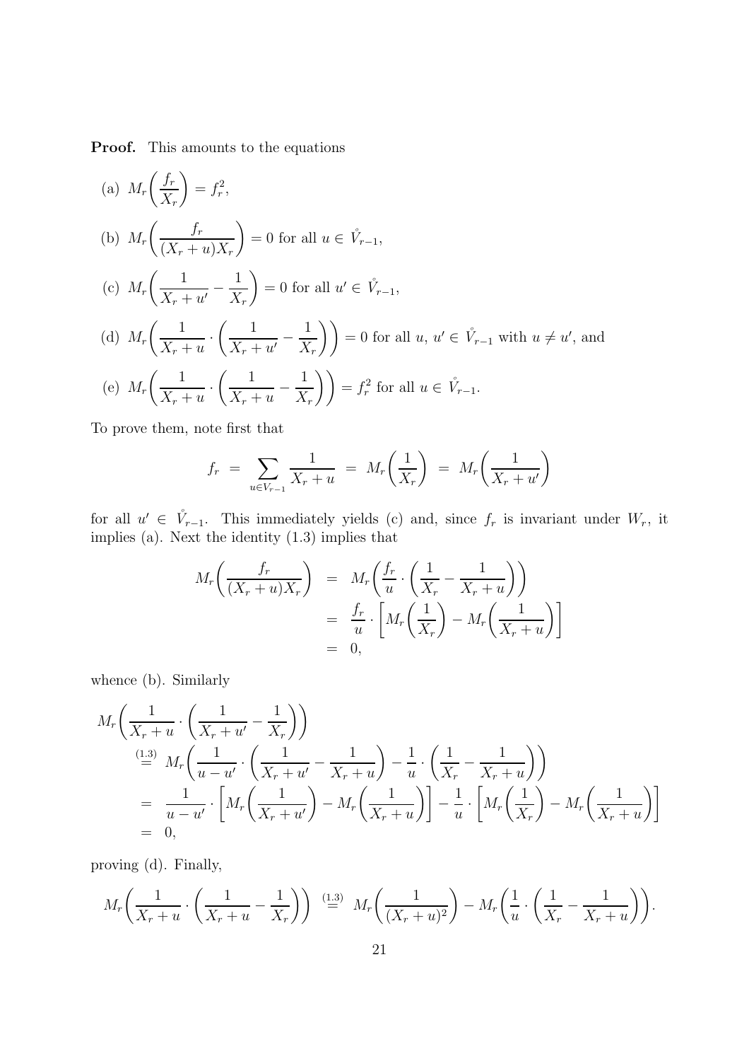**Proof.** This amounts to the equations

(a) $M_r\bigg(\dfrac{f_r}{X_r}\bigg) = f_r^2$,

(b) $M_r\bigg(\dfrac{f_r}{(X_r+u)X_r}\bigg) = 0$ for all $u \in \mathring{V}_{r-1}$,

(c) $M_r\bigg(\dfrac{1}{X_r+u'} - \dfrac{1}{X_r}\bigg) = 0$ for all $u' \in \mathring{V}_{r-1}$,

(d) $M_r\bigg(\dfrac{1}{X_r+u}\cdot\bigg(\dfrac{1}{X_r+u'} - \dfrac{1}{X_r}\bigg)\bigg) = 0$ for all $u$, $u' \in \mathring{V}_{r-1}$ with $u \neq u'$, and

(e) $M_r\bigg(\dfrac{1}{X_r+u}\cdot\bigg(\dfrac{1}{X_r+u} - \dfrac{1}{X_r}\bigg)\bigg) = f_r^2$ for all $u \in \mathring{V}_{r-1}$.

To prove them, note first that

$$f_r \;=\; \sum_{u\in V_{r-1}} \frac{1}{X_r+u} \;=\; M_r\bigg(\frac{1}{X_r}\bigg) \;=\; M_r\bigg(\frac{1}{X_r+u'}\bigg)$$

for all $u' \in \mathring{V}_{r-1}$. This immediately yields (c) and, since $f_r$ is invariant under $W_r$, it implies (a). Next the identity (1.3) implies that

$$\begin{aligned}
M_r\bigg(\frac{f_r}{(X_r+u)X_r}\bigg) &= M_r\bigg(\frac{f_r}{u}\cdot\bigg(\frac{1}{X_r} - \frac{1}{X_r+u}\bigg)\bigg) \\
&= \frac{f_r}{u}\cdot\bigg[M_r\bigg(\frac{1}{X_r}\bigg) - M_r\bigg(\frac{1}{X_r+u}\bigg)\bigg] \\
&= 0,
\end{aligned}$$

whence (b). Similarly

$$\begin{aligned}
&M_r\bigg(\frac{1}{X_r+u}\cdot\bigg(\frac{1}{X_r+u'} - \frac{1}{X_r}\bigg)\bigg) \\
&\quad\overset{(1.3)}{=}\; M_r\bigg(\frac{1}{u-u'}\cdot\bigg(\frac{1}{X_r+u'} - \frac{1}{X_r+u}\bigg) - \frac{1}{u}\cdot\bigg(\frac{1}{X_r} - \frac{1}{X_r+u}\bigg)\bigg) \\
&\quad=\; \frac{1}{u-u'}\cdot\bigg[M_r\bigg(\frac{1}{X_r+u'}\bigg) - M_r\bigg(\frac{1}{X_r+u}\bigg)\bigg] - \frac{1}{u}\cdot\bigg[M_r\bigg(\frac{1}{X_r}\bigg) - M_r\bigg(\frac{1}{X_r+u}\bigg)\bigg] \\
&\quad=\; 0,
\end{aligned}$$

proving (d). Finally,

$$M_r\bigg(\frac{1}{X_r+u}\cdot\bigg(\frac{1}{X_r+u} - \frac{1}{X_r}\bigg)\bigg) \;\overset{(1.3)}{=}\; M_r\bigg(\frac{1}{(X_r+u)^2}\bigg) - M_r\bigg(\frac{1}{u}\cdot\bigg(\frac{1}{X_r} - \frac{1}{X_r+u}\bigg)\bigg).$$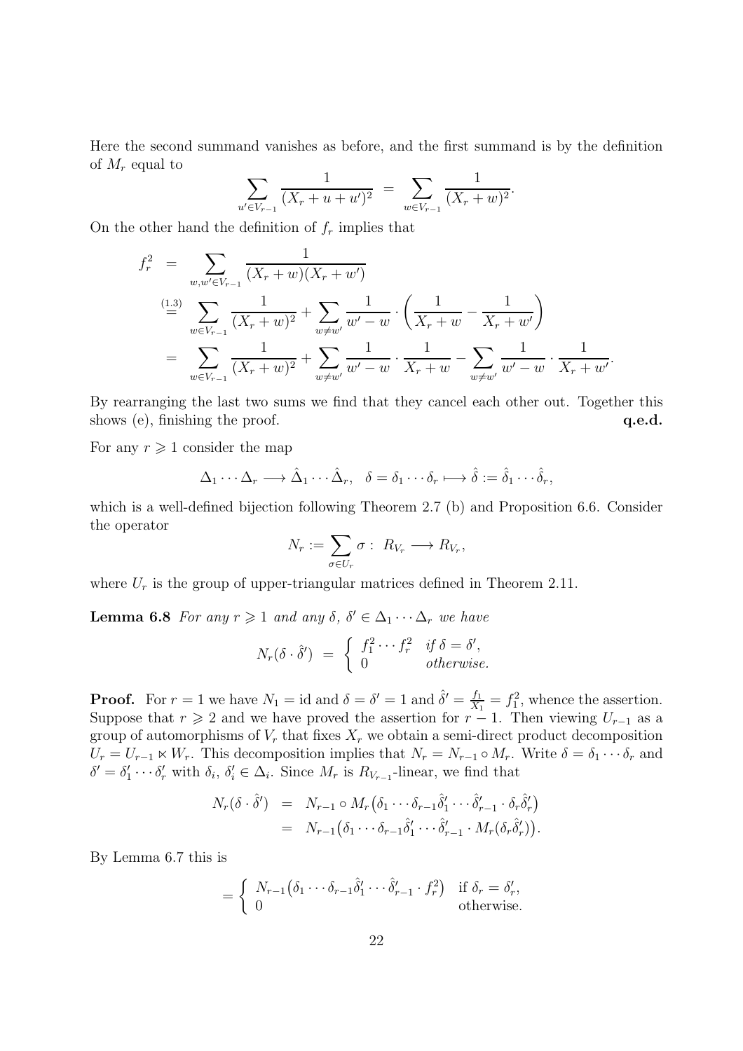Here the second summand vanishes as before, and the first summand is by the definition of $M_r$ equal to

$$\sum_{u' \in V_{r-1}} \frac{1}{(X_r + u + u')^2} \;=\; \sum_{w \in V_{r-1}} \frac{1}{(X_r + w)^2}.$$

On the other hand the definition of $f_r$ implies that

$$\begin{aligned}
f_r^2 \;&=\; \sum_{w, w' \in V_{r-1}} \frac{1}{(X_r + w)(X_r + w')} \\
&\overset{(1.3)}{=} \sum_{w \in V_{r-1}} \frac{1}{(X_r + w)^2} + \sum_{w \neq w'} \frac{1}{w' - w} \cdot \left( \frac{1}{X_r + w} - \frac{1}{X_r + w'} \right) \\
&=\; \sum_{w \in V_{r-1}} \frac{1}{(X_r + w)^2} + \sum_{w \neq w'} \frac{1}{w' - w} \cdot \frac{1}{X_r + w} - \sum_{w \neq w'} \frac{1}{w' - w} \cdot \frac{1}{X_r + w'}.
\end{aligned}$$

By rearranging the last two sums we find that they cancel each other out. Together this shows (e), finishing the proof. **q.e.d.**

For any $r \geqslant 1$ consider the map

$$\Delta_1 \cdots \Delta_r \longrightarrow \hat{\Delta}_1 \cdots \hat{\Delta}_r, \quad \delta = \delta_1 \cdots \delta_r \longmapsto \hat{\delta} := \hat{\delta}_1 \cdots \hat{\delta}_r,$$

which is a well-defined bijection following Theorem 2.7 (b) and Proposition 6.6. Consider the operator

$$N_r := \sum_{\sigma \in U_r} \sigma : \; R_{V_r} \longrightarrow R_{V_r},$$

where $U_r$ is the group of upper-triangular matrices defined in Theorem 2.11.

**Lemma 6.8** *For any $r \geqslant 1$ and any $\delta$, $\delta' \in \Delta_1 \cdots \Delta_r$ we have*

$$N_r(\delta \cdot \hat{\delta}') \;=\; \begin{cases} f_1^2 \cdots f_r^2 & \text{if } \delta = \delta', \\ 0 & \text{otherwise.} \end{cases}$$

**Proof.** For $r = 1$ we have $N_1 = \mathrm{id}$ and $\delta = \delta' = 1$ and $\hat{\delta}' = \frac{f_1}{X_1} = f_1^2$, whence the assertion. Suppose that $r \geqslant 2$ and we have proved the assertion for $r - 1$. Then viewing $U_{r-1}$ as a group of automorphisms of $V_r$ that fixes $X_r$ we obtain a semi-direct product decomposition $U_r = U_{r-1} \ltimes W_r$. This decomposition implies that $N_r = N_{r-1} \circ M_r$. Write $\delta = \delta_1 \cdots \delta_r$ and $\delta' = \delta'_1 \cdots \delta'_r$ with $\delta_i$, $\delta'_i \in \Delta_i$. Since $M_r$ is $R_{V_{r-1}}$-linear, we find that

$$\begin{aligned}
N_r(\delta \cdot \hat{\delta}') \;&=\; N_{r-1} \circ M_r\big(\delta_1 \cdots \delta_{r-1} \hat{\delta}'_1 \cdots \hat{\delta}'_{r-1} \cdot \delta_r \hat{\delta}'_r\big) \\
&=\; N_{r-1}\big(\delta_1 \cdots \delta_{r-1} \hat{\delta}'_1 \cdots \hat{\delta}'_{r-1} \cdot M_r(\delta_r \hat{\delta}'_r)\big).
\end{aligned}$$

By Lemma 6.7 this is

$$= \begin{cases} N_{r-1}\big(\delta_1 \cdots \delta_{r-1} \hat{\delta}'_1 \cdots \hat{\delta}'_{r-1} \cdot f_r^2\big) & \text{if } \delta_r = \delta'_r, \\ 0 & \text{otherwise.} \end{cases}$$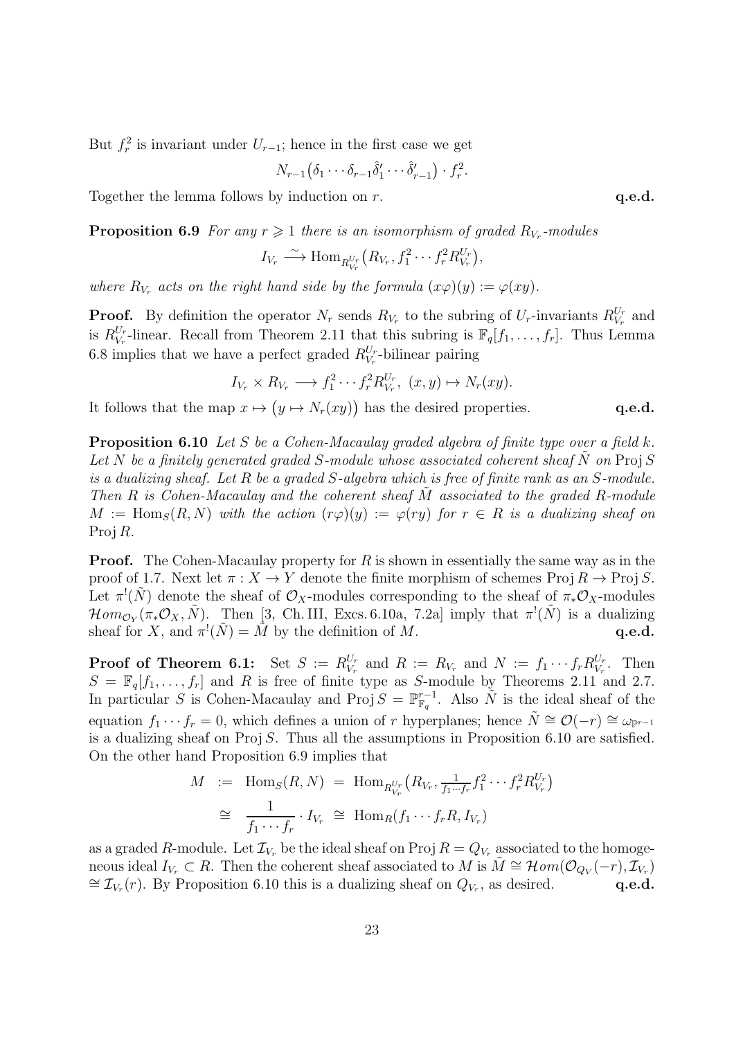But $f_r^2$ is invariant under $U_{r-1}$; hence in the first case we get

$$N_{r-1}\big(\delta_1\cdots\delta_{r-1}\hat{\delta}'_1\cdots\hat{\delta}'_{r-1}\big)\cdot f_r^2.$$

Together the lemma follows by induction on $r$. **q.e.d.**

**Proposition 6.9** *For any $r \geqslant 1$ there is an isomorphism of graded $R_{V_r}$-modules*

$$I_{V_r} \xrightarrow{\ \sim\ } \operatorname{Hom}_{R_{V_r}^{U_r}}\big(R_{V_r}, f_1^2\cdots f_r^2 R_{V_r}^{U_r}\big),$$

*where $R_{V_r}$ acts on the right hand side by the formula $(x\varphi)(y) := \varphi(xy)$.*

**Proof.** By definition the operator $N_r$ sends $R_{V_r}$ to the subring of $U_r$-invariants $R_{V_r}^{U_r}$ and is $R_{V_r}^{U_r}$-linear. Recall from Theorem 2.11 that this subring is $\mathbb{F}_q[f_1,\ldots,f_r]$. Thus Lemma 6.8 implies that we have a perfect graded $R_{V_r}^{U_r}$-bilinear pairing

$$I_{V_r}\times R_{V_r} \longrightarrow f_1^2\cdots f_r^2 R_{V_r}^{U_r},\ (x,y)\mapsto N_r(xy).$$

It follows that the map $x \mapsto \big(y\mapsto N_r(xy)\big)$ has the desired properties. **q.e.d.**

**Proposition 6.10** *Let $S$ be a Cohen-Macaulay graded algebra of finite type over a field $k$. Let $N$ be a finitely generated graded $S$-module whose associated coherent sheaf $\tilde{N}$ on $\operatorname{Proj} S$ is a dualizing sheaf. Let $R$ be a graded $S$-algebra which is free of finite rank as an $S$-module. Then $R$ is Cohen-Macaulay and the coherent sheaf $\tilde{M}$ associated to the graded $R$-module $M := \operatorname{Hom}_S(R,N)$ with the action $(r\varphi)(y) := \varphi(ry)$ for $r\in R$ is a dualizing sheaf on $\operatorname{Proj} R$.*

**Proof.** The Cohen-Macaulay property for $R$ is shown in essentially the same way as in the proof of 1.7. Next let $\pi : X\to Y$ denote the finite morphism of schemes $\operatorname{Proj} R\to\operatorname{Proj} S$. Let $\pi^!(\tilde{N})$ denote the sheaf of $\mathcal{O}_X$-modules corresponding to the sheaf of $\pi_*\mathcal{O}_X$-modules $\mathcal{H}om_{\mathcal{O}_Y}(\pi_*\mathcal{O}_X,\tilde{N})$. Then [3, Ch. III, Excs. 6.10a, 7.2a] imply that $\pi^!(\tilde{N})$ is a dualizing sheaf for $X$, and $\pi^!(\tilde{N}) = \tilde{M}$ by the definition of $M$. **q.e.d.**

**Proof of Theorem 6.1:** Set $S := R_{V_r}^{U_r}$ and $R := R_{V_r}$ and $N := f_1\cdots f_r R_{V_r}^{U_r}$. Then $S = \mathbb{F}_q[f_1,\ldots,f_r]$ and $R$ is free of finite type as $S$-module by Theorems 2.11 and 2.7. In particular $S$ is Cohen-Macaulay and $\operatorname{Proj} S = \mathbb{P}^{r-1}_{\mathbb{F}_q}$. Also $\tilde{N}$ is the ideal sheaf of the equation $f_1\cdots f_r = 0$, which defines a union of $r$ hyperplanes; hence $\tilde{N}\cong\mathcal{O}(-r)\cong\omega_{\mathbb{P}^{r-1}}$ is a dualizing sheaf on $\operatorname{Proj} S$. Thus all the assumptions in Proposition 6.10 are satisfied. On the other hand Proposition 6.9 implies that

$$\begin{aligned} M &:= \operatorname{Hom}_S(R,N) \;=\; \operatorname{Hom}_{R_{V_r}^{U_r}}\big(R_{V_r},\tfrac{1}{f_1\cdots f_r}f_1^2\cdots f_r^2 R_{V_r}^{U_r}\big)\\ &\cong \frac{1}{f_1\cdots f_r}\cdot I_{V_r} \;\cong\; \operatorname{Hom}_R(f_1\cdots f_r R, I_{V_r}) \end{aligned}$$

as a graded $R$-module. Let $\mathcal{I}_{V_r}$ be the ideal sheaf on $\operatorname{Proj} R = Q_{V_r}$ associated to the homogeneous ideal $I_{V_r}\subset R$. Then the coherent sheaf associated to $M$ is $\tilde{M}\cong\mathcal{H}om(\mathcal{O}_{Q_V}(-r),\mathcal{I}_{V_r})$ $\cong\mathcal{I}_{V_r}(r)$. By Proposition 6.10 this is a dualizing sheaf on $Q_{V_r}$, as desired. **q.e.d.**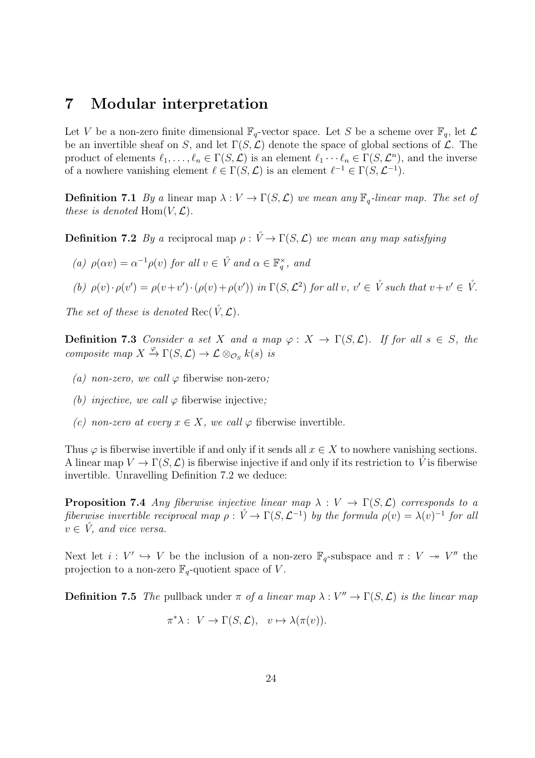# 7 Modular interpretation

Let $V$ be a non-zero finite dimensional $\mathbb{F}_q$-vector space. Let $S$ be a scheme over $\mathbb{F}_q$, let $\mathcal{L}$ be an invertible sheaf on $S$, and let $\Gamma(S, \mathcal{L})$ denote the space of global sections of $\mathcal{L}$. The product of elements $\ell_1, \ldots, \ell_n \in \Gamma(S, \mathcal{L})$ is an element $\ell_1 \cdots \ell_n \in \Gamma(S, \mathcal{L}^n)$, and the inverse of a nowhere vanishing element $\ell \in \Gamma(S, \mathcal{L})$ is an element $\ell^{-1} \in \Gamma(S, \mathcal{L}^{-1})$.

**Definition 7.1** *By a* linear map $\lambda : V \to \Gamma(S, \mathcal{L})$ *we mean any $\mathbb{F}_q$-linear map. The set of these is denoted* $\operatorname{Hom}(V, \mathcal{L})$.

**Definition 7.2** *By a* reciprocal map $\rho : \mathring{V} \to \Gamma(S, \mathcal{L})$ *we mean any map satisfying*

*(a)* $\rho(\alpha v) = \alpha^{-1} \rho(v)$ *for all* $v \in \mathring{V}$ *and* $\alpha \in \mathbb{F}_q^\times$, *and*

*(b)* $\rho(v) \cdot \rho(v') = \rho(v + v') \cdot (\rho(v) + \rho(v'))$ *in* $\Gamma(S, \mathcal{L}^2)$ *for all* $v$, $v' \in \mathring{V}$ *such that* $v + v' \in \mathring{V}$.

*The set of these is denoted* $\operatorname{Rec}(\mathring{V}, \mathcal{L})$.

**Definition 7.3** *Consider a set $X$ and a map $\varphi : X \to \Gamma(S, \mathcal{L})$. If for all $s \in S$, the composite map* $X \xrightarrow{\varphi} \Gamma(S, \mathcal{L}) \to \mathcal{L} \otimes_{\mathcal{O}_S} k(s)$ *is*

*(a) non-zero, we call $\varphi$* fiberwise non-zero*;*

*(b) injective, we call $\varphi$* fiberwise injective*;*

*(c) non-zero at every $x \in X$, we call $\varphi$* fiberwise invertible.

Thus $\varphi$ is fiberwise invertible if and only if it sends all $x \in X$ to nowhere vanishing sections. A linear map $V \to \Gamma(S, \mathcal{L})$ is fiberwise injective if and only if its restriction to $\mathring{V}$ is fiberwise invertible. Unravelling Definition 7.2 we deduce:

**Proposition 7.4** *Any fiberwise injective linear map $\lambda : V \to \Gamma(S, \mathcal{L})$ corresponds to a fiberwise invertible reciprocal map $\rho : \mathring{V} \to \Gamma(S, \mathcal{L}^{-1})$ by the formula $\rho(v) = \lambda(v)^{-1}$ for all $v \in \mathring{V}$, and vice versa.*

Next let $i : V' \hookrightarrow V$ be the inclusion of a non-zero $\mathbb{F}_q$-subspace and $\pi : V \twoheadrightarrow V''$ the projection to a non-zero $\mathbb{F}_q$-quotient space of $V$.

**Definition 7.5** *The* pullback under $\pi$ *of a linear map $\lambda : V'' \to \Gamma(S, \mathcal{L})$ is the linear map*

$$\pi^*\lambda : \; V \to \Gamma(S, \mathcal{L}), \quad v \mapsto \lambda(\pi(v)).$$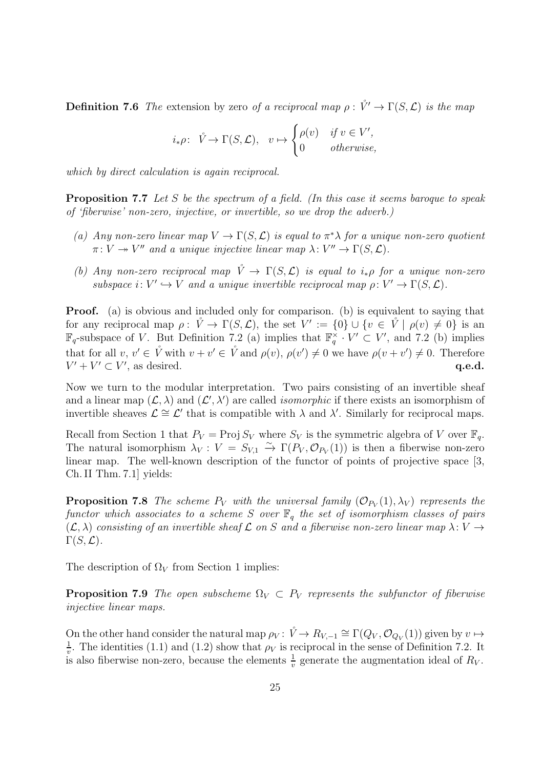**Definition 7.6** *The* extension by zero *of a reciprocal map $\rho : \mathring{V}' \to \Gamma(S, \mathcal{L})$ is the map*

$$i_*\rho\colon\ \mathring{V} \to \Gamma(S, \mathcal{L}), \quad v \mapsto \begin{cases} \rho(v) & \textit{if } v \in V', \\ 0 & \textit{otherwise,} \end{cases}$$

*which by direct calculation is again reciprocal.*

**Proposition 7.7** *Let $S$ be the spectrum of a field. (In this case it seems baroque to speak of 'fiberwise' non-zero, injective, or invertible, so we drop the adverb.)*

- *(a) Any non-zero linear map $V \to \Gamma(S, \mathcal{L})$ is equal to $\pi^*\lambda$ for a unique non-zero quotient $\pi\colon V \twoheadrightarrow V''$ and a unique injective linear map $\lambda\colon V'' \to \Gamma(S, \mathcal{L})$.*
- *(b) Any non-zero reciprocal map $\mathring{V} \to \Gamma(S, \mathcal{L})$ is equal to $i_*\rho$ for a unique non-zero subspace $i\colon V' \hookrightarrow V$ and a unique invertible reciprocal map $\rho\colon V' \to \Gamma(S, \mathcal{L})$.*

**Proof.** (a) is obvious and included only for comparison. (b) is equivalent to saying that for any reciprocal map $\rho : \mathring{V} \to \Gamma(S, \mathcal{L})$, the set $V' := \{0\} \cup \{v \in \mathring{V} \mid \rho(v) \neq 0\}$ is an $\mathbb{F}_q$-subspace of $V$. But Definition 7.2 (a) implies that $\mathbb{F}_q^\times \cdot V' \subset V'$, and 7.2 (b) implies that for all $v, v' \in \mathring{V}$ with $v + v' \in \mathring{V}$ and $\rho(v), \rho(v') \neq 0$ we have $\rho(v + v') \neq 0$. Therefore $V' + V' \subset V'$, as desired. **q.e.d.**

Now we turn to the modular interpretation. Two pairs consisting of an invertible sheaf and a linear map $(\mathcal{L}, \lambda)$ and $(\mathcal{L}', \lambda')$ are called *isomorphic* if there exists an isomorphism of invertible sheaves $\mathcal{L} \cong \mathcal{L}'$ that is compatible with $\lambda$ and $\lambda'$. Similarly for reciprocal maps.

Recall from Section 1 that $P_V = \operatorname{Proj} S_V$ where $S_V$ is the symmetric algebra of $V$ over $\mathbb{F}_q$. The natural isomorphism $\lambda_V : V = S_{V,1} \xrightarrow{\sim} \Gamma(P_V, \mathcal{O}_{P_V}(1))$ is then a fiberwise non-zero linear map. The well-known description of the functor of points of projective space [3, Ch. II Thm. 7.1] yields:

**Proposition 7.8** *The scheme $P_V$ with the universal family $(\mathcal{O}_{P_V}(1), \lambda_V)$ represents the functor which associates to a scheme $S$ over $\mathbb{F}_q$ the set of isomorphism classes of pairs $(\mathcal{L}, \lambda)$ consisting of an invertible sheaf $\mathcal{L}$ on $S$ and a fiberwise non-zero linear map $\lambda\colon V \to \Gamma(S, \mathcal{L})$.*

The description of $\Omega_V$ from Section 1 implies:

**Proposition 7.9** *The open subscheme $\Omega_V \subset P_V$ represents the subfunctor of fiberwise injective linear maps.*

On the other hand consider the natural map $\rho_V\colon \mathring{V} \to R_{V,-1} \cong \Gamma(Q_V, \mathcal{O}_{Q_V}(1))$ given by $v \mapsto \frac{1}{v}$. The identities (1.1) and (1.2) show that $\rho_V$ is reciprocal in the sense of Definition 7.2. It is also fiberwise non-zero, because the elements $\frac{1}{v}$ generate the augmentation ideal of $R_V$.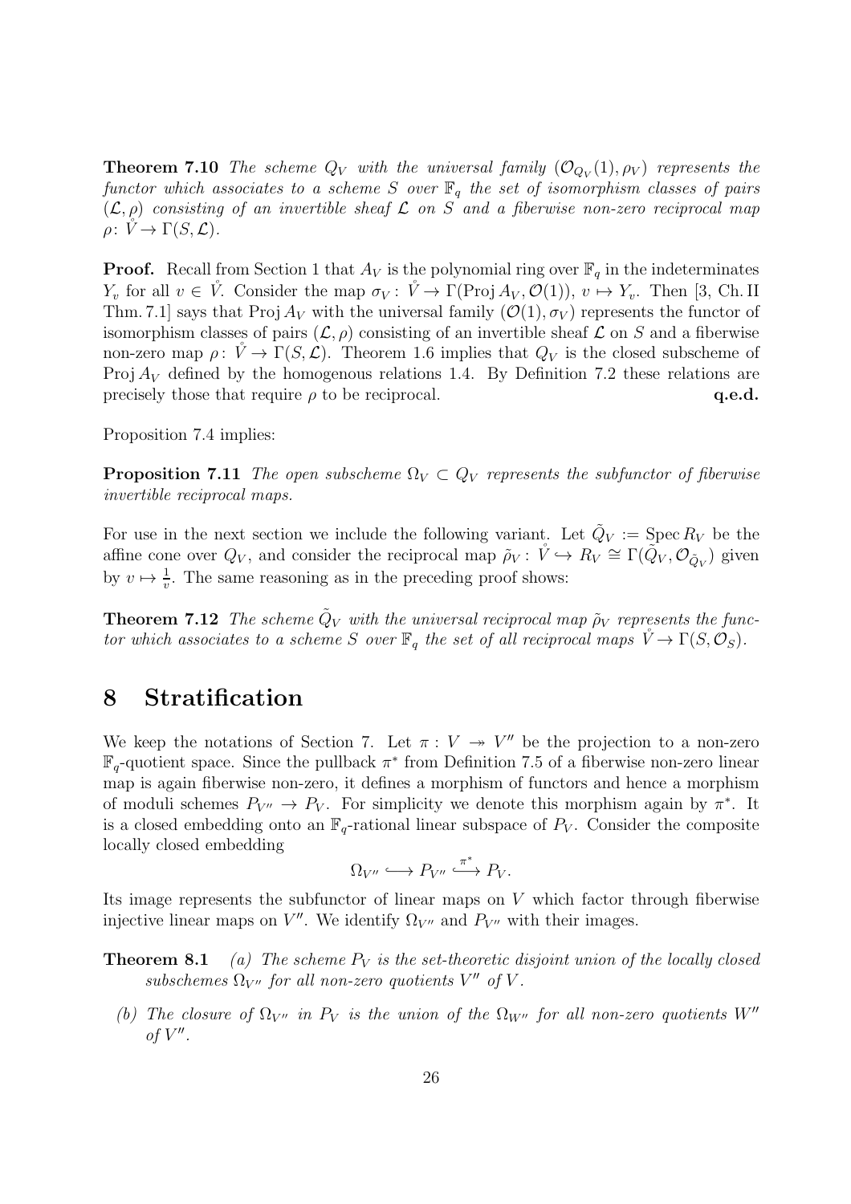**Theorem 7.10** *The scheme $Q_V$ with the universal family $(\mathcal{O}_{Q_V}(1), \rho_V)$ represents the functor which associates to a scheme $S$ over $\mathbb{F}_q$ the set of isomorphism classes of pairs $(\mathcal{L}, \rho)$ consisting of an invertible sheaf $\mathcal{L}$ on $S$ and a fiberwise non-zero reciprocal map $\rho\colon \mathring{V} \to \Gamma(S, \mathcal{L})$.*

**Proof.** Recall from Section 1 that $A_V$ is the polynomial ring over $\mathbb{F}_q$ in the indeterminates $Y_v$ for all $v \in \mathring{V}$. Consider the map $\sigma_V\colon \mathring{V} \to \Gamma(\operatorname{Proj} A_V, \mathcal{O}(1))$, $v \mapsto Y_v$. Then [3, Ch. II Thm. 7.1] says that $\operatorname{Proj} A_V$ with the universal family $(\mathcal{O}(1), \sigma_V)$ represents the functor of isomorphism classes of pairs $(\mathcal{L}, \rho)$ consisting of an invertible sheaf $\mathcal{L}$ on $S$ and a fiberwise non-zero map $\rho\colon \mathring{V} \to \Gamma(S, \mathcal{L})$. Theorem 1.6 implies that $Q_V$ is the closed subscheme of $\operatorname{Proj} A_V$ defined by the homogenous relations 1.4. By Definition 7.2 these relations are precisely those that require $\rho$ to be reciprocal. **q.e.d.**

Proposition 7.4 implies:

**Proposition 7.11** *The open subscheme $\Omega_V \subset Q_V$ represents the subfunctor of fiberwise invertible reciprocal maps.*

For use in the next section we include the following variant. Let $\tilde{Q}_V := \operatorname{Spec} R_V$ be the affine cone over $Q_V$, and consider the reciprocal map $\tilde{\rho}_V\colon \mathring{V} \hookrightarrow R_V \cong \Gamma(\tilde{Q}_V, \mathcal{O}_{\tilde{Q}_V})$ given by $v \mapsto \frac{1}{v}$. The same reasoning as in the preceding proof shows:

**Theorem 7.12** *The scheme $\tilde{Q}_V$ with the universal reciprocal map $\tilde{\rho}_V$ represents the functor which associates to a scheme $S$ over $\mathbb{F}_q$ the set of all reciprocal maps $\mathring{V} \to \Gamma(S, \mathcal{O}_S)$.*

# 8 Stratification

We keep the notations of Section 7. Let $\pi : V \twoheadrightarrow V''$ be the projection to a non-zero $\mathbb{F}_q$-quotient space. Since the pullback $\pi^*$ from Definition 7.5 of a fiberwise non-zero linear map is again fiberwise non-zero, it defines a morphism of functors and hence a morphism of moduli schemes $P_{V''} \to P_V$. For simplicity we denote this morphism again by $\pi^*$. It is a closed embedding onto an $\mathbb{F}_q$-rational linear subspace of $P_V$. Consider the composite locally closed embedding

$$\Omega_{V''} \hookrightarrow P_{V''} \overset{\pi^*}{\hookrightarrow} P_V.$$

Its image represents the subfunctor of linear maps on $V$ which factor through fiberwise injective linear maps on $V''$. We identify $\Omega_{V''}$ and $P_{V''}$ with their images.

**Theorem 8.1** *(a) The scheme $P_V$ is the set-theoretic disjoint union of the locally closed subschemes $\Omega_{V''}$ for all non-zero quotients $V''$ of $V$.*

*(b) The closure of $\Omega_{V''}$ in $P_V$ is the union of the $\Omega_{W''}$ for all non-zero quotients $W''$ of $V''$.*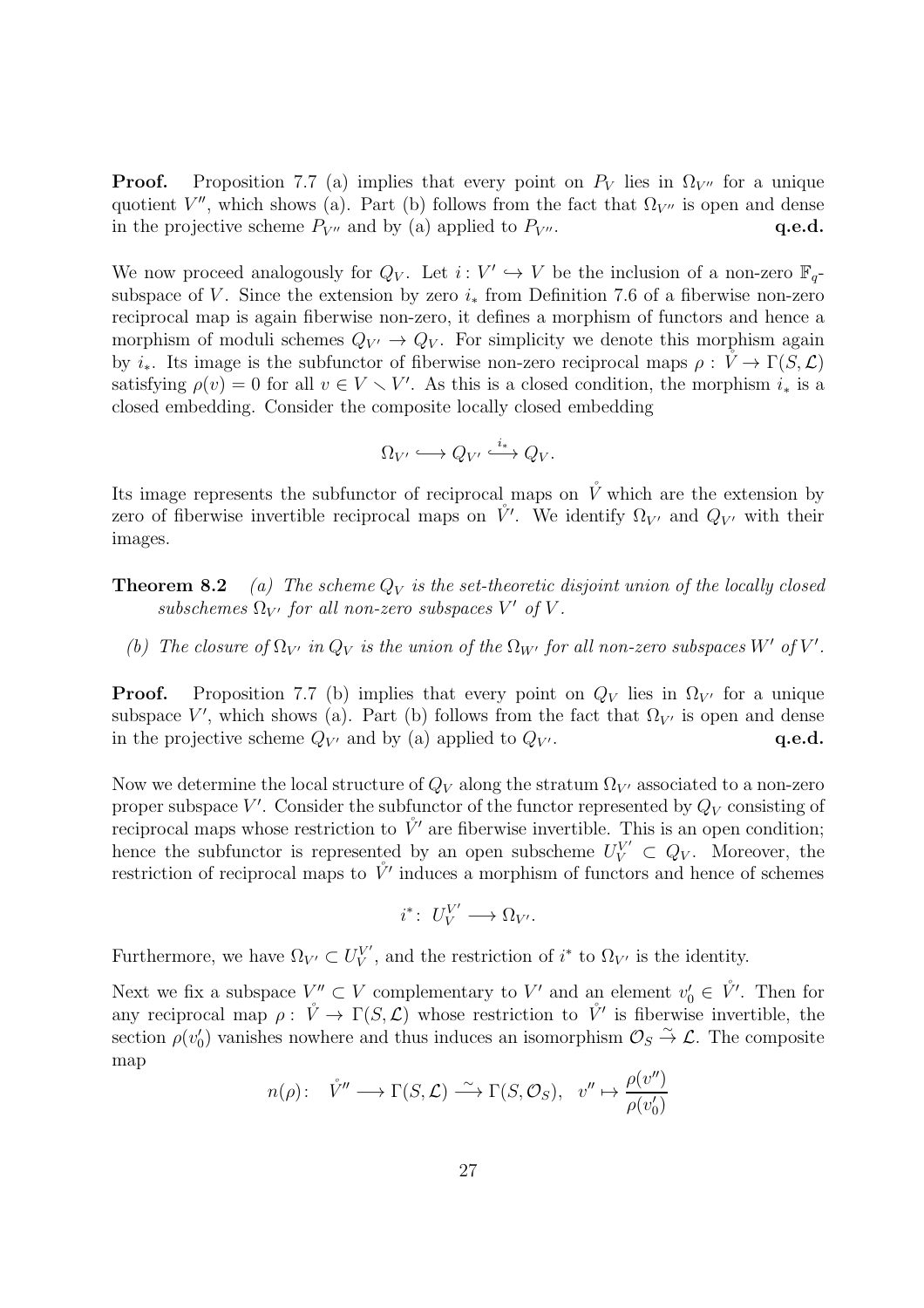**Proof.** Proposition 7.7 (a) implies that every point on $P_V$ lies in $\Omega_{V''}$ for a unique quotient $V''$, which shows (a). Part (b) follows from the fact that $\Omega_{V''}$ is open and dense in the projective scheme $P_{V''}$ and by (a) applied to $P_{V''}$. **q.e.d.**

We now proceed analogously for $Q_V$. Let $i : V' \hookrightarrow V$ be the inclusion of a non-zero $\mathbb{F}_q$-subspace of $V$. Since the extension by zero $i_*$ from Definition 7.6 of a fiberwise non-zero reciprocal map is again fiberwise non-zero, it defines a morphism of functors and hence a morphism of moduli schemes $Q_{V'} \to Q_V$. For simplicity we denote this morphism again by $i_*$. Its image is the subfunctor of fiberwise non-zero reciprocal maps $\rho : \mathring{V} \to \Gamma(S, \mathcal{L})$ satisfying $\rho(v) = 0$ for all $v \in V \smallsetminus V'$. As this is a closed condition, the morphism $i_*$ is a closed embedding. Consider the composite locally closed embedding

$$\Omega_{V'} \hookrightarrow Q_{V'} \xrightarrow{i_*} Q_V.$$

Its image represents the subfunctor of reciprocal maps on $\mathring{V}$ which are the extension by zero of fiberwise invertible reciprocal maps on $\mathring{V}'$. We identify $\Omega_{V'}$ and $Q_{V'}$ with their images.

**Theorem 8.2** *(a) The scheme $Q_V$ is the set-theoretic disjoint union of the locally closed subschemes $\Omega_{V'}$ for all non-zero subspaces $V'$ of $V$.*

*(b) The closure of $\Omega_{V'}$ in $Q_V$ is the union of the $\Omega_{W'}$ for all non-zero subspaces $W'$ of $V'$.*

**Proof.** Proposition 7.7 (b) implies that every point on $Q_V$ lies in $\Omega_{V'}$ for a unique subspace $V'$, which shows (a). Part (b) follows from the fact that $\Omega_{V'}$ is open and dense in the projective scheme $Q_{V'}$ and by (a) applied to $Q_{V'}$. **q.e.d.**

Now we determine the local structure of $Q_V$ along the stratum $\Omega_{V'}$ associated to a non-zero proper subspace $V'$. Consider the subfunctor of the functor represented by $Q_V$ consisting of reciprocal maps whose restriction to $\mathring{V}'$ are fiberwise invertible. This is an open condition; hence the subfunctor is represented by an open subscheme $U_V^{V'} \subset Q_V$. Moreover, the restriction of reciprocal maps to $\mathring{V}'$ induces a morphism of functors and hence of schemes

$$i^* \colon\, U_V^{V'} \longrightarrow \Omega_{V'}.$$

Furthermore, we have $\Omega_{V'} \subset U_V^{V'}$, and the restriction of $i^*$ to $\Omega_{V'}$ is the identity.

Next we fix a subspace $V'' \subset V$ complementary to $V'$ and an element $v_0' \in \mathring{V}'$. Then for any reciprocal map $\rho : \mathring{V} \to \Gamma(S, \mathcal{L})$ whose restriction to $\mathring{V}'$ is fiberwise invertible, the section $\rho(v_0')$ vanishes nowhere and thus induces an isomorphism $\mathcal{O}_S \xrightarrow{\sim} \mathcal{L}$. The composite map

$$n(\rho)\colon \quad \mathring{V}'' \longrightarrow \Gamma(S, \mathcal{L}) \xrightarrow{\ \sim\ } \Gamma(S, \mathcal{O}_S), \quad v'' \mapsto \frac{\rho(v'')}{\rho(v_0')}$$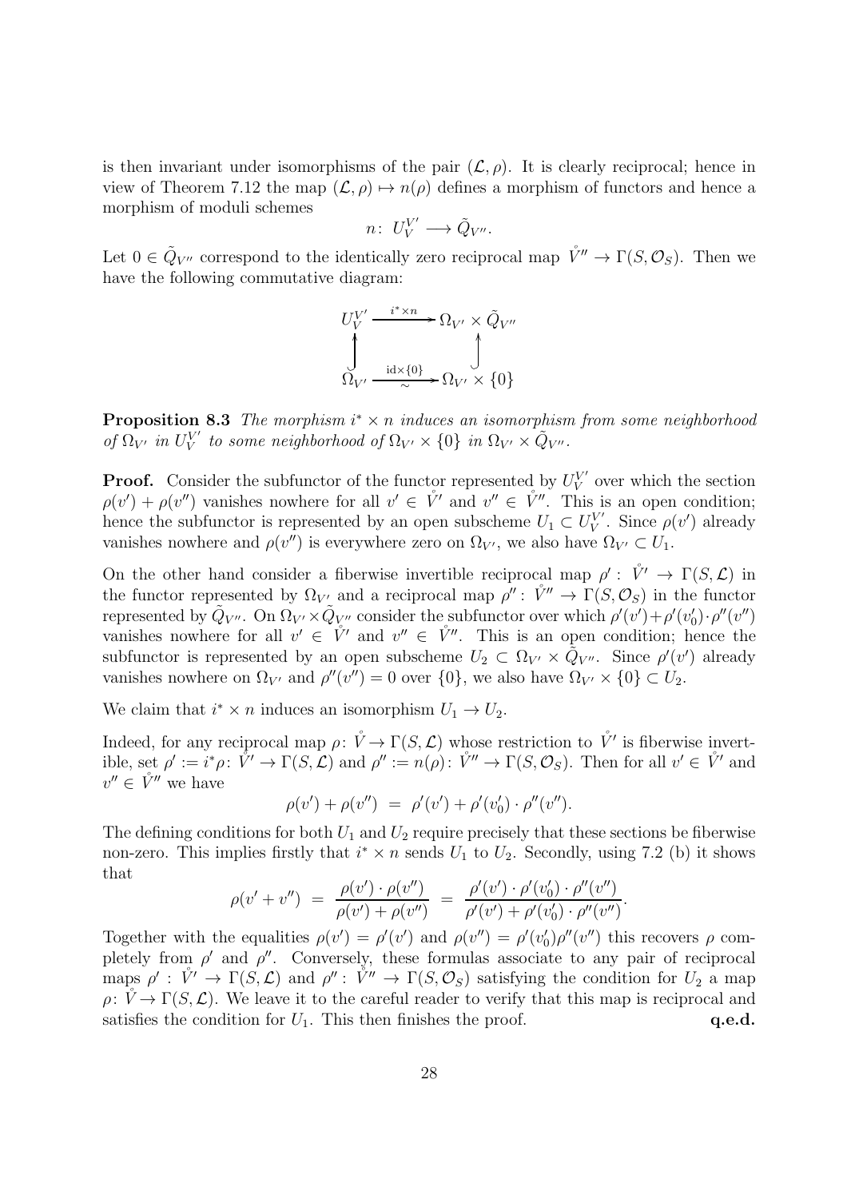is then invariant under isomorphisms of the pair $(\mathcal{L}, \rho)$. It is clearly reciprocal; hence in view of Theorem 7.12 the map $(\mathcal{L}, \rho) \mapsto n(\rho)$ defines a morphism of functors and hence a morphism of moduli schemes

$$n\colon\ U_V^{V'} \longrightarrow \tilde{Q}_{V''}.$$

Let $0 \in \tilde{Q}_{V''}$ correspond to the identically zero reciprocal map $\mathring{V}'' \to \Gamma(S, \mathcal{O}_S)$. Then we have the following commutative diagram:

$$\begin{array}{ccc} U_V^{V'} & \xrightarrow{\ i^* \times n\ } & \Omega_{V'} \times \tilde{Q}_{V''} \\ \uparrow & & \uparrow \\ \Omega_{V'} & \xrightarrow[\sim]{\ \mathrm{id} \times \{0\}\ } & \Omega_{V'} \times \{0\} \end{array}$$

**Proposition 8.3** *The morphism $i^* \times n$ induces an isomorphism from some neighborhood of $\Omega_{V'}$ in $U_V^{V'}$ to some neighborhood of $\Omega_{V'} \times \{0\}$ in $\Omega_{V'} \times \tilde{Q}_{V''}$.*

**Proof.** Consider the subfunctor of the functor represented by $U_V^{V'}$ over which the section $\rho(v') + \rho(v'')$ vanishes nowhere for all $v' \in \mathring{V}'$ and $v'' \in \mathring{V}''$. This is an open condition; hence the subfunctor is represented by an open subscheme $U_1 \subset U_V^{V'}$. Since $\rho(v')$ already vanishes nowhere and $\rho(v'')$ is everywhere zero on $\Omega_{V'}$, we also have $\Omega_{V'} \subset U_1$.

On the other hand consider a fiberwise invertible reciprocal map $\rho' : \mathring{V}' \to \Gamma(S, \mathcal{L})$ in the functor represented by $\Omega_{V'}$ and a reciprocal map $\rho''\colon \mathring{V}'' \to \Gamma(S, \mathcal{O}_S)$ in the functor represented by $\tilde{Q}_{V''}$. On $\Omega_{V'} \times \tilde{Q}_{V''}$ consider the subfunctor over which $\rho'(v') + \rho'(v_0') \cdot \rho''(v'')$ vanishes nowhere for all $v' \in \mathring{V}'$ and $v'' \in \mathring{V}''$. This is an open condition; hence the subfunctor is represented by an open subscheme $U_2 \subset \Omega_{V'} \times \tilde{Q}_{V''}$. Since $\rho'(v')$ already vanishes nowhere on $\Omega_{V'}$ and $\rho''(v'') = 0$ over $\{0\}$, we also have $\Omega_{V'} \times \{0\} \subset U_2$.

We claim that $i^* \times n$ induces an isomorphism $U_1 \to U_2$.

Indeed, for any reciprocal map $\rho\colon \mathring{V} \to \Gamma(S, \mathcal{L})$ whose restriction to $\mathring{V}'$ is fiberwise invertible, set $\rho' := i^*\rho\colon \mathring{V}' \to \Gamma(S, \mathcal{L})$ and $\rho'' := n(\rho)\colon \mathring{V}'' \to \Gamma(S, \mathcal{O}_S)$. Then for all $v' \in \mathring{V}'$ and $v'' \in \mathring{V}''$ we have

$$\rho(v') + \rho(v'') \ = \ \rho'(v') + \rho'(v_0') \cdot \rho''(v'').$$

The defining conditions for both $U_1$ and $U_2$ require precisely that these sections be fiberwise non-zero. This implies firstly that $i^* \times n$ sends $U_1$ to $U_2$. Secondly, using 7.2 (b) it shows that

$$\rho(v' + v'') \ = \ \frac{\rho(v') \cdot \rho(v'')}{\rho(v') + \rho(v'')} \ = \ \frac{\rho'(v') \cdot \rho'(v_0') \cdot \rho''(v'')}{\rho'(v') + \rho'(v_0') \cdot \rho''(v'')}.$$

Together with the equalities $\rho(v') = \rho'(v')$ and $\rho(v'') = \rho'(v_0')\rho''(v'')$ this recovers $\rho$ completely from $\rho'$ and $\rho''$. Conversely, these formulas associate to any pair of reciprocal maps $\rho' : \mathring{V}' \to \Gamma(S, \mathcal{L})$ and $\rho''\colon \mathring{V}'' \to \Gamma(S, \mathcal{O}_S)$ satisfying the condition for $U_2$ a map $\rho\colon \mathring{V} \to \Gamma(S, \mathcal{L})$. We leave it to the careful reader to verify that this map is reciprocal and satisfies the condition for $U_1$. This then finishes the proof. **q.e.d.**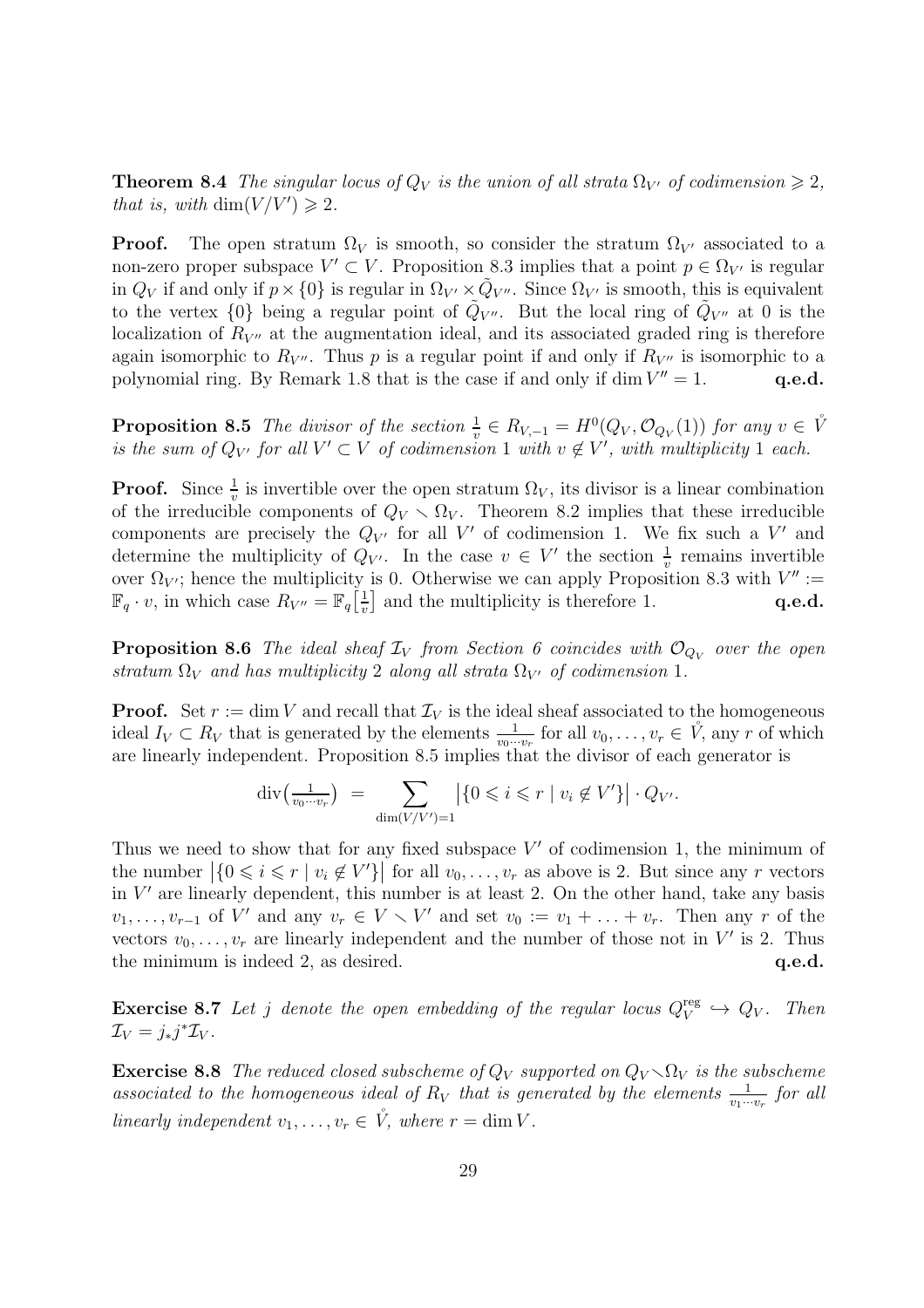**Theorem 8.4** *The singular locus of $Q_V$ is the union of all strata $\Omega_{V'}$ of codimension $\geqslant 2$, that is, with $\dim(V/V') \geqslant 2$.*

**Proof.** The open stratum $\Omega_V$ is smooth, so consider the stratum $\Omega_{V'}$ associated to a non-zero proper subspace $V' \subset V$. Proposition 8.3 implies that a point $p \in \Omega_{V'}$ is regular in $Q_V$ if and only if $p \times \{0\}$ is regular in $\Omega_{V'} \times \tilde{Q}_{V''}$. Since $\Omega_{V'}$ is smooth, this is equivalent to the vertex $\{0\}$ being a regular point of $\tilde{Q}_{V''}$. But the local ring of $\tilde{Q}_{V''}$ at 0 is the localization of $R_{V''}$ at the augmentation ideal, and its associated graded ring is therefore again isomorphic to $R_{V''}$. Thus $p$ is a regular point if and only if $R_{V''}$ is isomorphic to a polynomial ring. By Remark 1.8 that is the case if and only if $\dim V'' = 1$. **q.e.d.**

**Proposition 8.5** *The divisor of the section $\frac{1}{v} \in R_{V,-1} = H^0(Q_V, \mathcal{O}_{Q_V}(1))$ for any $v \in \mathring{V}$ is the sum of $Q_{V'}$ for all $V' \subset V$ of codimension 1 with $v \notin V'$, with multiplicity 1 each.*

**Proof.** Since $\frac{1}{v}$ is invertible over the open stratum $\Omega_V$, its divisor is a linear combination of the irreducible components of $Q_V \smallsetminus \Omega_V$. Theorem 8.2 implies that these irreducible components are precisely the $Q_{V'}$ for all $V'$ of codimension 1. We fix such a $V'$ and determine the multiplicity of $Q_{V'}$. In the case $v \in V'$ the section $\frac{1}{v}$ remains invertible over $\Omega_{V'}$; hence the multiplicity is 0. Otherwise we can apply Proposition 8.3 with $V'' := \mathbb{F}_q \cdot v$, in which case $R_{V''} = \mathbb{F}_q\big[\frac{1}{v}\big]$ and the multiplicity is therefore 1. **q.e.d.**

**Proposition 8.6** *The ideal sheaf $\mathcal{I}_V$ from Section 6 coincides with $\mathcal{O}_{Q_V}$ over the open stratum $\Omega_V$ and has multiplicity 2 along all strata $\Omega_{V'}$ of codimension 1.*

**Proof.** Set $r := \dim V$ and recall that $\mathcal{I}_V$ is the ideal sheaf associated to the homogeneous ideal $I_V \subset R_V$ that is generated by the elements $\frac{1}{v_0 \cdots v_r}$ for all $v_0, \ldots, v_r \in \mathring{V}$, any $r$ of which are linearly independent. Proposition 8.5 implies that the divisor of each generator is

$$\operatorname{div}\big(\tfrac{1}{v_0 \cdots v_r}\big) \;=\; \sum_{\dim(V/V')=1} \big|\{0 \leqslant i \leqslant r \mid v_i \notin V'\}\big| \cdot Q_{V'}.$$

Thus we need to show that for any fixed subspace $V'$ of codimension 1, the minimum of the number $\big|\{0 \leqslant i \leqslant r \mid v_i \notin V'\}\big|$ for all $v_0, \ldots, v_r$ as above is 2. But since any $r$ vectors in $V'$ are linearly dependent, this number is at least 2. On the other hand, take any basis $v_1, \ldots, v_{r-1}$ of $V'$ and any $v_r \in V \smallsetminus V'$ and set $v_0 := v_1 + \ldots + v_r$. Then any $r$ of the vectors $v_0, \ldots, v_r$ are linearly independent and the number of those not in $V'$ is 2. Thus the minimum is indeed 2, as desired. **q.e.d.**

**Exercise 8.7** *Let $j$ denote the open embedding of the regular locus $Q_V^{\text{reg}} \hookrightarrow Q_V$. Then $\mathcal{I}_V = j_* j^* \mathcal{I}_V$.*

**Exercise 8.8** *The reduced closed subscheme of $Q_V$ supported on $Q_V \smallsetminus \Omega_V$ is the subscheme associated to the homogeneous ideal of $R_V$ that is generated by the elements $\frac{1}{v_1 \cdots v_r}$ for all linearly independent $v_1, \ldots, v_r \in \mathring{V}$, where $r = \dim V$.*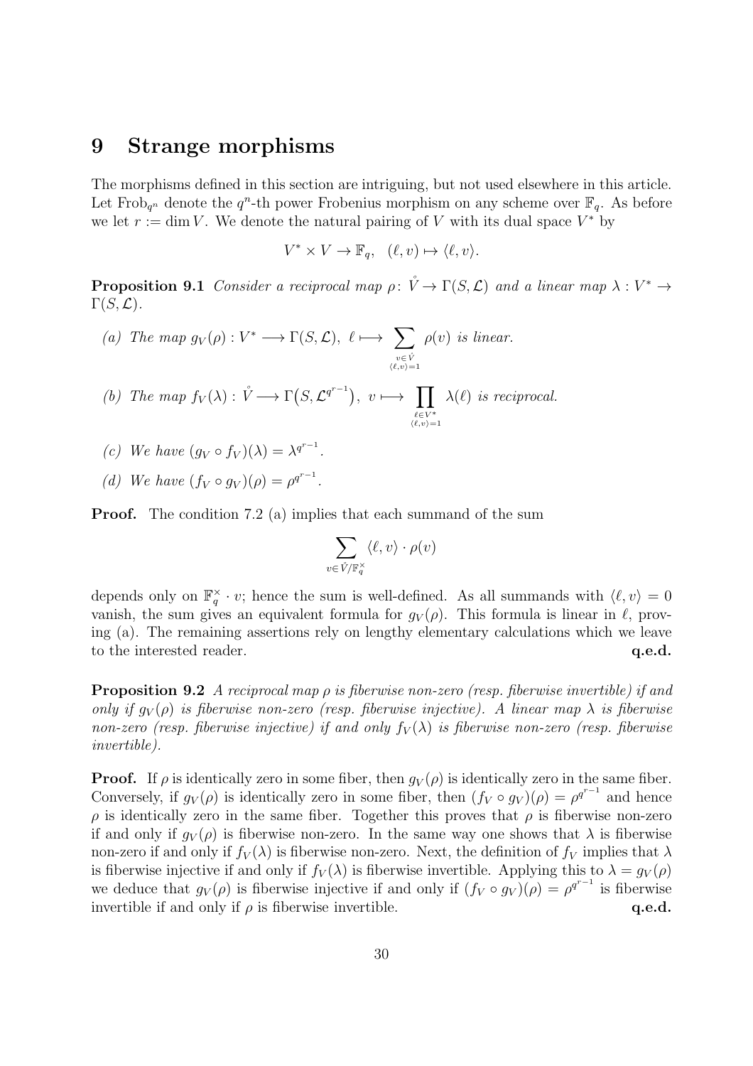# 9 Strange morphisms

The morphisms defined in this section are intriguing, but not used elsewhere in this article. Let $\mathrm{Frob}_{q^n}$ denote the $q^n$-th power Frobenius morphism on any scheme over $\mathbb{F}_q$. As before we let $r := \dim V$. We denote the natural pairing of $V$ with its dual space $V^*$ by

$$V^* \times V \to \mathbb{F}_q, \quad (\ell, v) \mapsto \langle \ell, v \rangle.$$

**Proposition 9.1** *Consider a reciprocal map $\rho\colon \mathring{V} \to \Gamma(S, \mathcal{L})$ and a linear map $\lambda : V^* \to \Gamma(S, \mathcal{L})$.*

*(a) The map $g_V(\rho) : V^* \longrightarrow \Gamma(S, \mathcal{L}),\ \ell \longmapsto \sum\limits_{\substack{v \in \mathring{V} \\ \langle \ell, v \rangle = 1}} \rho(v)$ is linear.*

*(b) The map $f_V(\lambda) : \mathring{V} \longrightarrow \Gamma\big(S, \mathcal{L}^{q^{r-1}}\big),\ v \longmapsto \prod\limits_{\substack{\ell \in V^* \\ \langle \ell, v \rangle = 1}} \lambda(\ell)$ is reciprocal.*

*(c) We have $(g_V \circ f_V)(\lambda) = \lambda^{q^{r-1}}$.*

*(d) We have $(f_V \circ g_V)(\rho) = \rho^{q^{r-1}}$.*

**Proof.** The condition 7.2 (a) implies that each summand of the sum

$$\sum_{v \in \mathring{V}/\mathbb{F}_q^\times} \langle \ell, v \rangle \cdot \rho(v)$$

depends only on $\mathbb{F}_q^\times \cdot v$; hence the sum is well-defined. As all summands with $\langle \ell, v \rangle = 0$ vanish, the sum gives an equivalent formula for $g_V(\rho)$. This formula is linear in $\ell$, proving (a). The remaining assertions rely on lengthy elementary calculations which we leave to the interested reader. **q.e.d.**

**Proposition 9.2** *A reciprocal map $\rho$ is fiberwise non-zero (resp. fiberwise invertible) if and only if $g_V(\rho)$ is fiberwise non-zero (resp. fiberwise injective). A linear map $\lambda$ is fiberwise non-zero (resp. fiberwise injective) if and only $f_V(\lambda)$ is fiberwise non-zero (resp. fiberwise invertible).*

**Proof.** If $\rho$ is identically zero in some fiber, then $g_V(\rho)$ is identically zero in the same fiber. Conversely, if $g_V(\rho)$ is identically zero in some fiber, then $(f_V \circ g_V)(\rho) = \rho^{q^{r-1}}$ and hence $\rho$ is identically zero in the same fiber. Together this proves that $\rho$ is fiberwise non-zero if and only if $g_V(\rho)$ is fiberwise non-zero. In the same way one shows that $\lambda$ is fiberwise non-zero if and only if $f_V(\lambda)$ is fiberwise non-zero. Next, the definition of $f_V$ implies that $\lambda$ is fiberwise injective if and only if $f_V(\lambda)$ is fiberwise invertible. Applying this to $\lambda = g_V(\rho)$ we deduce that $g_V(\rho)$ is fiberwise injective if and only if $(f_V \circ g_V)(\rho) = \rho^{q^{r-1}}$ is fiberwise invertible if and only if $\rho$ is fiberwise invertible. **q.e.d.**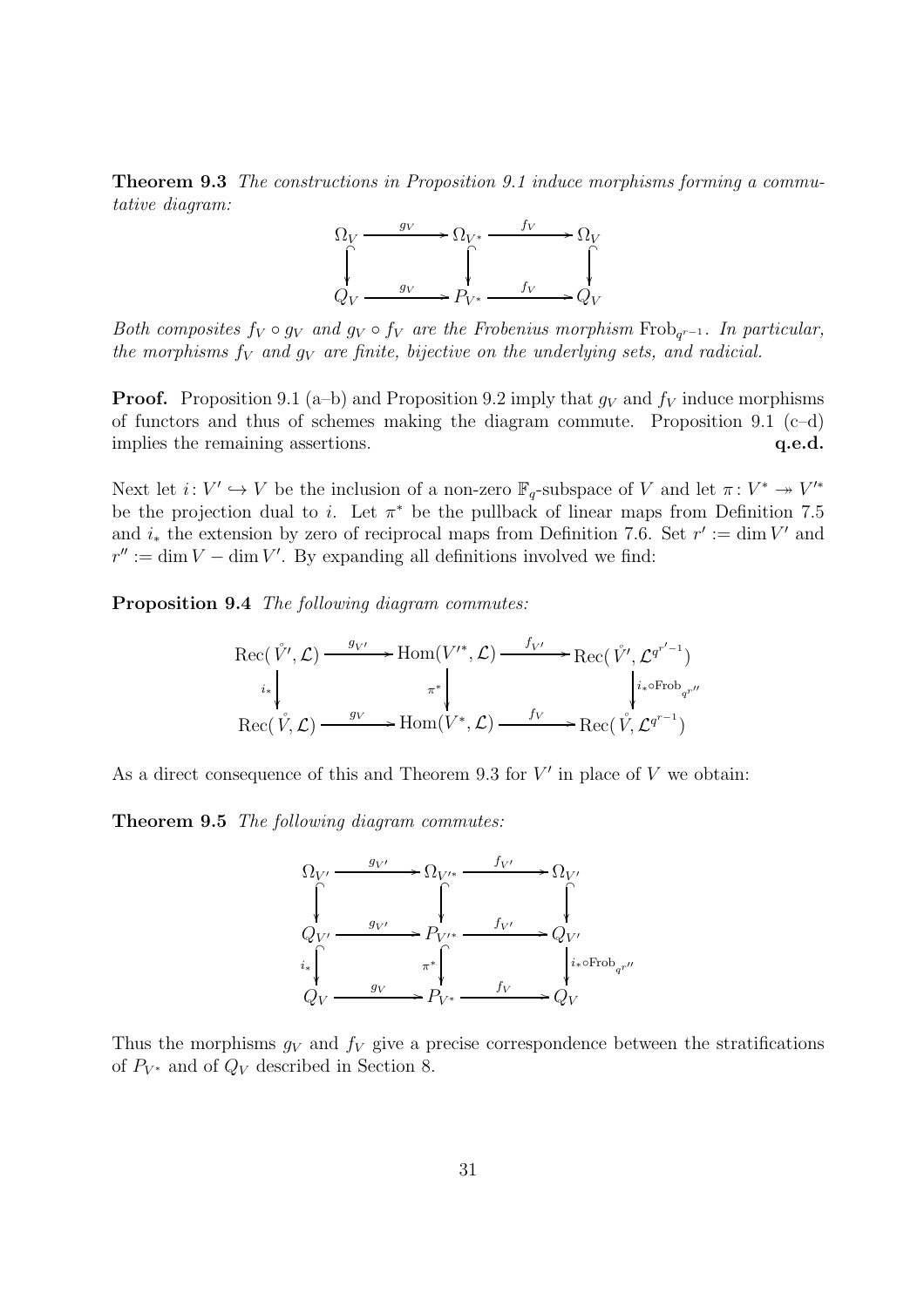**Theorem 9.3** *The constructions in Proposition 9.1 induce morphisms forming a commutative diagram:*

$$\begin{array}{ccccc}
\Omega_V & \xrightarrow{g_V} & \Omega_{V^*} & \xrightarrow{f_V} & \Omega_V \\
\big\downarrow & & \big\downarrow & & \big\downarrow \\
Q_V & \xrightarrow{g_V} & P_{V^*} & \xrightarrow{f_V} & Q_V
\end{array}$$

*Both composites $f_V \circ g_V$ and $g_V \circ f_V$ are the Frobenius morphism $\mathrm{Frob}_{q^{r-1}}$. In particular, the morphisms $f_V$ and $g_V$ are finite, bijective on the underlying sets, and radicial.*

**Proof.** Proposition 9.1 (a–b) and Proposition 9.2 imply that $g_V$ and $f_V$ induce morphisms of functors and thus of schemes making the diagram commute. Proposition 9.1 (c–d) implies the remaining assertions. **q.e.d.**

Next let $i\colon V' \hookrightarrow V$ be the inclusion of a non-zero $\mathbb{F}_q$-subspace of $V$ and let $\pi\colon V^* \twoheadrightarrow V'^*$ be the projection dual to $i$. Let $\pi^*$ be the pullback of linear maps from Definition 7.5 and $i_*$ the extension by zero of reciprocal maps from Definition 7.6. Set $r' := \dim V'$ and $r'' := \dim V - \dim V'$. By expanding all definitions involved we find:

**Proposition 9.4** *The following diagram commutes:*

$$\begin{array}{ccccc}
\mathrm{Rec}(\mathring{V}', \mathcal{L}) & \xrightarrow{g_{V'}} & \mathrm{Hom}(V'^*, \mathcal{L}) & \xrightarrow{f_{V'}} & \mathrm{Rec}(\mathring{V}', \mathcal{L}^{q^{r'-1}}) \\
{\scriptstyle i_*}\big\downarrow & & {\scriptstyle \pi^*}\big\downarrow & & \big\downarrow{\scriptstyle i_* \circ \mathrm{Frob}_{q^{r''}}} \\
\mathrm{Rec}(\mathring{V}, \mathcal{L}) & \xrightarrow{g_V} & \mathrm{Hom}(V^*, \mathcal{L}) & \xrightarrow{f_V} & \mathrm{Rec}(\mathring{V}, \mathcal{L}^{q^{r-1}})
\end{array}$$

As a direct consequence of this and Theorem 9.3 for $V'$ in place of $V$ we obtain:

**Theorem 9.5** *The following diagram commutes:*

$$\begin{array}{ccccc}
\Omega_{V'} & \xrightarrow{g_{V'}} & \Omega_{V'^*} & \xrightarrow{f_{V'}} & \Omega_{V'} \\
\big\downarrow & & \big\downarrow & & \big\downarrow \\
Q_{V'} & \xrightarrow{g_{V'}} & P_{V'^*} & \xrightarrow{f_{V'}} & Q_{V'} \\
{\scriptstyle i_*}\big\downarrow & & {\scriptstyle \pi^*}\big\downarrow & & \big\downarrow{\scriptstyle i_* \circ \mathrm{Frob}_{q^{r''}}} \\
Q_V & \xrightarrow{g_V} & P_{V^*} & \xrightarrow{f_V} & Q_V
\end{array}$$

Thus the morphisms $g_V$ and $f_V$ give a precise correspondence between the stratifications of $P_{V^*}$ and of $Q_V$ described in Section 8.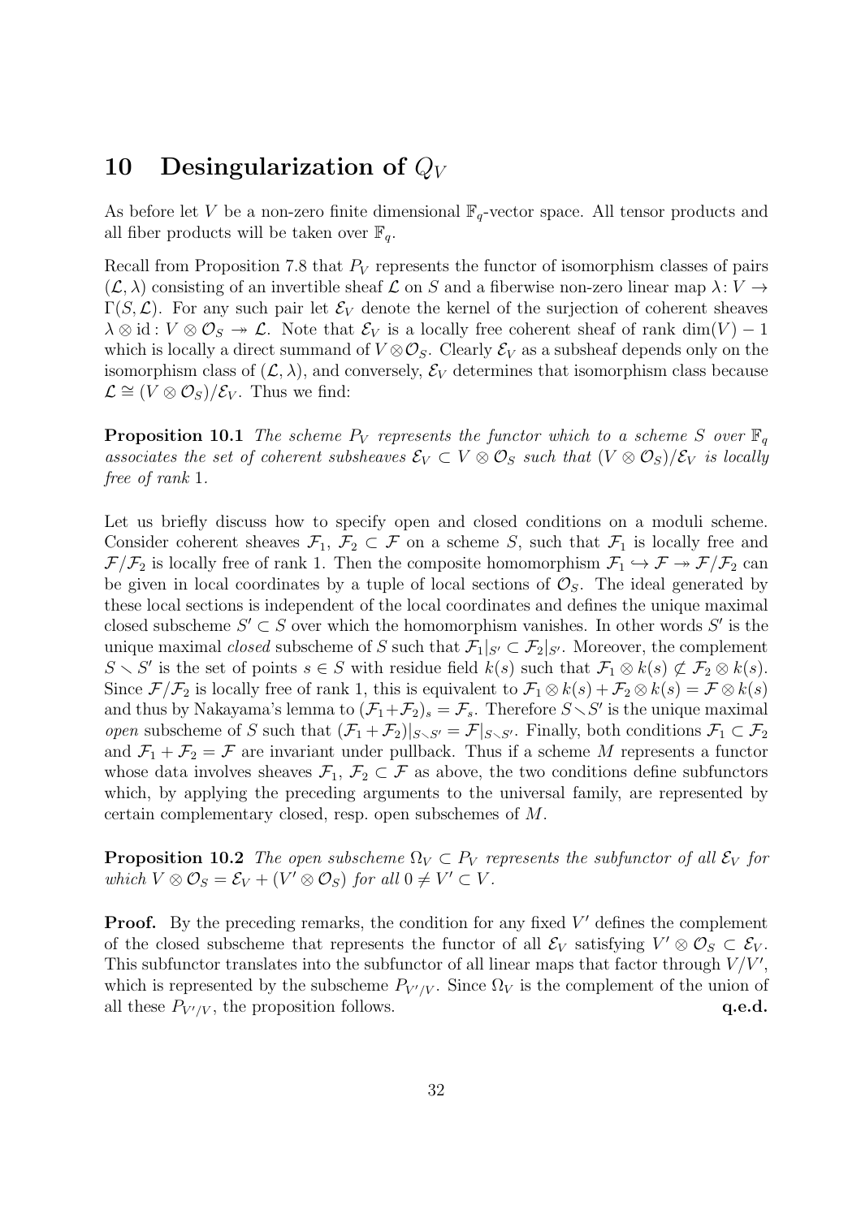# 10 Desingularization of $Q_V$

As before let $V$ be a non-zero finite dimensional $\mathbb{F}_q$-vector space. All tensor products and all fiber products will be taken over $\mathbb{F}_q$.

Recall from Proposition 7.8 that $P_V$ represents the functor of isomorphism classes of pairs $(\mathcal{L}, \lambda)$ consisting of an invertible sheaf $\mathcal{L}$ on $S$ and a fiberwise non-zero linear map $\lambda\colon V \to \Gamma(S, \mathcal{L})$. For any such pair let $\mathcal{E}_V$ denote the kernel of the surjection of coherent sheaves $\lambda \otimes \mathrm{id}\colon V \otimes \mathcal{O}_S \twoheadrightarrow \mathcal{L}$. Note that $\mathcal{E}_V$ is a locally free coherent sheaf of rank $\dim(V) - 1$ which is locally a direct summand of $V \otimes \mathcal{O}_S$. Clearly $\mathcal{E}_V$ as a subsheaf depends only on the isomorphism class of $(\mathcal{L}, \lambda)$, and conversely, $\mathcal{E}_V$ determines that isomorphism class because $\mathcal{L} \cong (V \otimes \mathcal{O}_S)/\mathcal{E}_V$. Thus we find:

**Proposition 10.1** *The scheme $P_V$ represents the functor which to a scheme $S$ over $\mathbb{F}_q$ associates the set of coherent subsheaves $\mathcal{E}_V \subset V \otimes \mathcal{O}_S$ such that $(V \otimes \mathcal{O}_S)/\mathcal{E}_V$ is locally free of rank* 1.

Let us briefly discuss how to specify open and closed conditions on a moduli scheme. Consider coherent sheaves $\mathcal{F}_1$, $\mathcal{F}_2 \subset \mathcal{F}$ on a scheme $S$, such that $\mathcal{F}_1$ is locally free and $\mathcal{F}/\mathcal{F}_2$ is locally free of rank 1. Then the composite homomorphism $\mathcal{F}_1 \hookrightarrow \mathcal{F} \twoheadrightarrow \mathcal{F}/\mathcal{F}_2$ can be given in local coordinates by a tuple of local sections of $\mathcal{O}_S$. The ideal generated by these local sections is independent of the local coordinates and defines the unique maximal closed subscheme $S' \subset S$ over which the homomorphism vanishes. In other words $S'$ is the unique maximal *closed* subscheme of $S$ such that $\mathcal{F}_1|_{S'} \subset \mathcal{F}_2|_{S'}$. Moreover, the complement $S \smallsetminus S'$ is the set of points $s \in S$ with residue field $k(s)$ such that $\mathcal{F}_1 \otimes k(s) \not\subset \mathcal{F}_2 \otimes k(s)$. Since $\mathcal{F}/\mathcal{F}_2$ is locally free of rank 1, this is equivalent to $\mathcal{F}_1 \otimes k(s) + \mathcal{F}_2 \otimes k(s) = \mathcal{F} \otimes k(s)$ and thus by Nakayama's lemma to $(\mathcal{F}_1 + \mathcal{F}_2)_s = \mathcal{F}_s$. Therefore $S \smallsetminus S'$ is the unique maximal *open* subscheme of $S$ such that $(\mathcal{F}_1 + \mathcal{F}_2)|_{S \smallsetminus S'} = \mathcal{F}|_{S \smallsetminus S'}$. Finally, both conditions $\mathcal{F}_1 \subset \mathcal{F}_2$ and $\mathcal{F}_1 + \mathcal{F}_2 = \mathcal{F}$ are invariant under pullback. Thus if a scheme $M$ represents a functor whose data involves sheaves $\mathcal{F}_1$, $\mathcal{F}_2 \subset \mathcal{F}$ as above, the two conditions define subfunctors which, by applying the preceding arguments to the universal family, are represented by certain complementary closed, resp. open subschemes of $M$.

**Proposition 10.2** *The open subscheme $\Omega_V \subset P_V$ represents the subfunctor of all $\mathcal{E}_V$ for which $V \otimes \mathcal{O}_S = \mathcal{E}_V + (V' \otimes \mathcal{O}_S)$ for all $0 \neq V' \subset V$.*

**Proof.** By the preceding remarks, the condition for any fixed $V'$ defines the complement of the closed subscheme that represents the functor of all $\mathcal{E}_V$ satisfying $V' \otimes \mathcal{O}_S \subset \mathcal{E}_V$. This subfunctor translates into the subfunctor of all linear maps that factor through $V/V'$, which is represented by the subscheme $P_{V'/V}$. Since $\Omega_V$ is the complement of the union of all these $P_{V'/V}$, the proposition follows. **q.e.d.**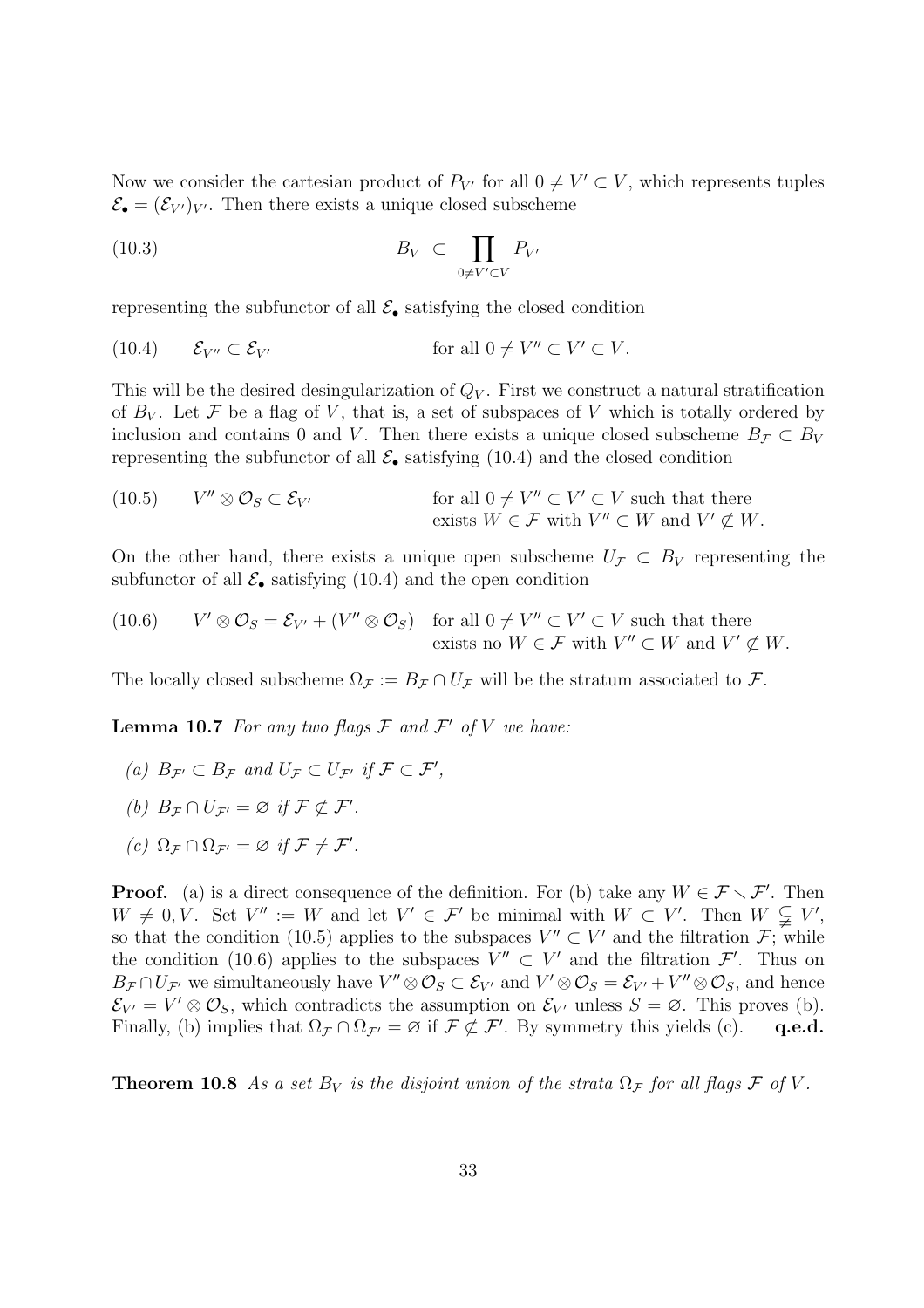Now we consider the cartesian product of $P_{V'}$ for all $0 \neq V' \subset V$, which represents tuples $\mathcal{E}_\bullet = (\mathcal{E}_{V'})_{V'}$. Then there exists a unique closed subscheme

$$B_V \subset \prod_{0 \neq V' \subset V} P_{V'} \tag{10.3}$$

representing the subfunctor of all $\mathcal{E}_\bullet$ satisfying the closed condition

$$\mathcal{E}_{V''} \subset \mathcal{E}_{V'} \qquad \text{for all } 0 \neq V'' \subset V' \subset V. \tag{10.4}$$

This will be the desired desingularization of $Q_V$. First we construct a natural stratification of $B_V$. Let $\mathcal{F}$ be a flag of $V$, that is, a set of subspaces of $V$ which is totally ordered by inclusion and contains 0 and $V$. Then there exists a unique closed subscheme $B_\mathcal{F} \subset B_V$ representing the subfunctor of all $\mathcal{E}_\bullet$ satisfying (10.4) and the closed condition

$$V'' \otimes \mathcal{O}_S \subset \mathcal{E}_{V'} \qquad \text{for all } 0 \neq V'' \subset V' \subset V \text{ such that there exists } W \in \mathcal{F} \text{ with } V'' \subset W \text{ and } V' \not\subset W. \tag{10.5}$$

On the other hand, there exists a unique open subscheme $U_\mathcal{F} \subset B_V$ representing the subfunctor of all $\mathcal{E}_\bullet$ satisfying (10.4) and the open condition

$$V' \otimes \mathcal{O}_S = \mathcal{E}_{V'} + (V'' \otimes \mathcal{O}_S) \quad \text{for all } 0 \neq V'' \subset V' \subset V \text{ such that there exists no } W \in \mathcal{F} \text{ with } V'' \subset W \text{ and } V' \not\subset W. \tag{10.6}$$

The locally closed subscheme $\Omega_\mathcal{F} := B_\mathcal{F} \cap U_\mathcal{F}$ will be the stratum associated to $\mathcal{F}$.

**Lemma 10.7** *For any two flags $\mathcal{F}$ and $\mathcal{F}'$ of $V$ we have:*

*(a) $B_{\mathcal{F}'} \subset B_\mathcal{F}$ and $U_\mathcal{F} \subset U_{\mathcal{F}'}$ if $\mathcal{F} \subset \mathcal{F}'$,*

*(b) $B_\mathcal{F} \cap U_{\mathcal{F}'} = \varnothing$ if $\mathcal{F} \not\subset \mathcal{F}'$.*

*(c) $\Omega_\mathcal{F} \cap \Omega_{\mathcal{F}'} = \varnothing$ if $\mathcal{F} \neq \mathcal{F}'$.*

**Proof.** (a) is a direct consequence of the definition. For (b) take any $W \in \mathcal{F} \smallsetminus \mathcal{F}'$. Then $W \neq 0, V$. Set $V'' := W$ and let $V' \in \mathcal{F}'$ be minimal with $W \subset V'$. Then $W \subsetneqq V'$, so that the condition (10.5) applies to the subspaces $V'' \subset V'$ and the filtration $\mathcal{F}$; while the condition (10.6) applies to the subspaces $V'' \subset V'$ and the filtration $\mathcal{F}'$. Thus on $B_\mathcal{F} \cap U_{\mathcal{F}'}$ we simultaneously have $V'' \otimes \mathcal{O}_S \subset \mathcal{E}_{V'}$ and $V' \otimes \mathcal{O}_S = \mathcal{E}_{V'} + V'' \otimes \mathcal{O}_S$, and hence $\mathcal{E}_{V'} = V' \otimes \mathcal{O}_S$, which contradicts the assumption on $\mathcal{E}_{V'}$ unless $S = \varnothing$. This proves (b). Finally, (b) implies that $\Omega_\mathcal{F} \cap \Omega_{\mathcal{F}'} = \varnothing$ if $\mathcal{F} \not\subset \mathcal{F}'$. By symmetry this yields (c). **q.e.d.**

**Theorem 10.8** *As a set $B_V$ is the disjoint union of the strata $\Omega_\mathcal{F}$ for all flags $\mathcal{F}$ of $V$.*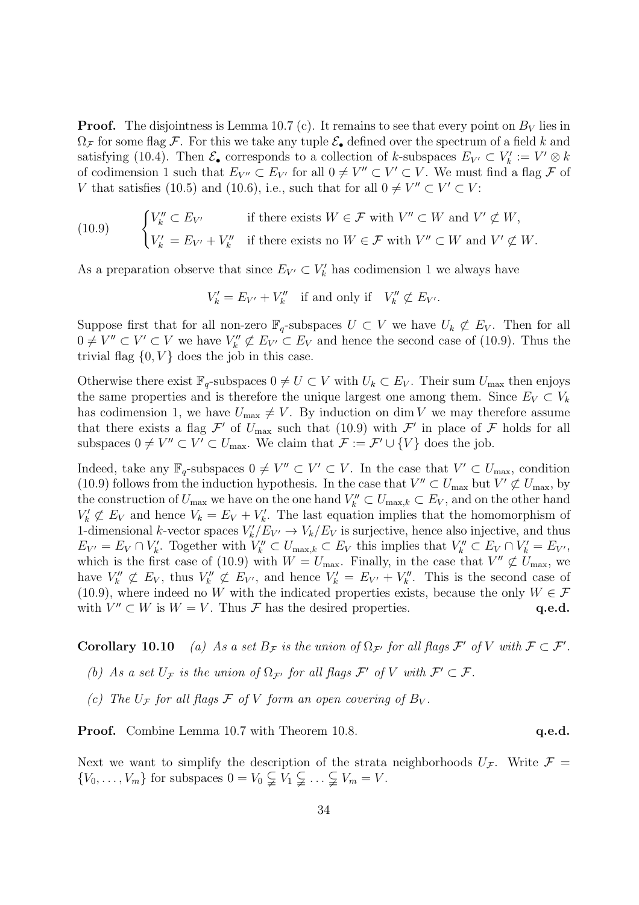**Proof.** The disjointness is Lemma 10.7 (c). It remains to see that every point on $B_V$ lies in $\Omega_{\mathcal{F}}$ for some flag $\mathcal{F}$. For this we take any tuple $\mathcal{E}_\bullet$ defined over the spectrum of a field $k$ and satisfying (10.4). Then $\mathcal{E}_\bullet$ corresponds to a collection of $k$-subspaces $E_{V'} \subset V'_k := V' \otimes k$ of codimension 1 such that $E_{V''} \subset E_{V'}$ for all $0 \neq V'' \subset V' \subset V$. We must find a flag $\mathcal{F}$ of $V$ that satisfies (10.5) and (10.6), i.e., such that for all $0 \neq V'' \subset V' \subset V$:

$$\tag{10.9} \begin{cases} V''_k \subset E_{V'} & \text{if there exists } W \in \mathcal{F} \text{ with } V'' \subset W \text{ and } V' \not\subset W, \\ V'_k = E_{V'} + V''_k & \text{if there exists no } W \in \mathcal{F} \text{ with } V'' \subset W \text{ and } V' \not\subset W. \end{cases}$$

As a preparation observe that since $E_{V'} \subset V'_k$ has codimension 1 we always have

$$V'_k = E_{V'} + V''_k \quad \text{if and only if} \quad V''_k \not\subset E_{V'}.$$

Suppose first that for all non-zero $\mathbb{F}_q$-subspaces $U \subset V$ we have $U_k \not\subset E_V$. Then for all $0 \neq V'' \subset V' \subset V$ we have $V''_k \not\subset E_{V'} \subset E_V$ and hence the second case of (10.9). Thus the trivial flag $\{0, V\}$ does the job in this case.

Otherwise there exist $\mathbb{F}_q$-subspaces $0 \neq U \subset V$ with $U_k \subset E_V$. Their sum $U_{\max}$ then enjoys the same properties and is therefore the unique largest one among them. Since $E_V \subset V_k$ has codimension 1, we have $U_{\max} \neq V$. By induction on $\dim V$ we may therefore assume that there exists a flag $\mathcal{F}'$ of $U_{\max}$ such that (10.9) with $\mathcal{F}'$ in place of $\mathcal{F}$ holds for all subspaces $0 \neq V'' \subset V' \subset U_{\max}$. We claim that $\mathcal{F} := \mathcal{F}' \cup \{V\}$ does the job.

Indeed, take any $\mathbb{F}_q$-subspaces $0 \neq V'' \subset V' \subset V$. In the case that $V' \subset U_{\max}$, condition (10.9) follows from the induction hypothesis. In the case that $V'' \subset U_{\max}$ but $V' \not\subset U_{\max}$, by the construction of $U_{\max}$ we have on the one hand $V''_k \subset U_{\max,k} \subset E_V$, and on the other hand $V'_k \not\subset E_V$ and hence $V_k = E_V + V'_k$. The last equation implies that the homomorphism of 1-dimensional $k$-vector spaces $V'_k/E_{V'} \to V_k/E_V$ is surjective, hence also injective, and thus $E_{V'} = E_V \cap V'_k$. Together with $V''_k \subset U_{\max,k} \subset E_V$ this implies that $V''_k \subset E_V \cap V'_k = E_{V'}$, which is the first case of (10.9) with $W = U_{\max}$. Finally, in the case that $V'' \not\subset U_{\max}$, we have $V''_k \not\subset E_V$, thus $V''_k \not\subset E_{V'}$, and hence $V'_k = E_{V'} + V''_k$. This is the second case of (10.9), where indeed no $W$ with the indicated properties exists, because the only $W \in \mathcal{F}$ with $V'' \subset W$ is $W = V$. Thus $\mathcal{F}$ has the desired properties. **q.e.d.**

**Corollary 10.10** *(a) As a set $B_{\mathcal{F}}$ is the union of $\Omega_{\mathcal{F}'}$ for all flags $\mathcal{F}'$ of $V$ with $\mathcal{F} \subset \mathcal{F}'$.*

*(b) As a set $U_{\mathcal{F}}$ is the union of $\Omega_{\mathcal{F}'}$ for all flags $\mathcal{F}'$ of $V$ with $\mathcal{F}' \subset \mathcal{F}$.*

*(c) The $U_{\mathcal{F}}$ for all flags $\mathcal{F}$ of $V$ form an open covering of $B_V$.*

**Proof.** Combine Lemma 10.7 with Theorem 10.8. **q.e.d.**

Next we want to simplify the description of the strata neighborhoods $U_{\mathcal{F}}$. Write $\mathcal{F} = \{V_0, \ldots, V_m\}$ for subspaces $0 = V_0 \subsetneqq V_1 \subsetneqq \ldots \subsetneqq V_m = V$.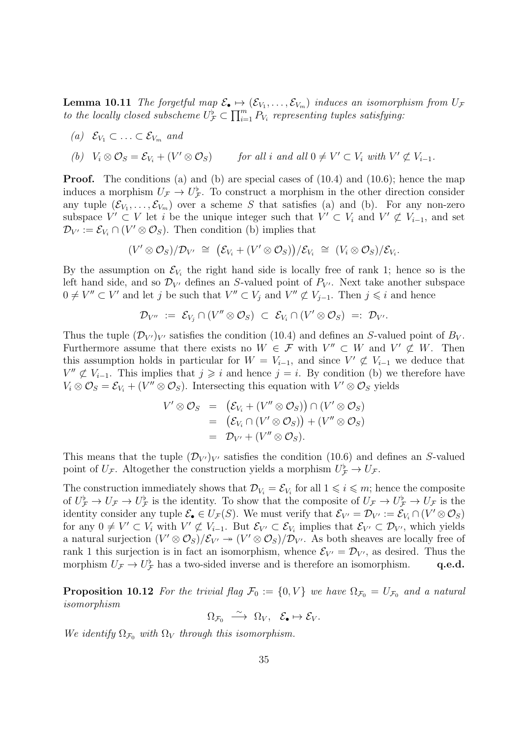**Lemma 10.11** *The forgetful map $\mathcal{E}_\bullet \mapsto (\mathcal{E}_{V_1}, \ldots, \mathcal{E}_{V_m})$ induces an isomorphism from $U_\mathcal{F}$ to the locally closed subscheme $U_\mathcal{F}^\flat \subset \prod_{i=1}^m P_{V_i}$ representing tuples satisfying:*

*(a)* $\mathcal{E}_{V_1} \subset \ldots \subset \mathcal{E}_{V_m}$ *and*

*(b)* $V_i \otimes \mathcal{O}_S = \mathcal{E}_{V_i} + (V' \otimes \mathcal{O}_S)$ *for all $i$ and all $0 \neq V' \subset V_i$ with $V' \not\subset V_{i-1}$.*

**Proof.** The conditions (a) and (b) are special cases of (10.4) and (10.6); hence the map induces a morphism $U_\mathcal{F} \to U_\mathcal{F}^\flat$. To construct a morphism in the other direction consider any tuple $(\mathcal{E}_{V_1}, \ldots, \mathcal{E}_{V_m})$ over a scheme $S$ that satisfies (a) and (b). For any non-zero subspace $V' \subset V$ let $i$ be the unique integer such that $V' \subset V_i$ and $V' \not\subset V_{i-1}$, and set $\mathcal{D}_{V'} := \mathcal{E}_{V_i} \cap (V' \otimes \mathcal{O}_S)$. Then condition (b) implies that

$$(V' \otimes \mathcal{O}_S)/\mathcal{D}_{V'} \;\cong\; \big(\mathcal{E}_{V_i} + (V' \otimes \mathcal{O}_S)\big)/\mathcal{E}_{V_i} \;\cong\; (V_i \otimes \mathcal{O}_S)/\mathcal{E}_{V_i}.$$

By the assumption on $\mathcal{E}_{V_i}$ the right hand side is locally free of rank 1; hence so is the left hand side, and so $\mathcal{D}_{V'}$ defines an $S$-valued point of $P_{V'}$. Next take another subspace $0 \neq V'' \subset V'$ and let $j$ be such that $V'' \subset V_j$ and $V'' \not\subset V_{j-1}$. Then $j \leqslant i$ and hence

$$\mathcal{D}_{V''} \;:=\; \mathcal{E}_{V_j} \cap (V'' \otimes \mathcal{O}_S) \;\subset\; \mathcal{E}_{V_i} \cap (V' \otimes \mathcal{O}_S) \;=:\; \mathcal{D}_{V'}.$$

Thus the tuple $(\mathcal{D}_{V'})_{V'}$ satisfies the condition (10.4) and defines an $S$-valued point of $B_V$. Furthermore assume that there exists no $W \in \mathcal{F}$ with $V'' \subset W$ and $V' \not\subset W$. Then this assumption holds in particular for $W = V_{i-1}$, and since $V' \not\subset V_{i-1}$ we deduce that $V'' \not\subset V_{i-1}$. This implies that $j \geqslant i$ and hence $j = i$. By condition (b) we therefore have $V_i \otimes \mathcal{O}_S = \mathcal{E}_{V_i} + (V'' \otimes \mathcal{O}_S)$. Intersecting this equation with $V' \otimes \mathcal{O}_S$ yields

$$\begin{aligned}
V' \otimes \mathcal{O}_S &= \big(\mathcal{E}_{V_i} + (V'' \otimes \mathcal{O}_S)\big) \cap (V' \otimes \mathcal{O}_S) \\
&= \big(\mathcal{E}_{V_i} \cap (V' \otimes \mathcal{O}_S)\big) + (V'' \otimes \mathcal{O}_S) \\
&= \mathcal{D}_{V'} + (V'' \otimes \mathcal{O}_S).
\end{aligned}$$

This means that the tuple $(\mathcal{D}_{V'})_{V'}$ satisfies the condition (10.6) and defines an $S$-valued point of $U_\mathcal{F}$. Altogether the construction yields a morphism $U_\mathcal{F}^\flat \to U_\mathcal{F}$.

The construction immediately shows that $\mathcal{D}_{V_i} = \mathcal{E}_{V_i}$ for all $1 \leqslant i \leqslant m$; hence the composite of $U_\mathcal{F}^\flat \to U_\mathcal{F} \to U_\mathcal{F}^\flat$ is the identity. To show that the composite of $U_\mathcal{F} \to U_\mathcal{F}^\flat \to U_\mathcal{F}$ is the identity consider any tuple $\mathcal{E}_\bullet \in U_\mathcal{F}(S)$. We must verify that $\mathcal{E}_{V'} = \mathcal{D}_{V'} := \mathcal{E}_{V_i} \cap (V' \otimes \mathcal{O}_S)$ for any $0 \neq V' \subset V_i$ with $V' \not\subset V_{i-1}$. But $\mathcal{E}_{V'} \subset \mathcal{E}_{V_i}$ implies that $\mathcal{E}_{V'} \subset \mathcal{D}_{V'}$, which yields a natural surjection $(V' \otimes \mathcal{O}_S)/\mathcal{E}_{V'} \twoheadrightarrow (V' \otimes \mathcal{O}_S)/\mathcal{D}_{V'}$. As both sheaves are locally free of rank 1 this surjection is in fact an isomorphism, whence $\mathcal{E}_{V'} = \mathcal{D}_{V'}$, as desired. Thus the morphism $U_\mathcal{F} \to U_\mathcal{F}^\flat$ has a two-sided inverse and is therefore an isomorphism. **q.e.d.**

**Proposition 10.12** *For the trivial flag $\mathcal{F}_0 := \{0, V\}$ we have $\Omega_{\mathcal{F}_0} = U_{\mathcal{F}_0}$ and a natural isomorphism*

$$\Omega_{\mathcal{F}_0} \;\xrightarrow{\;\sim\;}\; \Omega_V, \quad \mathcal{E}_\bullet \mapsto \mathcal{E}_V.$$

*We identify $\Omega_{\mathcal{F}_0}$ with $\Omega_V$ through this isomorphism.*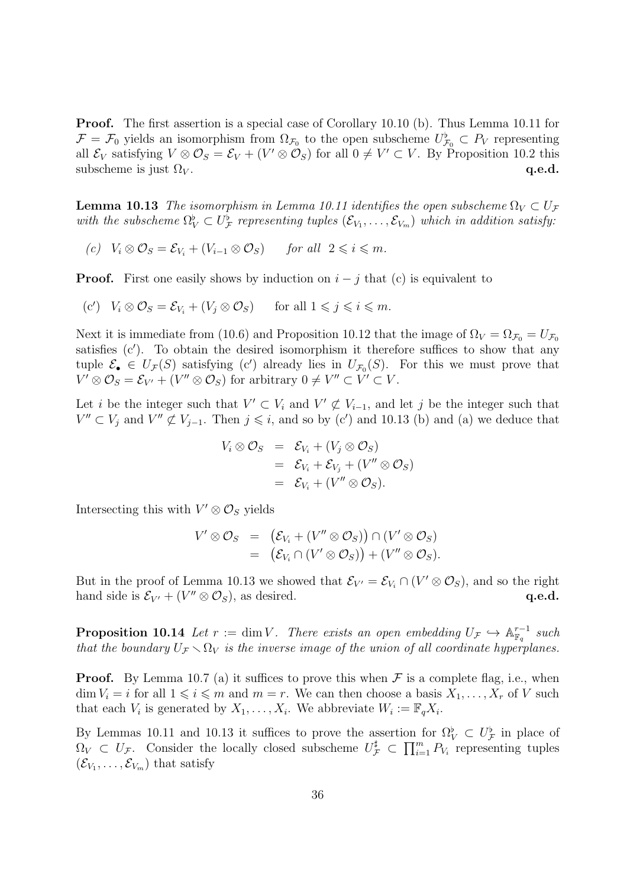**Proof.** The first assertion is a special case of Corollary 10.10 (b). Thus Lemma 10.11 for $\mathcal{F} = \mathcal{F}_0$ yields an isomorphism from $\Omega_{\mathcal{F}_0}$ to the open subscheme $U^\flat_{\mathcal{F}_0} \subset P_V$ representing all $\mathcal{E}_V$ satisfying $V \otimes \mathcal{O}_S = \mathcal{E}_V + (V' \otimes \mathcal{O}_S)$ for all $0 \neq V' \subset V$. By Proposition 10.2 this subscheme is just $\Omega_V$. **q.e.d.**

**Lemma 10.13** *The isomorphism in Lemma 10.11 identifies the open subscheme $\Omega_V \subset U_\mathcal{F}$ with the subscheme $\Omega^\flat_V \subset U^\flat_\mathcal{F}$ representing tuples $(\mathcal{E}_{V_1}, \ldots, \mathcal{E}_{V_m})$ which in addition satisfy:*

(c) $V_i \otimes \mathcal{O}_S = \mathcal{E}_{V_i} + (V_{i-1} \otimes \mathcal{O}_S)$ *for all* $2 \leqslant i \leqslant m$.

**Proof.** First one easily shows by induction on $i-j$ that (c) is equivalent to

(c′) $V_i \otimes \mathcal{O}_S = \mathcal{E}_{V_i} + (V_j \otimes \mathcal{O}_S)$ for all $1 \leqslant j \leqslant i \leqslant m$.

Next it is immediate from (10.6) and Proposition 10.12 that the image of $\Omega_V = \Omega_{\mathcal{F}_0} = U_{\mathcal{F}_0}$ satisfies (c′). To obtain the desired isomorphism it therefore suffices to show that any tuple $\mathcal{E}_\bullet \in U_\mathcal{F}(S)$ satisfying (c′) already lies in $U_{\mathcal{F}_0}(S)$. For this we must prove that $V' \otimes \mathcal{O}_S = \mathcal{E}_{V'} + (V'' \otimes \mathcal{O}_S)$ for arbitrary $0 \neq V'' \subset V' \subset V$.

Let $i$ be the integer such that $V' \subset V_i$ and $V' \not\subset V_{i-1}$, and let $j$ be the integer such that $V'' \subset V_j$ and $V'' \not\subset V_{j-1}$. Then $j \leqslant i$, and so by (c′) and 10.13 (b) and (a) we deduce that

$$\begin{aligned} V_i \otimes \mathcal{O}_S &= \mathcal{E}_{V_i} + (V_j \otimes \mathcal{O}_S) \\ &= \mathcal{E}_{V_i} + \mathcal{E}_{V_j} + (V'' \otimes \mathcal{O}_S) \\ &= \mathcal{E}_{V_i} + (V'' \otimes \mathcal{O}_S). \end{aligned}$$

Intersecting this with $V' \otimes \mathcal{O}_S$ yields

$$\begin{aligned} V' \otimes \mathcal{O}_S &= \big(\mathcal{E}_{V_i} + (V'' \otimes \mathcal{O}_S)\big) \cap (V' \otimes \mathcal{O}_S) \\ &= \big(\mathcal{E}_{V_i} \cap (V' \otimes \mathcal{O}_S)\big) + (V'' \otimes \mathcal{O}_S). \end{aligned}$$

But in the proof of Lemma 10.13 we showed that $\mathcal{E}_{V'} = \mathcal{E}_{V_i} \cap (V' \otimes \mathcal{O}_S)$, and so the right hand side is $\mathcal{E}_{V'} + (V'' \otimes \mathcal{O}_S)$, as desired. **q.e.d.**

**Proposition 10.14** *Let $r := \dim V$. There exists an open embedding $U_\mathcal{F} \hookrightarrow \mathbb{A}^{r-1}_{\mathbb{F}_q}$ such that the boundary $U_\mathcal{F} \smallsetminus \Omega_V$ is the inverse image of the union of all coordinate hyperplanes.*

**Proof.** By Lemma 10.7 (a) it suffices to prove this when $\mathcal{F}$ is a complete flag, i.e., when $\dim V_i = i$ for all $1 \leqslant i \leqslant m$ and $m = r$. We can then choose a basis $X_1, \ldots, X_r$ of $V$ such that each $V_i$ is generated by $X_1, \ldots, X_i$. We abbreviate $W_i := \mathbb{F}_q X_i$.

By Lemmas 10.11 and 10.13 it suffices to prove the assertion for $\Omega^\flat_V \subset U^\flat_\mathcal{F}$ in place of $\Omega_V \subset U_\mathcal{F}$. Consider the locally closed subscheme $U^\sharp_\mathcal{F} \subset \prod_{i=1}^m P_{V_i}$ representing tuples $(\mathcal{E}_{V_1}, \ldots, \mathcal{E}_{V_m})$ that satisfy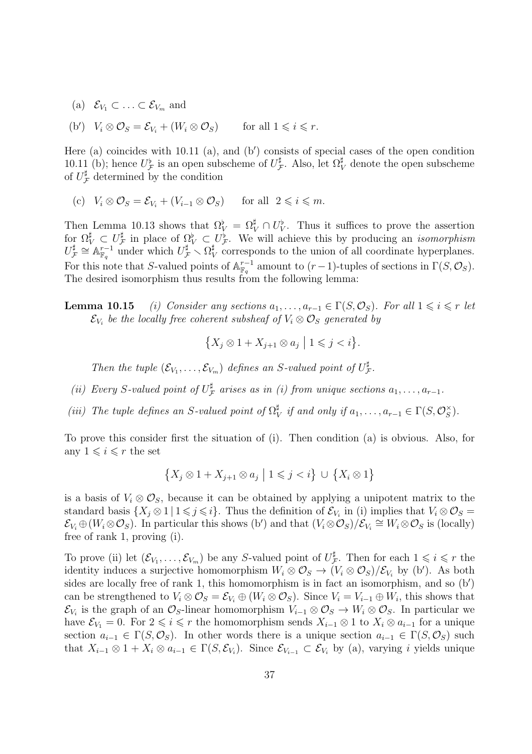(a) $\mathcal{E}_{V_1} \subset \ldots \subset \mathcal{E}_{V_m}$ and

(b′) $V_i \otimes \mathcal{O}_S = \mathcal{E}_{V_i} + (W_i \otimes \mathcal{O}_S)$ for all $1 \leqslant i \leqslant r$.

Here (a) coincides with 10.11 (a), and (b′) consists of special cases of the open condition 10.11 (b); hence $U^\flat_{\mathcal{F}}$ is an open subscheme of $U^\sharp_{\mathcal{F}}$. Also, let $\Omega^\sharp_V$ denote the open subscheme of $U^\sharp_{\mathcal{F}}$ determined by the condition

(c) $V_i \otimes \mathcal{O}_S = \mathcal{E}_{V_i} + (V_{i-1} \otimes \mathcal{O}_S)$ for all $2 \leqslant i \leqslant m$.

Then Lemma 10.13 shows that $\Omega^\flat_V = \Omega^\sharp_V \cap U^\flat_V$. Thus it suffices to prove the assertion for $\Omega^\sharp_V \subset U^\sharp_{\mathcal{F}}$ in place of $\Omega^\flat_V \subset U^\flat_{\mathcal{F}}$. We will achieve this by producing an *isomorphism* $U^\sharp_{\mathcal{F}} \cong \mathbb{A}^{r-1}_{\mathbb{F}_q}$ under which $U^\sharp_{\mathcal{F}} \smallsetminus \Omega^\sharp_V$ corresponds to the union of all coordinate hyperplanes. For this note that $S$-valued points of $\mathbb{A}^{r-1}_{\mathbb{F}_q}$ amount to $(r-1)$-tuples of sections in $\Gamma(S, \mathcal{O}_S)$. The desired isomorphism thus results from the following lemma:

**Lemma 10.15** *(i) Consider any sections $a_1, \ldots, a_{r-1} \in \Gamma(S, \mathcal{O}_S)$. For all $1 \leqslant i \leqslant r$ let $\mathcal{E}_{V_i}$ be the locally free coherent subsheaf of $V_i \otimes \mathcal{O}_S$ generated by*

$$\big\{ X_j \otimes 1 + X_{j+1} \otimes a_j \bigm| 1 \leqslant j < i \big\}.$$

*Then the tuple $(\mathcal{E}_{V_1}, \ldots, \mathcal{E}_{V_m})$ defines an $S$-valued point of $U^\sharp_{\mathcal{F}}$.*

*(ii) Every $S$-valued point of $U^\sharp_{\mathcal{F}}$ arises as in (i) from unique sections $a_1, \ldots, a_{r-1}$.*

*(iii) The tuple defines an $S$-valued point of $\Omega^\sharp_V$ if and only if $a_1, \ldots, a_{r-1} \in \Gamma(S, \mathcal{O}_S^\times)$.*

To prove this consider first the situation of (i). Then condition (a) is obvious. Also, for any $1 \leqslant i \leqslant r$ the set

$$\big\{ X_j \otimes 1 + X_{j+1} \otimes a_j \bigm| 1 \leqslant j < i \big\} \,\cup\, \big\{ X_i \otimes 1 \big\}$$

is a basis of $V_i \otimes \mathcal{O}_S$, because it can be obtained by applying a unipotent matrix to the standard basis $\{X_j \otimes 1 \,|\, 1 \leqslant j \leqslant i\}$. Thus the definition of $\mathcal{E}_{V_i}$ in (i) implies that $V_i \otimes \mathcal{O}_S = \mathcal{E}_{V_i} \oplus (W_i \otimes \mathcal{O}_S)$. In particular this shows (b′) and that $(V_i \otimes \mathcal{O}_S)/\mathcal{E}_{V_i} \cong W_i \otimes \mathcal{O}_S$ is (locally) free of rank 1, proving (i).

To prove (ii) let $(\mathcal{E}_{V_1}, \ldots, \mathcal{E}_{V_m})$ be any $S$-valued point of $U^\sharp_{\mathcal{F}}$. Then for each $1 \leqslant i \leqslant r$ the identity induces a surjective homomorphism $W_i \otimes \mathcal{O}_S \to (V_i \otimes \mathcal{O}_S)/\mathcal{E}_{V_i}$ by (b′). As both sides are locally free of rank 1, this homomorphism is in fact an isomorphism, and so (b′) can be strengthened to $V_i \otimes \mathcal{O}_S = \mathcal{E}_{V_i} \oplus (W_i \otimes \mathcal{O}_S)$. Since $V_i = V_{i-1} \oplus W_i$, this shows that $\mathcal{E}_{V_i}$ is the graph of an $\mathcal{O}_S$-linear homomorphism $V_{i-1} \otimes \mathcal{O}_S \to W_i \otimes \mathcal{O}_S$. In particular we have $\mathcal{E}_{V_1} = 0$. For $2 \leqslant i \leqslant r$ the homomorphism sends $X_{i-1} \otimes 1$ to $X_i \otimes a_{i-1}$ for a unique section $a_{i-1} \in \Gamma(S, \mathcal{O}_S)$. In other words there is a unique section $a_{i-1} \in \Gamma(S, \mathcal{O}_S)$ such that $X_{i-1} \otimes 1 + X_i \otimes a_{i-1} \in \Gamma(S, \mathcal{E}_{V_i})$. Since $\mathcal{E}_{V_{i-1}} \subset \mathcal{E}_{V_i}$ by (a), varying $i$ yields unique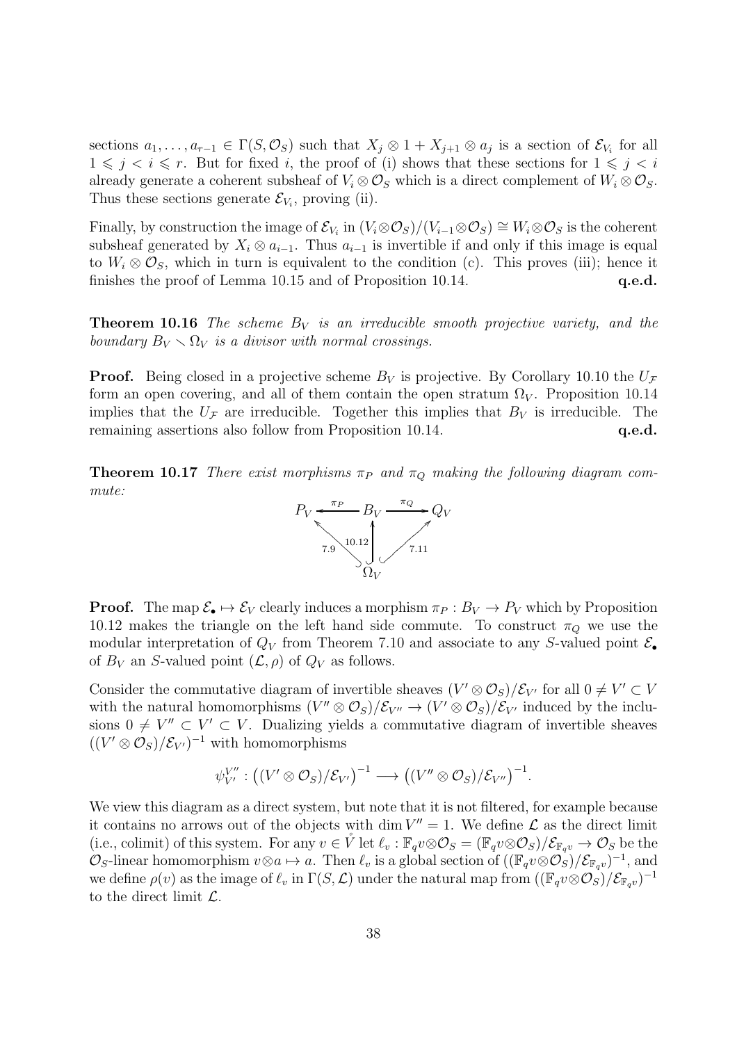sections $a_1, \ldots, a_{r-1} \in \Gamma(S, \mathcal{O}_S)$ such that $X_j \otimes 1 + X_{j+1} \otimes a_j$ is a section of $\mathcal{E}_{V_i}$ for all $1 \leqslant j < i \leqslant r$. But for fixed $i$, the proof of (i) shows that these sections for $1 \leqslant j < i$ already generate a coherent subsheaf of $V_i \otimes \mathcal{O}_S$ which is a direct complement of $W_i \otimes \mathcal{O}_S$. Thus these sections generate $\mathcal{E}_{V_i}$, proving (ii).

Finally, by construction the image of $\mathcal{E}_{V_i}$ in $(V_i \otimes \mathcal{O}_S)/(V_{i-1} \otimes \mathcal{O}_S) \cong W_i \otimes \mathcal{O}_S$ is the coherent subsheaf generated by $X_i \otimes a_{i-1}$. Thus $a_{i-1}$ is invertible if and only if this image is equal to $W_i \otimes \mathcal{O}_S$, which in turn is equivalent to the condition (c). This proves (iii); hence it finishes the proof of Lemma 10.15 and of Proposition 10.14. **q.e.d.**

**Theorem 10.16** *The scheme $B_V$ is an irreducible smooth projective variety, and the boundary $B_V \smallsetminus \Omega_V$ is a divisor with normal crossings.*

**Proof.** Being closed in a projective scheme $B_V$ is projective. By Corollary 10.10 the $U_{\mathcal{F}}$ form an open covering, and all of them contain the open stratum $\Omega_V$. Proposition 10.14 implies that the $U_{\mathcal{F}}$ are irreducible. Together this implies that $B_V$ is irreducible. The remaining assertions also follow from Proposition 10.14. **q.e.d.**

**Theorem 10.17** *There exist morphisms $\pi_P$ and $\pi_Q$ making the following diagram commute:*

$$\begin{array}{ccccc} P_V & \xleftarrow{\pi_P} & B_V & \xrightarrow{\pi_Q} & Q_V \\ & {\scriptstyle 7.9}\nwarrow & \uparrow{\scriptstyle 10.12} & \nearrow{\scriptstyle 7.11} & \\ & & \Omega_V & & \end{array}$$

**Proof.** The map $\mathcal{E}_\bullet \mapsto \mathcal{E}_V$ clearly induces a morphism $\pi_P : B_V \to P_V$ which by Proposition 10.12 makes the triangle on the left hand side commute. To construct $\pi_Q$ we use the modular interpretation of $Q_V$ from Theorem 7.10 and associate to any $S$-valued point $\mathcal{E}_\bullet$ of $B_V$ an $S$-valued point $(\mathcal{L}, \rho)$ of $Q_V$ as follows.

Consider the commutative diagram of invertible sheaves $(V' \otimes \mathcal{O}_S)/\mathcal{E}_{V'}$ for all $0 \neq V' \subset V$ with the natural homomorphisms $(V'' \otimes \mathcal{O}_S)/\mathcal{E}_{V''} \to (V' \otimes \mathcal{O}_S)/\mathcal{E}_{V'}$ induced by the inclusions $0 \neq V'' \subset V' \subset V$. Dualizing yields a commutative diagram of invertible sheaves $((V' \otimes \mathcal{O}_S)/\mathcal{E}_{V'})^{-1}$ with homomorphisms

$$\psi_{V'}^{V''} : \big((V' \otimes \mathcal{O}_S)/\mathcal{E}_{V'}\big)^{-1} \longrightarrow \big((V'' \otimes \mathcal{O}_S)/\mathcal{E}_{V''}\big)^{-1}.$$

We view this diagram as a direct system, but note that it is not filtered, for example because it contains no arrows out of the objects with $\dim V'' = 1$. We define $\mathcal{L}$ as the direct limit (i.e., colimit) of this system. For any $v \in \mathring{V}$ let $\ell_v : \mathbb{F}_q v \otimes \mathcal{O}_S = (\mathbb{F}_q v \otimes \mathcal{O}_S)/\mathcal{E}_{\mathbb{F}_q v} \to \mathcal{O}_S$ be the $\mathcal{O}_S$-linear homomorphism $v \otimes a \mapsto a$. Then $\ell_v$ is a global section of $((\mathbb{F}_q v \otimes \mathcal{O}_S)/\mathcal{E}_{\mathbb{F}_q v})^{-1}$, and we define $\rho(v)$ as the image of $\ell_v$ in $\Gamma(S, \mathcal{L})$ under the natural map from $((\mathbb{F}_q v \otimes \mathcal{O}_S)/\mathcal{E}_{\mathbb{F}_q v})^{-1}$ to the direct limit $\mathcal{L}$.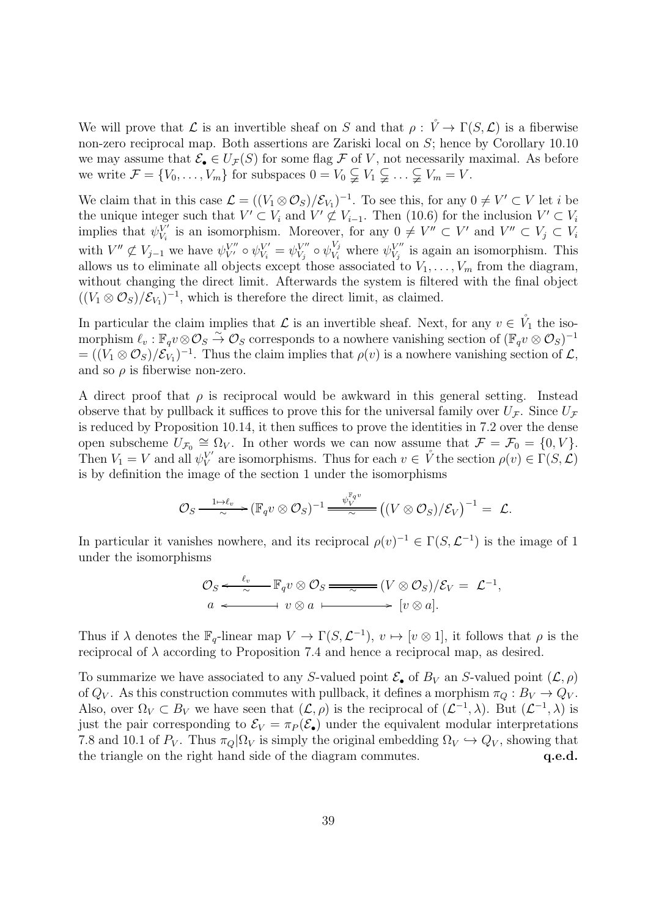We will prove that $\mathcal{L}$ is an invertible sheaf on $S$ and that $\rho : \mathring{V} \to \Gamma(S, \mathcal{L})$ is a fiberwise non-zero reciprocal map. Both assertions are Zariski local on $S$; hence by Corollary 10.10 we may assume that $\mathcal{E}_\bullet \in U_\mathcal{F}(S)$ for some flag $\mathcal{F}$ of $V$, not necessarily maximal. As before we write $\mathcal{F} = \{V_0, \ldots, V_m\}$ for subspaces $0 = V_0 \subsetneqq V_1 \subsetneqq \ldots \subsetneqq V_m = V$.

We claim that in this case $\mathcal{L} = ((V_1 \otimes \mathcal{O}_S)/\mathcal{E}_{V_1})^{-1}$. To see this, for any $0 \neq V' \subset V$ let $i$ be the unique integer such that $V' \subset V_i$ and $V' \not\subset V_{i-1}$. Then (10.6) for the inclusion $V' \subset V_i$ implies that $\psi_{V_i}^{V'}$ is an isomorphism. Moreover, for any $0 \neq V'' \subset V'$ and $V'' \subset V_j \subset V_i$ with $V'' \not\subset V_{j-1}$ we have $\psi_{V'}^{V''} \circ \psi_{V_i}^{V'} = \psi_{V_j}^{V''} \circ \psi_{V_i}^{V_j}$ where $\psi_{V_j}^{V''}$ is again an isomorphism. This allows us to eliminate all objects except those associated to $V_1, \ldots, V_m$ from the diagram, without changing the direct limit. Afterwards the system is filtered with the final object $((V_1 \otimes \mathcal{O}_S)/\mathcal{E}_{V_1})^{-1}$, which is therefore the direct limit, as claimed.

In particular the claim implies that $\mathcal{L}$ is an invertible sheaf. Next, for any $v \in \mathring{V}_1$ the isomorphism $\ell_v : \mathbb{F}_q v \otimes \mathcal{O}_S \overset{\sim}{\to} \mathcal{O}_S$ corresponds to a nowhere vanishing section of $(\mathbb{F}_q v \otimes \mathcal{O}_S)^{-1} = ((V_1 \otimes \mathcal{O}_S)/\mathcal{E}_{V_1})^{-1}$. Thus the claim implies that $\rho(v)$ is a nowhere vanishing section of $\mathcal{L}$, and so $\rho$ is fiberwise non-zero.

A direct proof that $\rho$ is reciprocal would be awkward in this general setting. Instead observe that by pullback it suffices to prove this for the universal family over $U_\mathcal{F}$. Since $U_\mathcal{F}$ is reduced by Proposition 10.14, it then suffices to prove the identities in 7.2 over the dense open subscheme $U_{\mathcal{F}_0} \cong \Omega_V$. In other words we can now assume that $\mathcal{F} = \mathcal{F}_0 = \{0, V\}$. Then $V_1 = V$ and all $\psi_V^{V'}$ are isomorphisms. Thus for each $v \in \mathring{V}$ the section $\rho(v) \in \Gamma(S, \mathcal{L})$ is by definition the image of the section 1 under the isomorphisms

$$\mathcal{O}_S \xrightarrow[\sim]{1 \mapsto \ell_v} (\mathbb{F}_q v \otimes \mathcal{O}_S)^{-1} \xrightarrow[\sim]{\psi_V^{\mathbb{F}_q v}} \big((V \otimes \mathcal{O}_S)/\mathcal{E}_V\big)^{-1} = \mathcal{L}.$$

In particular it vanishes nowhere, and its reciprocal $\rho(v)^{-1} \in \Gamma(S, \mathcal{L}^{-1})$ is the image of 1 under the isomorphisms

$$\begin{array}{ccccc} \mathcal{O}_S & \xleftarrow[\sim]{\ell_v} & \mathbb{F}_q v \otimes \mathcal{O}_S & \xrightarrow{\sim} & (V \otimes \mathcal{O}_S)/\mathcal{E}_V = \mathcal{L}^{-1}, \\ a & \longleftarrow & v \otimes a & \longmapsto & [v \otimes a]. \end{array}$$

Thus if $\lambda$ denotes the $\mathbb{F}_q$-linear map $V \to \Gamma(S, \mathcal{L}^{-1})$, $v \mapsto [v \otimes 1]$, it follows that $\rho$ is the reciprocal of $\lambda$ according to Proposition 7.4 and hence a reciprocal map, as desired.

To summarize we have associated to any $S$-valued point $\mathcal{E}_\bullet$ of $B_V$ an $S$-valued point $(\mathcal{L}, \rho)$ of $Q_V$. As this construction commutes with pullback, it defines a morphism $\pi_Q : B_V \to Q_V$. Also, over $\Omega_V \subset B_V$ we have seen that $(\mathcal{L}, \rho)$ is the reciprocal of $(\mathcal{L}^{-1}, \lambda)$. But $(\mathcal{L}^{-1}, \lambda)$ is just the pair corresponding to $\mathcal{E}_V = \pi_P(\mathcal{E}_\bullet)$ under the equivalent modular interpretations 7.8 and 10.1 of $P_V$. Thus $\pi_Q|\Omega_V$ is simply the original embedding $\Omega_V \hookrightarrow Q_V$, showing that the triangle on the right hand side of the diagram commutes. **q.e.d.**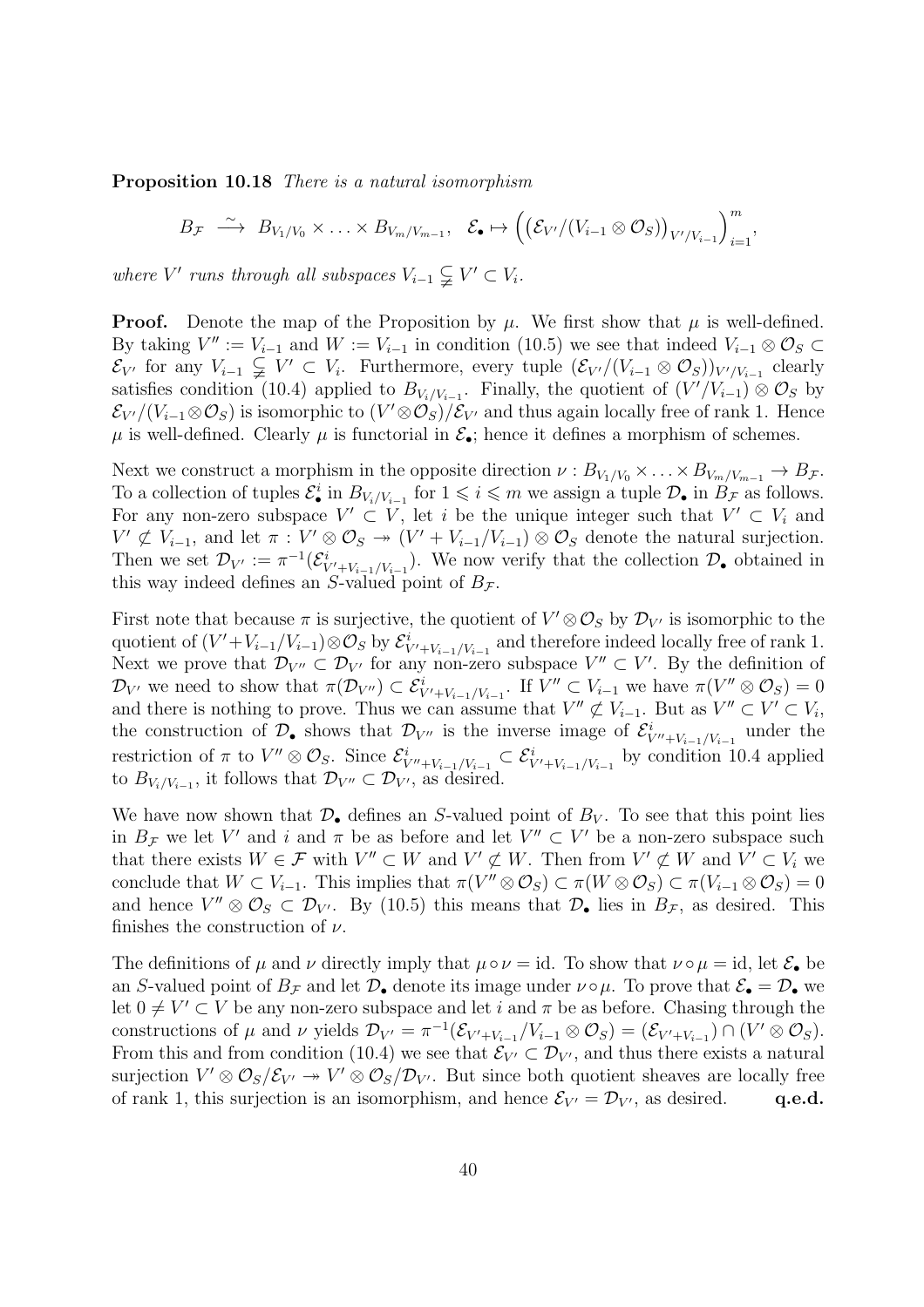**Proposition 10.18** *There is a natural isomorphism*

$$B_{\mathcal{F}} \xrightarrow{\ \sim\ } B_{V_1/V_0} \times \ldots \times B_{V_m/V_{m-1}}, \quad \mathcal{E}_\bullet \mapsto \Big( \big( \mathcal{E}_{V'}/(V_{i-1} \otimes \mathcal{O}_S) \big)_{V'/V_{i-1}} \Big)_{i=1}^m,$$

*where $V'$ runs through all subspaces $V_{i-1} \subsetneqq V' \subset V_i$.*

**Proof.** Denote the map of the Proposition by $\mu$. We first show that $\mu$ is well-defined. By taking $V'' := V_{i-1}$ and $W := V_{i-1}$ in condition (10.5) we see that indeed $V_{i-1} \otimes \mathcal{O}_S \subset \mathcal{E}_{V'}$ for any $V_{i-1} \subsetneqq V' \subset V_i$. Furthermore, every tuple $(\mathcal{E}_{V'}/(V_{i-1} \otimes \mathcal{O}_S))_{V'/V_{i-1}}$ clearly satisfies condition (10.4) applied to $B_{V_i/V_{i-1}}$. Finally, the quotient of $(V'/V_{i-1}) \otimes \mathcal{O}_S$ by $\mathcal{E}_{V'}/(V_{i-1} \otimes \mathcal{O}_S)$ is isomorphic to $(V' \otimes \mathcal{O}_S)/\mathcal{E}_{V'}$ and thus again locally free of rank 1. Hence $\mu$ is well-defined. Clearly $\mu$ is functorial in $\mathcal{E}_\bullet$; hence it defines a morphism of schemes.

Next we construct a morphism in the opposite direction $\nu : B_{V_1/V_0} \times \ldots \times B_{V_m/V_{m-1}} \to B_{\mathcal{F}}$. To a collection of tuples $\mathcal{E}^i_\bullet$ in $B_{V_i/V_{i-1}}$ for $1 \leqslant i \leqslant m$ we assign a tuple $\mathcal{D}_\bullet$ in $B_{\mathcal{F}}$ as follows. For any non-zero subspace $V' \subset V$, let $i$ be the unique integer such that $V' \subset V_i$ and $V' \not\subset V_{i-1}$, and let $\pi : V' \otimes \mathcal{O}_S \twoheadrightarrow (V' + V_{i-1}/V_{i-1}) \otimes \mathcal{O}_S$ denote the natural surjection. Then we set $\mathcal{D}_{V'} := \pi^{-1}(\mathcal{E}^i_{V'+V_{i-1}/V_{i-1}})$. We now verify that the collection $\mathcal{D}_\bullet$ obtained in this way indeed defines an $S$-valued point of $B_{\mathcal{F}}$.

First note that because $\pi$ is surjective, the quotient of $V' \otimes \mathcal{O}_S$ by $\mathcal{D}_{V'}$ is isomorphic to the quotient of $(V' + V_{i-1}/V_{i-1}) \otimes \mathcal{O}_S$ by $\mathcal{E}^i_{V'+V_{i-1}/V_{i-1}}$ and therefore indeed locally free of rank 1. Next we prove that $\mathcal{D}_{V''} \subset \mathcal{D}_{V'}$ for any non-zero subspace $V'' \subset V'$. By the definition of $\mathcal{D}_{V'}$ we need to show that $\pi(\mathcal{D}_{V''}) \subset \mathcal{E}^i_{V'+V_{i-1}/V_{i-1}}$. If $V'' \subset V_{i-1}$ we have $\pi(V'' \otimes \mathcal{O}_S) = 0$ and there is nothing to prove. Thus we can assume that $V'' \not\subset V_{i-1}$. But as $V'' \subset V' \subset V_i$, the construction of $\mathcal{D}_\bullet$ shows that $\mathcal{D}_{V''}$ is the inverse image of $\mathcal{E}^i_{V''+V_{i-1}/V_{i-1}}$ under the restriction of $\pi$ to $V'' \otimes \mathcal{O}_S$. Since $\mathcal{E}^i_{V''+V_{i-1}/V_{i-1}} \subset \mathcal{E}^i_{V'+V_{i-1}/V_{i-1}}$ by condition 10.4 applied to $B_{V_i/V_{i-1}}$, it follows that $\mathcal{D}_{V''} \subset \mathcal{D}_{V'}$, as desired.

We have now shown that $\mathcal{D}_\bullet$ defines an $S$-valued point of $B_V$. To see that this point lies in $B_{\mathcal{F}}$ we let $V'$ and $i$ and $\pi$ be as before and let $V'' \subset V'$ be a non-zero subspace such that there exists $W \in \mathcal{F}$ with $V'' \subset W$ and $V' \not\subset W$. Then from $V' \not\subset W$ and $V' \subset V_i$ we conclude that $W \subset V_{i-1}$. This implies that $\pi(V'' \otimes \mathcal{O}_S) \subset \pi(W \otimes \mathcal{O}_S) \subset \pi(V_{i-1} \otimes \mathcal{O}_S) = 0$ and hence $V'' \otimes \mathcal{O}_S \subset \mathcal{D}_{V'}$. By (10.5) this means that $\mathcal{D}_\bullet$ lies in $B_{\mathcal{F}}$, as desired. This finishes the construction of $\nu$.

The definitions of $\mu$ and $\nu$ directly imply that $\mu \circ \nu = \mathrm{id}$. To show that $\nu \circ \mu = \mathrm{id}$, let $\mathcal{E}_\bullet$ be an $S$-valued point of $B_{\mathcal{F}}$ and let $\mathcal{D}_\bullet$ denote its image under $\nu \circ \mu$. To prove that $\mathcal{E}_\bullet = \mathcal{D}_\bullet$ we let $0 \neq V' \subset V$ be any non-zero subspace and let $i$ and $\pi$ be as before. Chasing through the constructions of $\mu$ and $\nu$ yields $\mathcal{D}_{V'} = \pi^{-1}(\mathcal{E}_{V'+V_{i-1}}/V_{i-1} \otimes \mathcal{O}_S) = (\mathcal{E}_{V'+V_{i-1}}) \cap (V' \otimes \mathcal{O}_S)$. From this and from condition (10.4) we see that $\mathcal{E}_{V'} \subset \mathcal{D}_{V'}$, and thus there exists a natural surjection $V' \otimes \mathcal{O}_S/\mathcal{E}_{V'} \twoheadrightarrow V' \otimes \mathcal{O}_S/\mathcal{D}_{V'}$. But since both quotient sheaves are locally free of rank 1, this surjection is an isomorphism, and hence $\mathcal{E}_{V'} = \mathcal{D}_{V'}$, as desired. **q.e.d.**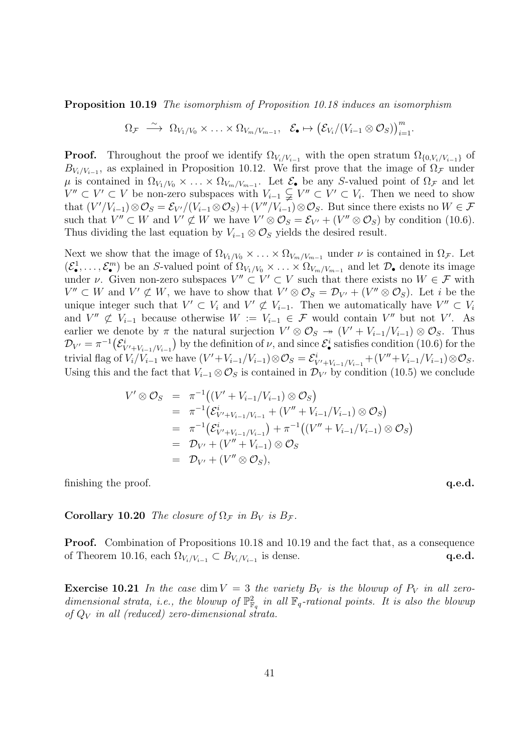**Proposition 10.19** *The isomorphism of Proposition 10.18 induces an isomorphism*

$$\Omega_{\mathcal{F}} \xrightarrow{\ \sim\ } \Omega_{V_1/V_0} \times \ldots \times \Omega_{V_m/V_{m-1}}, \quad \mathcal{E}_\bullet \mapsto \big(\mathcal{E}_{V_i}/(V_{i-1} \otimes \mathcal{O}_S)\big)_{i=1}^m.$$

**Proof.** Throughout the proof we identify $\Omega_{V_i/V_{i-1}}$ with the open stratum $\Omega_{\{0,V_i/V_{i-1}\}}$ of $B_{V_i/V_{i-1}}$, as explained in Proposition 10.12. We first prove that the image of $\Omega_{\mathcal{F}}$ under $\mu$ is contained in $\Omega_{V_1/V_0} \times \ldots \times \Omega_{V_m/V_{m-1}}$. Let $\mathcal{E}_\bullet$ be any $S$-valued point of $\Omega_{\mathcal{F}}$ and let $V'' \subset V' \subset V$ be non-zero subspaces with $V_{i-1} \subsetneqq V'' \subset V' \subset V_i$. Then we need to show that $(V'/V_{i-1}) \otimes \mathcal{O}_S = \mathcal{E}_{V'}/(V_{i-1} \otimes \mathcal{O}_S) + (V''/V_{i-1}) \otimes \mathcal{O}_S$. But since there exists no $W \in \mathcal{F}$ such that $V'' \subset W$ and $V' \not\subset W$ we have $V' \otimes \mathcal{O}_S = \mathcal{E}_{V'} + (V'' \otimes \mathcal{O}_S)$ by condition (10.6). Thus dividing the last equation by $V_{i-1} \otimes \mathcal{O}_S$ yields the desired result.

Next we show that the image of $\Omega_{V_1/V_0} \times \ldots \times \Omega_{V_m/V_{m-1}}$ under $\nu$ is contained in $\Omega_{\mathcal{F}}$. Let $(\mathcal{E}^1_\bullet, \ldots, \mathcal{E}^m_\bullet)$ be an $S$-valued point of $\Omega_{V_1/V_0} \times \ldots \times \Omega_{V_m/V_{m-1}}$ and let $\mathcal{D}_\bullet$ denote its image under $\nu$. Given non-zero subspaces $V'' \subset V' \subset V$ such that there exists no $W \in \mathcal{F}$ with $V'' \subset W$ and $V' \not\subset W$, we have to show that $V' \otimes \mathcal{O}_S = \mathcal{D}_{V'} + (V'' \otimes \mathcal{O}_S)$. Let $i$ be the unique integer such that $V' \subset V_i$ and $V' \not\subset V_{i-1}$. Then we automatically have $V'' \subset V_i$ and $V'' \not\subset V_{i-1}$ because otherwise $W := V_{i-1} \in \mathcal{F}$ would contain $V''$ but not $V'$. As earlier we denote by $\pi$ the natural surjection $V' \otimes \mathcal{O}_S \twoheadrightarrow (V' + V_{i-1}/V_{i-1}) \otimes \mathcal{O}_S$. Thus $\mathcal{D}_{V'} = \pi^{-1}\big(\mathcal{E}^i_{V'+V_{i-1}/V_{i-1}}\big)$ by the definition of $\nu$, and since $\mathcal{E}^i_\bullet$ satisfies condition (10.6) for the trivial flag of $V_i/V_{i-1}$ we have $(V'+V_{i-1}/V_{i-1}) \otimes \mathcal{O}_S = \mathcal{E}^i_{V'+V_{i-1}/V_{i-1}} + (V''+V_{i-1}/V_{i-1}) \otimes \mathcal{O}_S$. Using this and the fact that $V_{i-1} \otimes \mathcal{O}_S$ is contained in $\mathcal{D}_{V'}$ by condition (10.5) we conclude

$$\begin{aligned}
V' \otimes \mathcal{O}_S &= \pi^{-1}\big((V' + V_{i-1}/V_{i-1}) \otimes \mathcal{O}_S\big) \\
&= \pi^{-1}\big(\mathcal{E}^i_{V'+V_{i-1}/V_{i-1}} + (V'' + V_{i-1}/V_{i-1}) \otimes \mathcal{O}_S\big) \\
&= \pi^{-1}\big(\mathcal{E}^i_{V'+V_{i-1}/V_{i-1}}\big) + \pi^{-1}\big((V'' + V_{i-1}/V_{i-1}) \otimes \mathcal{O}_S\big) \\
&= \mathcal{D}_{V'} + (V'' + V_{i-1}) \otimes \mathcal{O}_S \\
&= \mathcal{D}_{V'} + (V'' \otimes \mathcal{O}_S),
\end{aligned}$$

finishing the proof. **q.e.d.**

**Corollary 10.20** *The closure of $\Omega_{\mathcal{F}}$ in $B_V$ is $B_{\mathcal{F}}$.*

**Proof.** Combination of Propositions 10.18 and 10.19 and the fact that, as a consequence of Theorem 10.16, each $\Omega_{V_i/V_{i-1}} \subset B_{V_i/V_{i-1}}$ is dense. **q.e.d.**

**Exercise 10.21** *In the case $\dim V = 3$ the variety $B_V$ is the blowup of $P_V$ in all zero-dimensional strata, i.e., the blowup of $\mathbb{P}^2_{\mathbb{F}_q}$ in all $\mathbb{F}_q$-rational points. It is also the blowup of $Q_V$ in all (reduced) zero-dimensional strata.*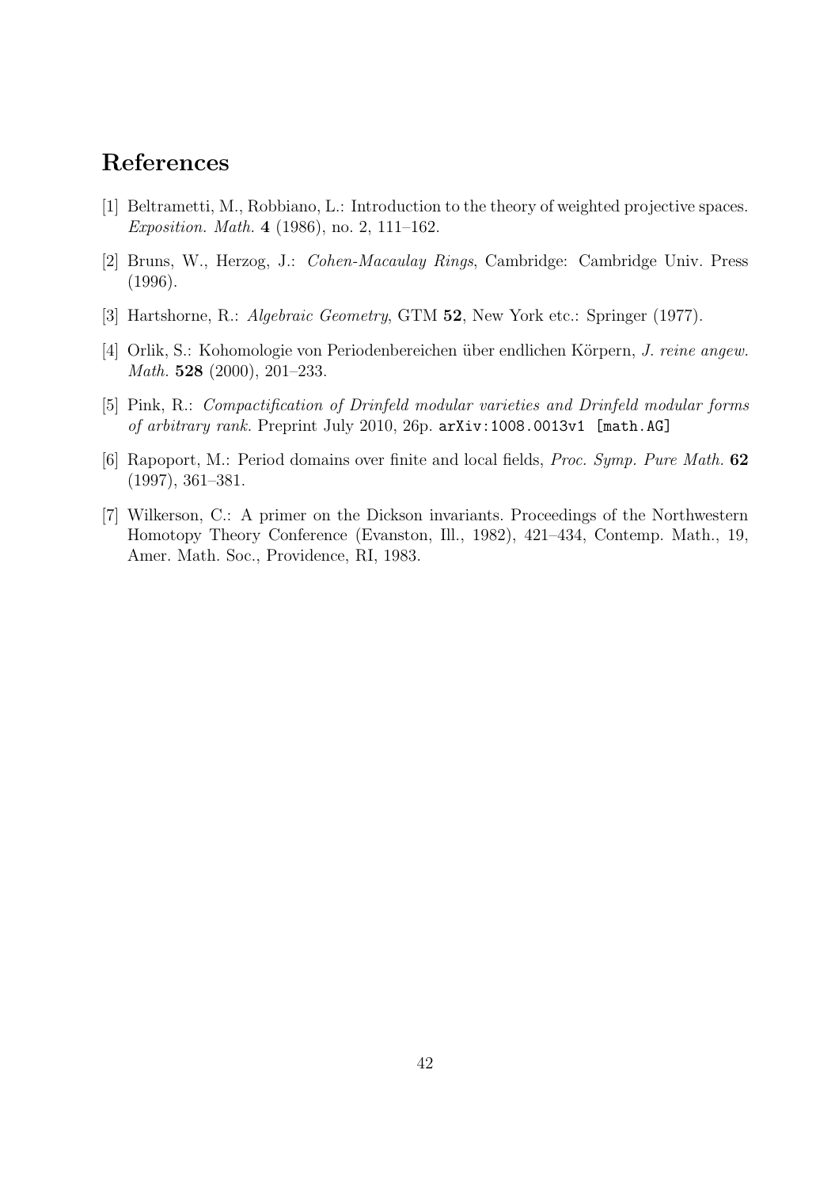## References

[1] Beltrametti, M., Robbiano, L.: Introduction to the theory of weighted projective spaces. *Exposition. Math.* **4** (1986), no. 2, 111–162.

[2] Bruns, W., Herzog, J.: *Cohen-Macaulay Rings*, Cambridge: Cambridge Univ. Press (1996).

[3] Hartshorne, R.: *Algebraic Geometry*, GTM **52**, New York etc.: Springer (1977).

[4] Orlik, S.: Kohomologie von Periodenbereichen über endlichen Körpern, *J. reine angew. Math.* **528** (2000), 201–233.

[5] Pink, R.: *Compactification of Drinfeld modular varieties and Drinfeld modular forms of arbitrary rank.* Preprint July 2010, 26p. `arXiv:1008.0013v1 [math.AG]`

[6] Rapoport, M.: Period domains over finite and local fields, *Proc. Symp. Pure Math.* **62** (1997), 361–381.

[7] Wilkerson, C.: A primer on the Dickson invariants. Proceedings of the Northwestern Homotopy Theory Conference (Evanston, Ill., 1982), 421–434, Contemp. Math., 19, Amer. Math. Soc., Providence, RI, 1983.